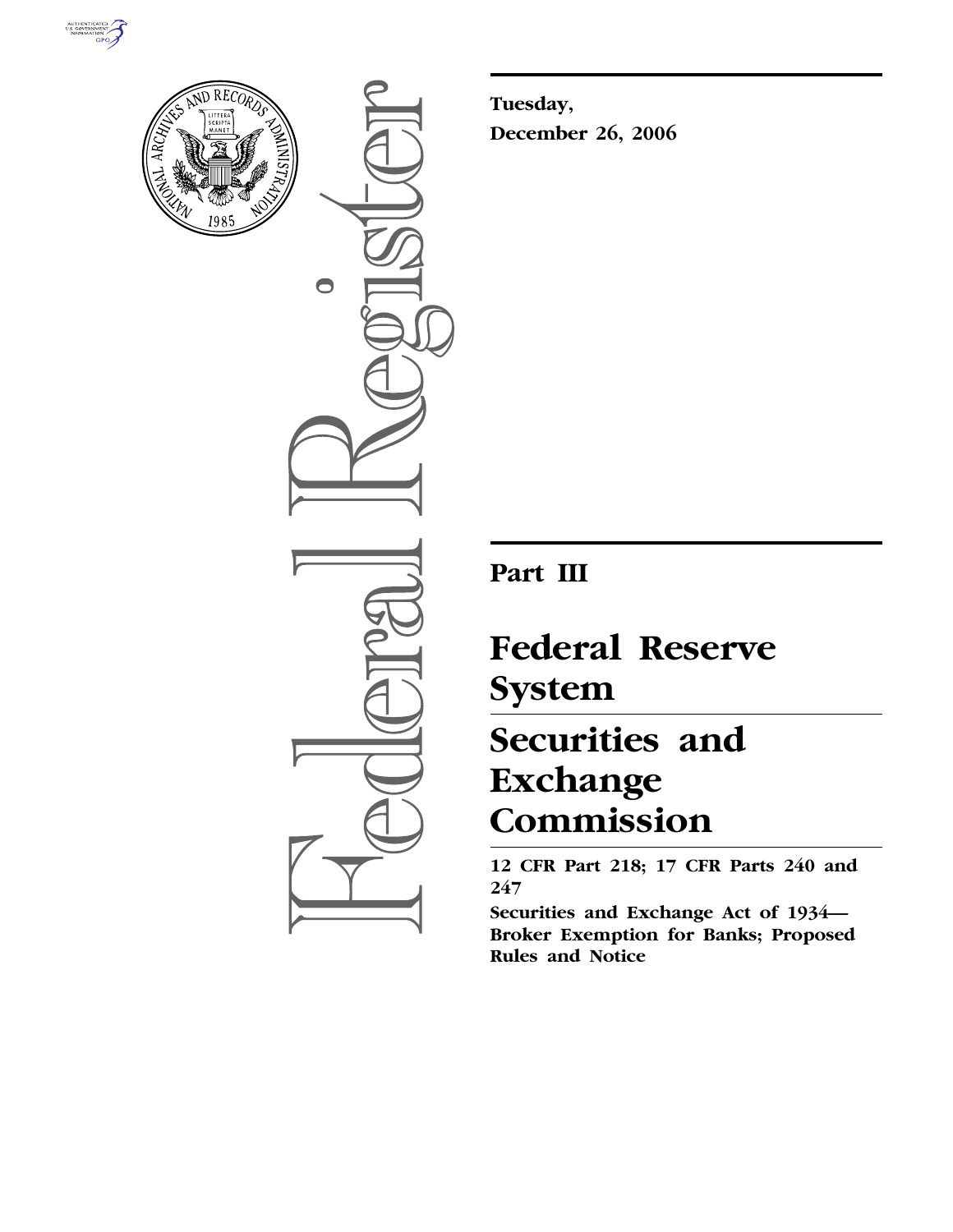**Tuesday,**
**December 26, 2006**

# Part III

# Federal Reserve System

# Securities and Exchange Commission

**12 CFR Part 218; 17 CFR Parts 240 and 247**

**Securities and Exchange Act of 1934—Broker Exemption for Banks; Proposed Rules and Notice**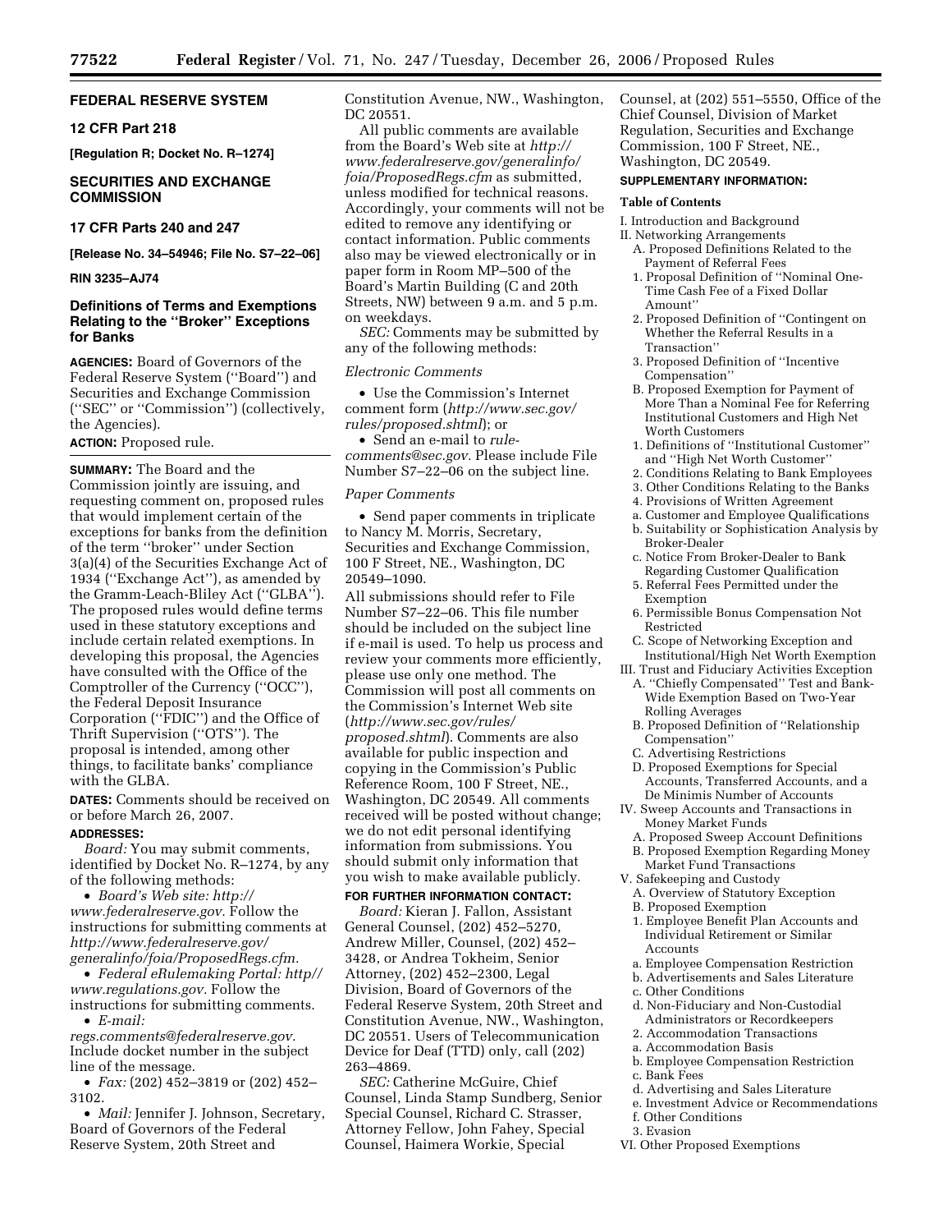# FEDERAL RESERVE SYSTEM

## 12 CFR Part 218

**[Regulation R; Docket No. R–1274]**

# SECURITIES AND EXCHANGE COMMISSION

## 17 CFR Parts 240 and 247

**[Release No. 34–54946; File No. S7–22–06]**

**RIN 3235–AJ74**

## Definitions of Terms and Exemptions Relating to the ''Broker'' Exceptions for Banks

**AGENCIES:** Board of Governors of the Federal Reserve System (''Board'') and Securities and Exchange Commission (''SEC'' or ''Commission'') (collectively, the Agencies).

**ACTION:** Proposed rule.

**SUMMARY:** The Board and the Commission jointly are issuing, and requesting comment on, proposed rules that would implement certain of the exceptions for banks from the definition of the term ''broker'' under Section 3(a)(4) of the Securities Exchange Act of 1934 (''Exchange Act''), as amended by the Gramm-Leach-Bliley Act (''GLBA''). The proposed rules would define terms used in these statutory exceptions and include certain related exemptions. In developing this proposal, the Agencies have consulted with the Office of the Comptroller of the Currency (''OCC''), the Federal Deposit Insurance Corporation (''FDIC'') and the Office of Thrift Supervision (''OTS''). The proposal is intended, among other things, to facilitate banks' compliance with the GLBA.

**DATES:** Comments should be received on or before March 26, 2007.

**ADDRESSES:**

*Board:* You may submit comments, identified by Docket No. R–1274, by any of the following methods:

- *Board's Web site: http://www.federalreserve.gov.* Follow the instructions for submitting comments at *http://www.federalreserve.gov/generalinfo/foia/ProposedRegs.cfm.*
- *Federal eRulemaking Portal: http://www.regulations.gov.* Follow the instructions for submitting comments.
- *E-mail: regs.comments@federalreserve.gov.* Include docket number in the subject line of the message.
- *Fax:* (202) 452–3819 or (202) 452–3102.
- *Mail:* Jennifer J. Johnson, Secretary, Board of Governors of the Federal Reserve System, 20th Street and Constitution Avenue, NW., Washington, DC 20551.

All public comments are available from the Board's Web site at *http://www.federalreserve.gov/generalinfo/foia/ProposedRegs.cfm* as submitted, unless modified for technical reasons. Accordingly, your comments will not be edited to remove any identifying or contact information. Public comments also may be viewed electronically or in paper form in Room MP–500 of the Board's Martin Building (C and 20th Streets, NW) between 9 a.m. and 5 p.m. on weekdays.

*SEC:* Comments may be submitted by any of the following methods:

*Electronic Comments*

- Use the Commission's Internet comment form (*http://www.sec.gov/rules/proposed.shtml*); or
- Send an e-mail to *rule-comments@sec.gov.* Please include File Number S7–22–06 on the subject line.

*Paper Comments*

- Send paper comments in triplicate to Nancy M. Morris, Secretary, Securities and Exchange Commission, 100 F Street, NE., Washington, DC 20549–1090.

All submissions should refer to File Number S7–22–06. This file number should be included on the subject line if e-mail is used. To help us process and review your comments more efficiently, please use only one method. The Commission will post all comments on the Commission's Internet Web site (*http://www.sec.gov/rules/proposed.shtml*). Comments are also available for public inspection and copying in the Commission's Public Reference Room, 100 F Street, NE., Washington, DC 20549. All comments received will be posted without change; we do not edit personal identifying information from submissions. You should submit only information that you wish to make available publicly.

**FOR FURTHER INFORMATION CONTACT:**

*Board:* Kieran J. Fallon, Assistant General Counsel, (202) 452–5270, Andrew Miller, Counsel, (202) 452–3428, or Andrea Tokheim, Senior Attorney, (202) 452–2300, Legal Division, Board of Governors of the Federal Reserve System, 20th Street and Constitution Avenue, NW., Washington, DC 20551. Users of Telecommunication Device for Deaf (TTD) only, call (202) 263–4869.

*SEC:* Catherine McGuire, Chief Counsel, Linda Stamp Sundberg, Senior Special Counsel, Richard C. Strasser, Attorney Fellow, John Fahey, Special Counsel, Haimera Workie, Special Counsel, at (202) 551–5550, Office of the Chief Counsel, Division of Market Regulation, Securities and Exchange Commission, 100 F Street, NE., Washington, DC 20549.

**SUPPLEMENTARY INFORMATION:**

**Table of Contents**

I. Introduction and Background
II. Networking Arrangements
  A. Proposed Definitions Related to the Payment of Referral Fees
    1. Proposal Definition of ''Nominal One-Time Cash Fee of a Fixed Dollar Amount''
    2. Proposed Definition of ''Contingent on Whether the Referral Results in a Transaction''
    3. Proposed Definition of ''Incentive Compensation''
  B. Proposed Exemption for Payment of More Than a Nominal Fee for Referring Institutional Customers and High Net Worth Customers
    1. Definitions of ''Institutional Customer'' and ''High Net Worth Customer''
    2. Conditions Relating to Bank Employees
    3. Other Conditions Relating to the Banks
    4. Provisions of Written Agreement
      a. Customer and Employee Qualifications
      b. Suitability or Sophistication Analysis by Broker-Dealer
      c. Notice From Broker-Dealer to Bank Regarding Customer Qualification
    5. Referral Fees Permitted under the Exemption
    6. Permissible Bonus Compensation Not Restricted
  C. Scope of Networking Exception and Institutional/High Net Worth Exemption
III. Trust and Fiduciary Activities Exception
  A. ''Chiefly Compensated'' Test and Bank-Wide Exemption Based on Two-Year Rolling Averages
  B. Proposed Definition of ''Relationship Compensation''
  C. Advertising Restrictions
  D. Proposed Exemptions for Special Accounts, Transferred Accounts, and a De Minimis Number of Accounts
IV. Sweep Accounts and Transactions in Money Market Funds
  A. Proposed Sweep Account Definitions
  B. Proposed Exemption Regarding Money Market Fund Transactions
V. Safekeeping and Custody
  A. Overview of Statutory Exception
  B. Proposed Exemption
    1. Employee Benefit Plan Accounts and Individual Retirement or Similar Accounts
      a. Employee Compensation Restriction
      b. Advertisements and Sales Literature
      c. Other Conditions
      d. Non-Fiduciary and Non-Custodial Administrators or Recordkeepers
    2. Accommodation Transactions
      a. Accommodation Basis
      b. Employee Compensation Restriction
      c. Bank Fees
      d. Advertising and Sales Literature
      e. Investment Advice or Recommendations
      f. Other Conditions
    3. Evasion
VI. Other Proposed Exemptions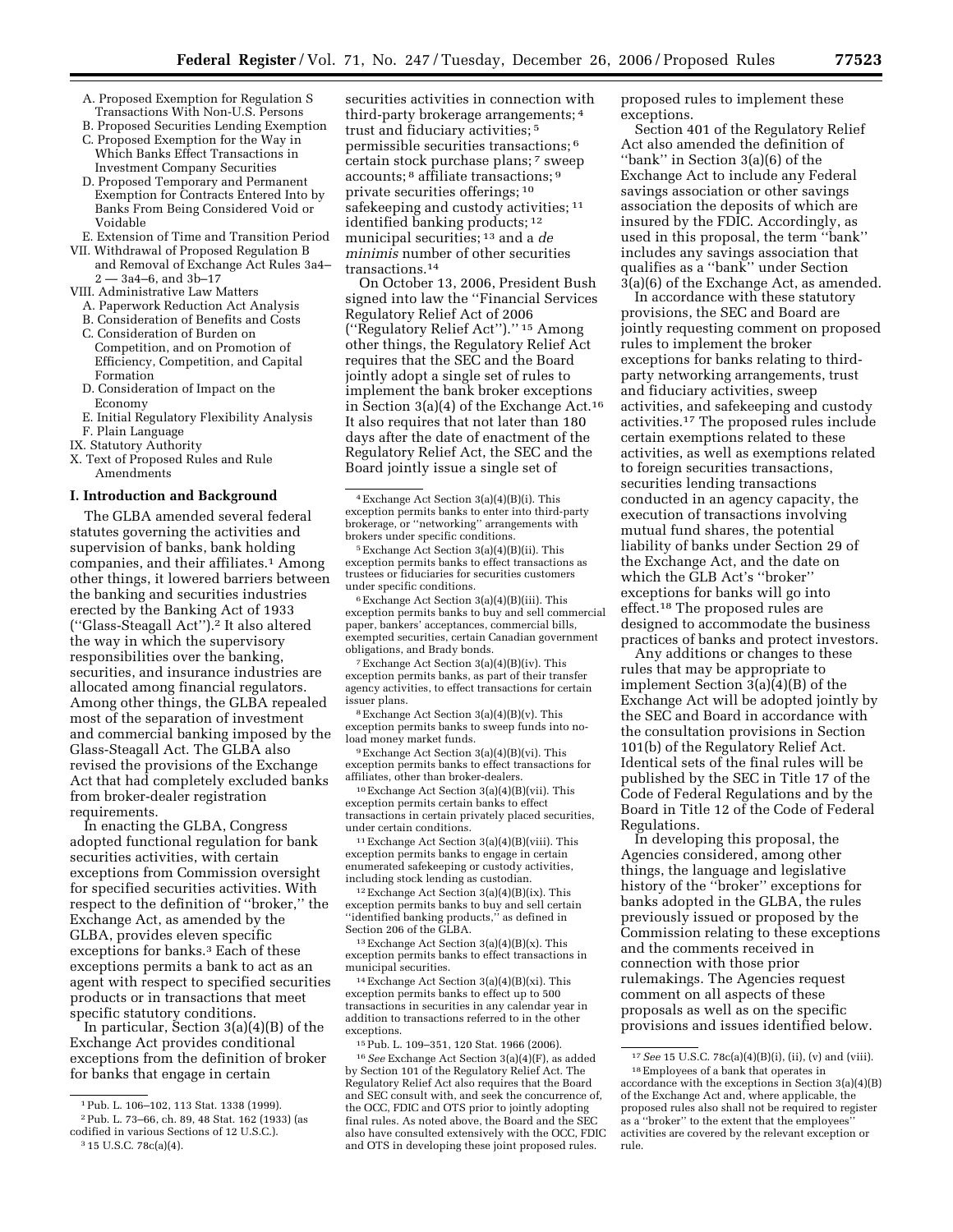A. Proposed Exemption for Regulation S Transactions With Non-U.S. Persons
B. Proposed Securities Lending Exemption
C. Proposed Exemption for the Way in Which Banks Effect Transactions in Investment Company Securities
D. Proposed Temporary and Permanent Exemption for Contracts Entered Into by Banks From Being Considered Void or Voidable
E. Extension of Time and Transition Period

VII. Withdrawal of Proposed Regulation B and Removal of Exchange Act Rules 3a4–2 — 3a4–6, and 3b–17

VIII. Administrative Law Matters
A. Paperwork Reduction Act Analysis
B. Consideration of Benefits and Costs
C. Consideration of Burden on Competition, and on Promotion of Efficiency, Competition, and Capital Formation
D. Consideration of Impact on the Economy
E. Initial Regulatory Flexibility Analysis
F. Plain Language

IX. Statutory Authority

X. Text of Proposed Rules and Rule Amendments

## I. Introduction and Background

The GLBA amended several federal statutes governing the activities and supervision of banks, bank holding companies, and their affiliates.[1] Among other things, it lowered barriers between the banking and securities industries erected by the Banking Act of 1933 (''Glass-Steagall Act'').[2] It also altered the way in which the supervisory responsibilities over the banking, securities, and insurance industries are allocated among financial regulators. Among other things, the GLBA repealed most of the separation of investment and commercial banking imposed by the Glass-Steagall Act. The GLBA also revised the provisions of the Exchange Act that had completely excluded banks from broker-dealer registration requirements.

In enacting the GLBA, Congress adopted functional regulation for bank securities activities, with certain exceptions from Commission oversight for specified securities activities. With respect to the definition of ''broker,'' the Exchange Act, as amended by the GLBA, provides eleven specific exceptions for banks.[3] Each of these exceptions permits a bank to act as an agent with respect to specified securities products or in transactions that meet specific statutory conditions.

In particular, Section 3(a)(4)(B) of the Exchange Act provides conditional exceptions from the definition of broker for banks that engage in certain securities activities in connection with third-party brokerage arrangements;[4] trust and fiduciary activities;[5] permissible securities transactions;[6] certain stock purchase plans;[7] sweep accounts;[8] affiliate transactions;[9] private securities offerings;[10] safekeeping and custody activities;[11] identified banking products;[12] municipal securities;[13] and a *de minimis* number of other securities transactions.[14]

On October 13, 2006, President Bush signed into law the ''Financial Services Regulatory Relief Act of 2006 (''Regulatory Relief Act'').''[15] Among other things, the Regulatory Relief Act requires that the SEC and the Board jointly adopt a single set of rules to implement the bank broker exceptions in Section 3(a)(4) of the Exchange Act.[16] It also requires that not later than 180 days after the date of enactment of the Regulatory Relief Act, the SEC and the Board jointly issue a single set of proposed rules to implement these exceptions.

Section 401 of the Regulatory Relief Act also amended the definition of ''bank'' in Section 3(a)(6) of the Exchange Act to include any Federal savings association or other savings association the deposits of which are insured by the FDIC. Accordingly, as used in this proposal, the term ''bank'' includes any savings association that qualifies as a ''bank'' under Section 3(a)(6) of the Exchange Act, as amended.

In accordance with these statutory provisions, the SEC and Board are jointly requesting comment on proposed rules to implement the broker exceptions for banks relating to third-party networking arrangements, trust and fiduciary activities, sweep activities, and safekeeping and custody activities.[17] The proposed rules include certain exemptions related to these activities, as well as exemptions related to foreign securities transactions, securities lending transactions conducted in an agency capacity, the execution of transactions involving mutual fund shares, the potential liability of banks under Section 29 of the Exchange Act, and the date on which the GLB Act's ''broker'' exceptions for banks will go into effect.[18] The proposed rules are designed to accommodate the business practices of banks and protect investors.

Any additions or changes to these rules that may be appropriate to implement Section 3(a)(4)(B) of the Exchange Act will be adopted jointly by the SEC and Board in accordance with the consultation provisions in Section 101(b) of the Regulatory Relief Act. Identical sets of the final rules will be published by the SEC in Title 17 of the Code of Federal Regulations and by the Board in Title 12 of the Code of Federal Regulations.

In developing this proposal, the Agencies considered, among other things, the language and legislative history of the ''broker'' exceptions for banks adopted in the GLBA, the rules previously issued or proposed by the Commission relating to these exceptions and the comments received in connection with those prior rulemakings. The Agencies request comment on all aspects of these proposals as well as on the specific provisions and issues identified below.

---

[1] Pub. L. 106–102, 113 Stat. 1338 (1999).

[2] Pub. L. 73–66, ch. 89, 48 Stat. 162 (1933) (as codified in various Sections of 12 U.S.C.).

[3] 15 U.S.C. 78c(a)(4).

[4] Exchange Act Section 3(a)(4)(B)(i). This exception permits banks to enter into third-party brokerage, or ''networking'' arrangements with brokers under specific conditions.

[5] Exchange Act Section 3(a)(4)(B)(ii). This exception permits banks to effect transactions as trustees or fiduciaries for securities customers under specific conditions.

[6] Exchange Act Section 3(a)(4)(B)(iii). This exception permits banks to buy and sell commercial paper, bankers' acceptances, commercial bills, exempted securities, certain Canadian government obligations, and Brady bonds.

[7] Exchange Act Section 3(a)(4)(B)(iv). This exception permits banks, as part of their transfer agency activities, to effect transactions for certain issuer plans.

[8] Exchange Act Section 3(a)(4)(B)(v). This exception permits banks to sweep funds into no-load money market funds.

[9] Exchange Act Section 3(a)(4)(B)(vi). This exception permits banks to effect transactions for affiliates, other than broker-dealers.

[10] Exchange Act Section 3(a)(4)(B)(vii). This exception permits certain banks to effect transactions in certain privately placed securities, under certain conditions.

[11] Exchange Act Section 3(a)(4)(B)(viii). This exception permits banks to engage in certain enumerated safekeeping or custody activities, including stock lending as custodian.

[12] Exchange Act Section 3(a)(4)(B)(ix). This exception permits banks to buy and sell certain ''identified banking products,'' as defined in Section 206 of the GLBA.

[13] Exchange Act Section 3(a)(4)(B)(x). This exception permits banks to effect transactions in municipal securities.

[14] Exchange Act Section 3(a)(4)(B)(xi). This exception permits banks to effect up to 500 transactions in securities in any calendar year in addition to transactions referred to in the other exceptions.

[15] Pub. L. 109–351, 120 Stat. 1966 (2006).

[16] *See* Exchange Act Section 3(a)(4)(F), as added by Section 101 of the Regulatory Relief Act. The Regulatory Relief Act also requires that the Board and SEC consult with, and seek the concurrence of, the OCC, FDIC and OTS prior to jointly adopting final rules. As noted above, the Board and the SEC also have consulted extensively with the OCC, FDIC and OTS in developing these joint proposed rules.

[17] *See* 15 U.S.C. 78c(a)(4)(B)(i), (ii), (v) and (viii).

[18] Employees of a bank that operates in accordance with the exceptions in Section 3(a)(4)(B) of the Exchange Act and, where applicable, the proposed rules also shall not be required to register as a ''broker'' to the extent that the employees' activities are covered by the relevant exception or rule.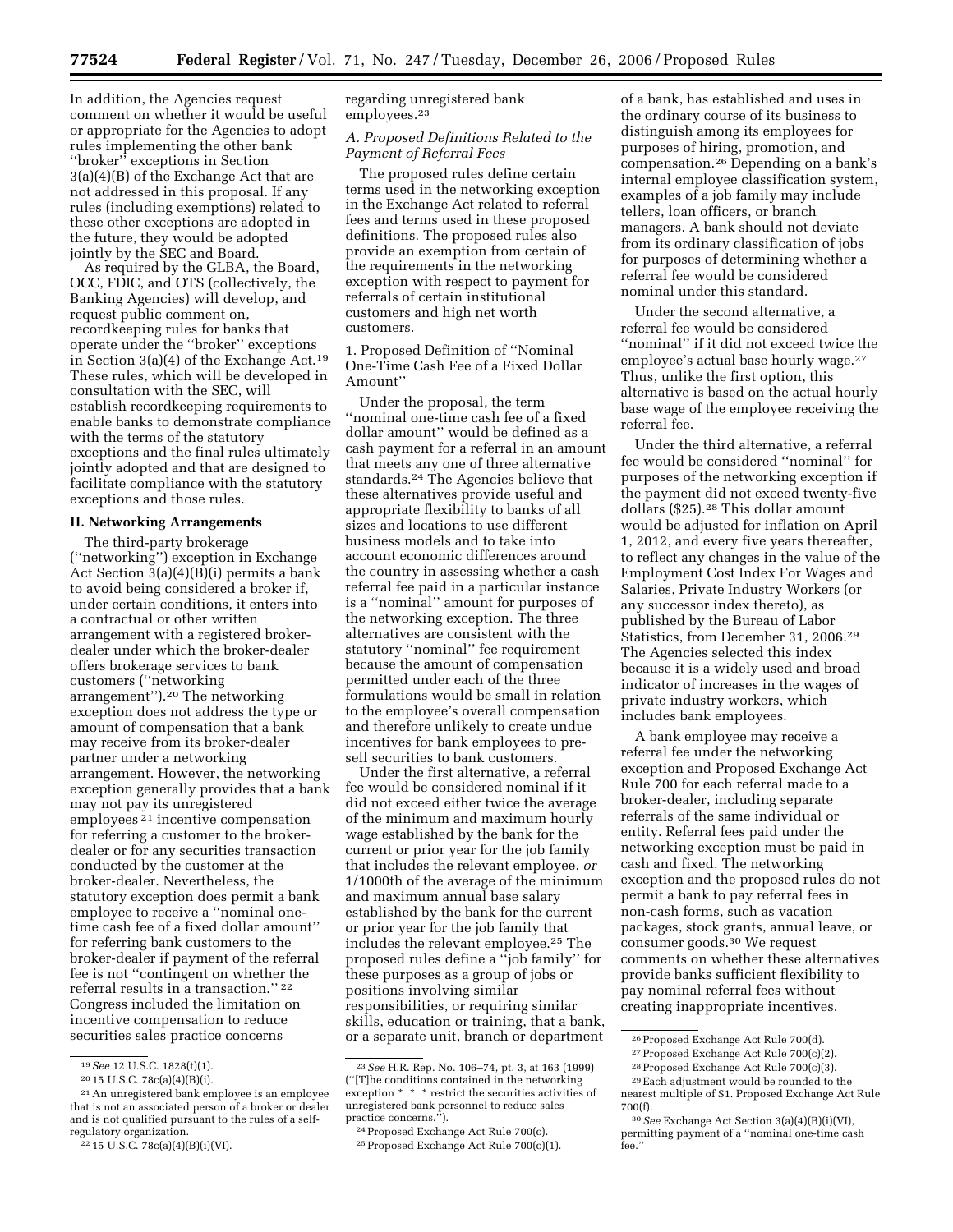In addition, the Agencies request comment on whether it would be useful or appropriate for the Agencies to adopt rules implementing the other bank ''broker'' exceptions in Section 3(a)(4)(B) of the Exchange Act that are not addressed in this proposal. If any rules (including exemptions) related to these other exceptions are adopted in the future, they would be adopted jointly by the SEC and Board.

As required by the GLBA, the Board, OCC, FDIC, and OTS (collectively, the Banking Agencies) will develop, and request public comment on, recordkeeping rules for banks that operate under the ''broker'' exceptions in Section 3(a)(4) of the Exchange Act.[19] These rules, which will be developed in consultation with the SEC, will establish recordkeeping requirements to enable banks to demonstrate compliance with the terms of the statutory exceptions and the final rules ultimately jointly adopted and that are designed to facilitate compliance with the statutory exceptions and those rules.

## II. Networking Arrangements

The third-party brokerage (''networking'') exception in Exchange Act Section 3(a)(4)(B)(i) permits a bank to avoid being considered a broker if, under certain conditions, it enters into a contractual or other written arrangement with a registered broker-dealer under which the broker-dealer offers brokerage services to bank customers (''networking arrangement'').[20] The networking exception does not address the type or amount of compensation that a bank may receive from its broker-dealer partner under a networking arrangement. However, the networking exception generally provides that a bank may not pay its unregistered employees[21] incentive compensation for referring a customer to the broker-dealer or for any securities transaction conducted by the customer at the broker-dealer. Nevertheless, the statutory exception does permit a bank employee to receive a ''nominal one-time cash fee of a fixed dollar amount'' for referring bank customers to the broker-dealer if payment of the referral fee is not ''contingent on whether the referral results in a transaction.''[22] Congress included the limitation on incentive compensation to reduce securities sales practice concerns regarding unregistered bank employees.[23]

### A. Proposed Definitions Related to the Payment of Referral Fees

The proposed rules define certain terms used in the networking exception in the Exchange Act related to referral fees and terms used in these proposed definitions. The proposed rules also provide an exemption from certain of the requirements in the networking exception with respect to payment for referrals of certain institutional customers and high net worth customers.

#### 1. Proposed Definition of ''Nominal One-Time Cash Fee of a Fixed Dollar Amount''

Under the proposal, the term ''nominal one-time cash fee of a fixed dollar amount'' would be defined as a cash payment for a referral in an amount that meets any one of three alternative standards.[24] The Agencies believe that these alternatives provide useful and appropriate flexibility to banks of all sizes and locations to use different business models and to take into account economic differences around the country in assessing whether a cash referral fee paid in a particular instance is a ''nominal'' amount for purposes of the networking exception. The three alternatives are consistent with the statutory ''nominal'' fee requirement because the amount of compensation permitted under each of the three formulations would be small in relation to the employee's overall compensation and therefore unlikely to create undue incentives for bank employees to pre-sell securities to bank customers.

Under the first alternative, a referral fee would be considered nominal if it did not exceed either twice the average of the minimum and maximum hourly wage established by the bank for the current or prior year for the job family that includes the relevant employee, *or* 1/1000th of the average of the minimum and maximum annual base salary established by the bank for the current or prior year for the job family that includes the relevant employee.[25] The proposed rules define a ''job family'' for these purposes as a group of jobs or positions involving similar responsibilities, or requiring similar skills, education or training, that a bank, or a separate unit, branch or department of a bank, has established and uses in the ordinary course of its business to distinguish among its employees for purposes of hiring, promotion, and compensation.[26] Depending on a bank's internal employee classification system, examples of a job family may include tellers, loan officers, or branch managers. A bank should not deviate from its ordinary classification of jobs for purposes of determining whether a referral fee would be considered nominal under this standard.

Under the second alternative, a referral fee would be considered ''nominal'' if it did not exceed twice the employee's actual base hourly wage.[27] Thus, unlike the first option, this alternative is based on the actual hourly base wage of the employee receiving the referral fee.

Under the third alternative, a referral fee would be considered ''nominal'' for purposes of the networking exception if the payment did not exceed twenty-five dollars ($25).[28] This dollar amount would be adjusted for inflation on April 1, 2012, and every five years thereafter, to reflect any changes in the value of the Employment Cost Index For Wages and Salaries, Private Industry Workers (or any successor index thereto), as published by the Bureau of Labor Statistics, from December 31, 2006.[29] The Agencies selected this index because it is a widely used and broad indicator of increases in the wages of private industry workers, which includes bank employees.

A bank employee may receive a referral fee under the networking exception and Proposed Exchange Act Rule 700 for each referral made to a broker-dealer, including separate referrals of the same individual or entity. Referral fees paid under the networking exception must be paid in cash and fixed. The networking exception and the proposed rules do not permit a bank to pay referral fees in non-cash forms, such as vacation packages, stock grants, annual leave, or consumer goods.[30] We request comments on whether these alternatives provide banks sufficient flexibility to pay nominal referral fees without creating inappropriate incentives.

---

[19] *See* 12 U.S.C. 1828(t)(1).

[20] 15 U.S.C. 78c(a)(4)(B)(i).

[21] An unregistered bank employee is an employee that is not an associated person of a broker or dealer and is not qualified pursuant to the rules of a self-regulatory organization.

[22] 15 U.S.C. 78c(a)(4)(B)(i)(VI).

[23] *See* H.R. Rep. No. 106–74, pt. 3, at 163 (1999) (''[T]he conditions contained in the networking exception * * * restrict the securities activities of unregistered bank personnel to reduce sales practice concerns.'').

[24] Proposed Exchange Act Rule 700(c).

[25] Proposed Exchange Act Rule 700(c)(1).

[26] Proposed Exchange Act Rule 700(d).

[27] Proposed Exchange Act Rule 700(c)(2).

[28] Proposed Exchange Act Rule 700(c)(3).

[29] Each adjustment would be rounded to the nearest multiple of $1. Proposed Exchange Act Rule 700(f).

[30] *See* Exchange Act Section 3(a)(4)(B)(i)(VI), permitting payment of a ''nominal one-time cash fee.''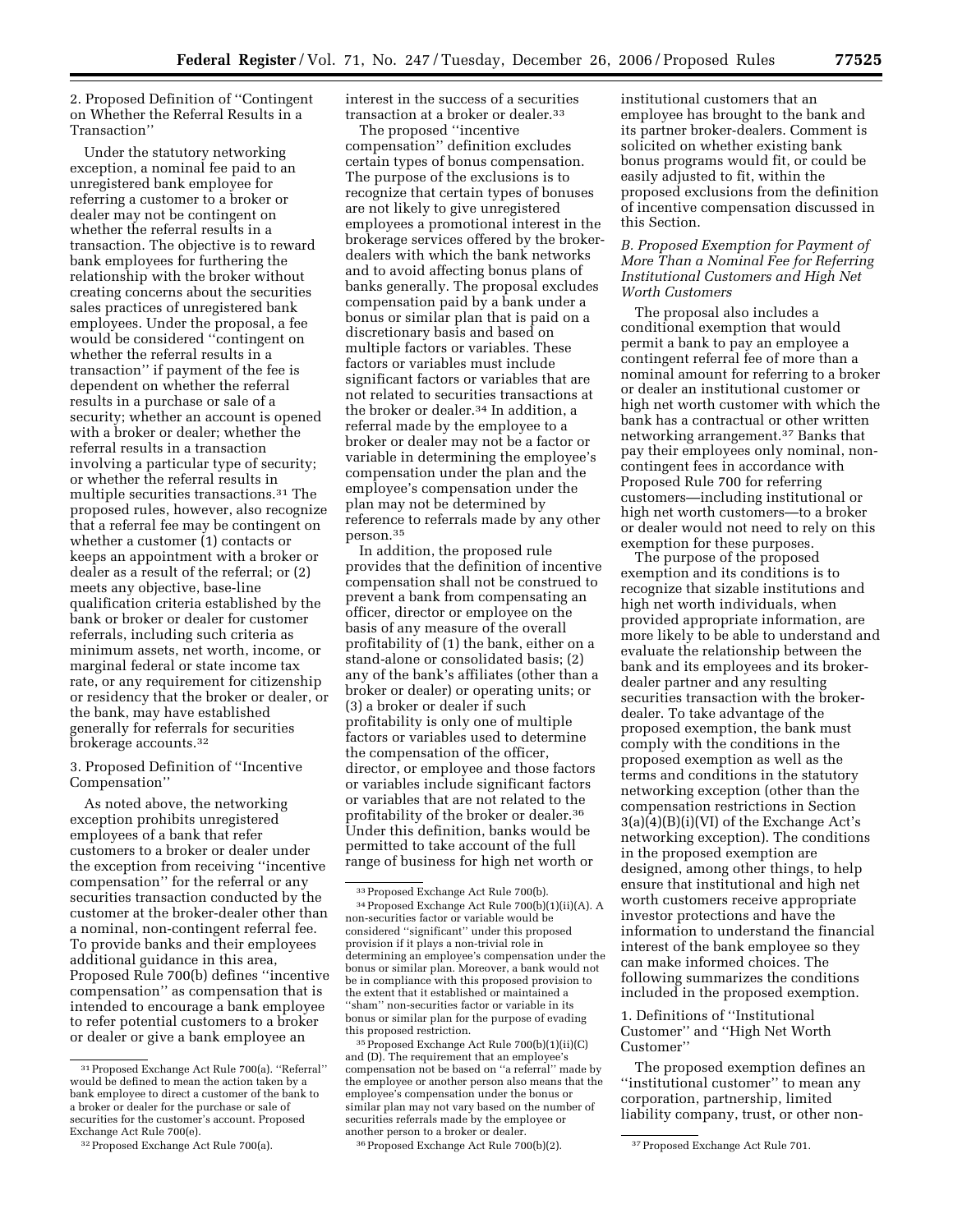2. Proposed Definition of ''Contingent on Whether the Referral Results in a Transaction''

Under the statutory networking exception, a nominal fee paid to an unregistered bank employee for referring a customer to a broker or dealer may not be contingent on whether the referral results in a transaction. The objective is to reward bank employees for furthering the relationship with the broker without creating concerns about the securities sales practices of unregistered bank employees. Under the proposal, a fee would be considered ''contingent on whether the referral results in a transaction'' if payment of the fee is dependent on whether the referral results in a purchase or sale of a security; whether an account is opened with a broker or dealer; whether the referral results in a transaction involving a particular type of security; or whether the referral results in multiple securities transactions.[31] The proposed rules, however, also recognize that a referral fee may be contingent on whether a customer (1) contacts or keeps an appointment with a broker or dealer as a result of the referral; or (2) meets any objective, base-line qualification criteria established by the bank or broker or dealer for customer referrals, including such criteria as minimum assets, net worth, income, or marginal federal or state income tax rate, or any requirement for citizenship or residency that the broker or dealer, or the bank, may have established generally for referrals for securities brokerage accounts.[32]

3. Proposed Definition of ''Incentive Compensation''

As noted above, the networking exception prohibits unregistered employees of a bank that refer customers to a broker or dealer under the exception from receiving ''incentive compensation'' for the referral or any securities transaction conducted by the customer at the broker-dealer other than a nominal, non-contingent referral fee. To provide banks and their employees additional guidance in this area, Proposed Rule 700(b) defines ''incentive compensation'' as compensation that is intended to encourage a bank employee to refer potential customers to a broker or dealer or give a bank employee an interest in the success of a securities transaction at a broker or dealer.[33]

The proposed ''incentive compensation'' definition excludes certain types of bonus compensation. The purpose of the exclusions is to recognize that certain types of bonuses are not likely to give unregistered employees a promotional interest in the brokerage services offered by the broker-dealers with which the bank networks and to avoid affecting bonus plans of banks generally. The proposal excludes compensation paid by a bank under a bonus or similar plan that is paid on a discretionary basis and based on multiple factors or variables. These factors or variables must include significant factors or variables that are not related to securities transactions at the broker or dealer.[34] In addition, a referral made by the employee to a broker or dealer may not be a factor or variable in determining the employee's compensation under the plan and the employee's compensation under the plan may not be determined by reference to referrals made by any other person.[35]

In addition, the proposed rule provides that the definition of incentive compensation shall not be construed to prevent a bank from compensating an officer, director or employee on the basis of any measure of the overall profitability of (1) the bank, either on a stand-alone or consolidated basis; (2) any of the bank's affiliates (other than a broker or dealer) or operating units; or (3) a broker or dealer if such profitability is only one of multiple factors or variables used to determine the compensation of the officer, director, or employee and those factors or variables include significant factors or variables that are not related to the profitability of the broker or dealer.[36] Under this definition, banks would be permitted to take account of the full range of business for high net worth or institutional customers that an employee has brought to the bank and its partner broker-dealers. Comment is solicited on whether existing bank bonus programs would fit, or could be easily adjusted to fit, within the proposed exclusions from the definition of incentive compensation discussed in this Section.

### *B. Proposed Exemption for Payment of More Than a Nominal Fee for Referring Institutional Customers and High Net Worth Customers*

The proposal also includes a conditional exemption that would permit a bank to pay an employee a contingent referral fee of more than a nominal amount for referring to a broker or dealer an institutional customer or high net worth customer with which the bank has a contractual or other written networking arrangement.[37] Banks that pay their employees only nominal, non-contingent fees in accordance with Proposed Rule 700 for referring customers—including institutional or high net worth customers—to a broker or dealer would not need to rely on this exemption for these purposes.

The purpose of the proposed exemption and its conditions is to recognize that sizable institutions and high net worth individuals, when provided appropriate information, are more likely to be able to understand and evaluate the relationship between the bank and its employees and its broker-dealer partner and any resulting securities transaction with the broker-dealer. To take advantage of the proposed exemption, the bank must comply with the conditions in the proposed exemption as well as the terms and conditions in the statutory networking exception (other than the compensation restrictions in Section 3(a)(4)(B)(i)(VI) of the Exchange Act's networking exception). The conditions in the proposed exemption are designed, among other things, to help ensure that institutional and high net worth customers receive appropriate investor protections and have the information to understand the financial interest of the bank employee so they can make informed choices. The following summarizes the conditions included in the proposed exemption.

1. Definitions of ''Institutional Customer'' and ''High Net Worth Customer''

The proposed exemption defines an ''institutional customer'' to mean any corporation, partnership, limited liability company, trust, or other non-

---

[31] Proposed Exchange Act Rule 700(a). ''Referral'' would be defined to mean the action taken by a bank employee to direct a customer of the bank to a broker or dealer for the purchase or sale of securities for the customer's account. Proposed Exchange Act Rule 700(e).

[32] Proposed Exchange Act Rule 700(a).

[33] Proposed Exchange Act Rule 700(b).

[34] Proposed Exchange Act Rule 700(b)(1)(ii)(A). A non-securities factor or variable would be considered ''significant'' under this proposed provision if it plays a non-trivial role in determining an employee's compensation under the bonus or similar plan. Moreover, a bank would not be in compliance with this proposed provision to the extent that it established or maintained a ''sham'' non-securities factor or variable in its bonus or similar plan for the purpose of evading this proposed restriction.

[35] Proposed Exchange Act Rule 700(b)(1)(ii)(C) and (D). The requirement that an employee's compensation not be based on ''a referral'' made by the employee or another person also means that the employee's compensation under the bonus or similar plan may not vary based on the number of securities referrals made by the employee or another person to a broker or dealer.

[36] Proposed Exchange Act Rule 700(b)(2).

[37] Proposed Exchange Act Rule 701.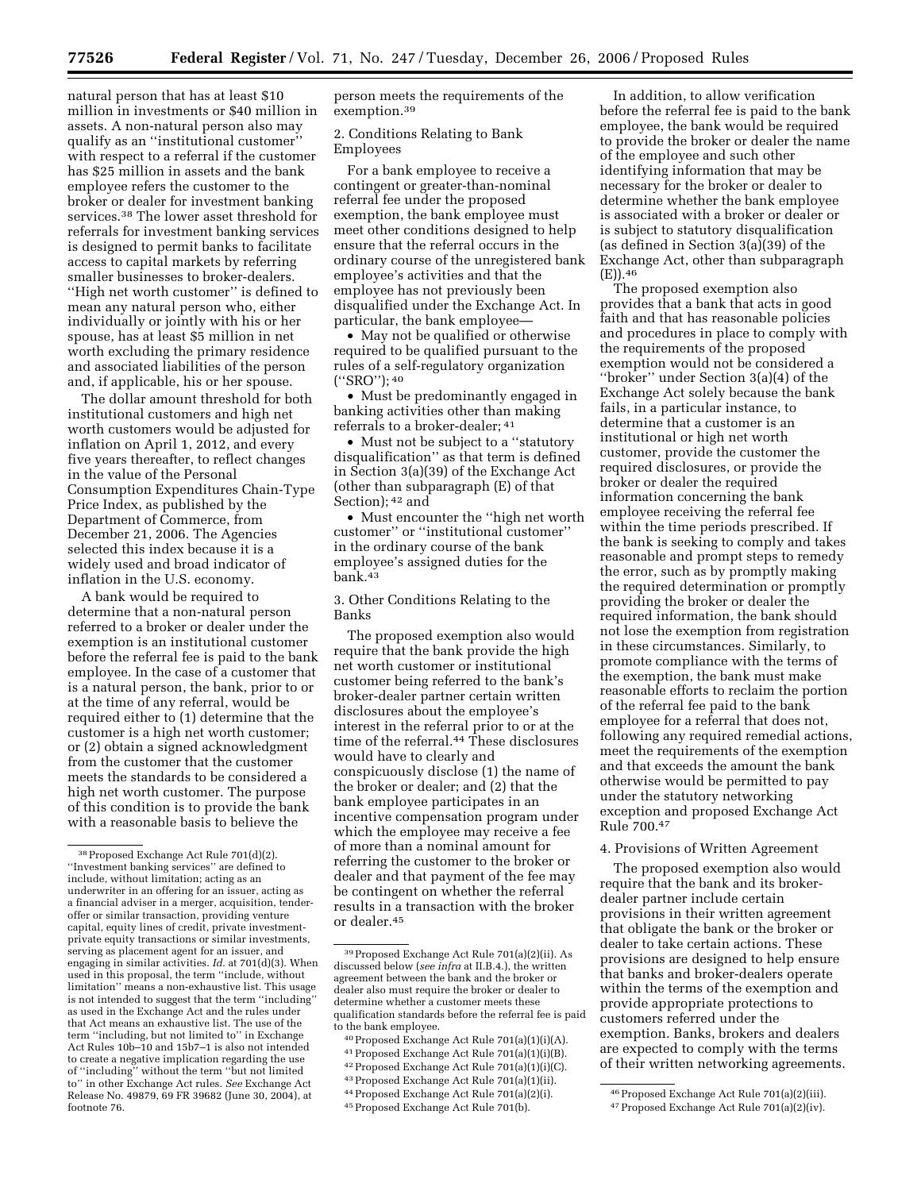natural person that has at least $10 million in investments or $40 million in assets. A non-natural person also may qualify as an ''institutional customer'' with respect to a referral if the customer has $25 million in assets and the bank employee refers the customer to the broker or dealer for investment banking services.[38] The lower asset threshold for referrals for investment banking services is designed to permit banks to facilitate access to capital markets by referring smaller businesses to broker-dealers. ''High net worth customer'' is defined to mean any natural person who, either individually or jointly with his or her spouse, has at least $5 million in net worth excluding the primary residence and associated liabilities of the person and, if applicable, his or her spouse.

The dollar amount threshold for both institutional customers and high net worth customers would be adjusted for inflation on April 1, 2012, and every five years thereafter, to reflect changes in the value of the Personal Consumption Expenditures Chain-Type Price Index, as published by the Department of Commerce, from December 21, 2006. The Agencies selected this index because it is a widely used and broad indicator of inflation in the U.S. economy.

A bank would be required to determine that a non-natural person referred to a broker or dealer under the exemption is an institutional customer before the referral fee is paid to the bank employee. In the case of a customer that is a natural person, the bank, prior to or at the time of any referral, would be required either to (1) determine that the customer is a high net worth customer; or (2) obtain a signed acknowledgment from the customer that the customer meets the standards to be considered a high net worth customer. The purpose of this condition is to provide the bank with a reasonable basis to believe the person meets the requirements of the exemption.[39]

### 2. Conditions Relating to Bank Employees

For a bank employee to receive a contingent or greater-than-nominal referral fee under the proposed exemption, the bank employee must meet other conditions designed to help ensure that the referral occurs in the ordinary course of the unregistered bank employee's activities and that the employee has not previously been disqualified under the Exchange Act. In particular, the bank employee—

- May not be qualified or otherwise required to be qualified pursuant to the rules of a self-regulatory organization (''SRO''); [40]
- Must be predominantly engaged in banking activities other than making referrals to a broker-dealer; [41]
- Must not be subject to a ''statutory disqualification'' as that term is defined in Section 3(a)(39) of the Exchange Act (other than subparagraph (E) of that Section); [42] and
- Must encounter the ''high net worth customer'' or ''institutional customer'' in the ordinary course of the bank employee's assigned duties for the bank.[43]

### 3. Other Conditions Relating to the Banks

The proposed exemption also would require that the bank provide the high net worth customer or institutional customer being referred to the bank's broker-dealer partner certain written disclosures about the employee's interest in the referral prior to or at the time of the referral.[44] These disclosures would have to clearly and conspicuously disclose (1) the name of the broker or dealer; and (2) that the bank employee participates in an incentive compensation program under which the employee may receive a fee of more than a nominal amount for referring the customer to the broker or dealer and that payment of the fee may be contingent on whether the referral results in a transaction with the broker or dealer.[45]

In addition, to allow verification before the referral fee is paid to the bank employee, the bank would be required to provide the broker or dealer the name of the employee and such other identifying information that may be necessary for the broker or dealer to determine whether the bank employee is associated with a broker or dealer or is subject to statutory disqualification (as defined in Section 3(a)(39) of the Exchange Act, other than subparagraph (E)).[46]

The proposed exemption also provides that a bank that acts in good faith and that has reasonable policies and procedures in place to comply with the requirements of the proposed exemption would not be considered a ''broker'' under Section 3(a)(4) of the Exchange Act solely because the bank fails, in a particular instance, to determine that a customer is an institutional or high net worth customer, provide the customer the required disclosures, or provide the broker or dealer the required information concerning the bank employee receiving the referral fee within the time periods prescribed. If the bank is seeking to comply and takes reasonable and prompt steps to remedy the error, such as by promptly making the required determination or promptly providing the broker or dealer the required information, the bank should not lose the exemption from registration in these circumstances. Similarly, to promote compliance with the terms of the exemption, the bank must make reasonable efforts to reclaim the portion of the referral fee paid to the bank employee for a referral that does not, following any required remedial actions, meet the requirements of the exemption and that exceeds the amount the bank otherwise would be permitted to pay under the statutory networking exception and proposed Exchange Act Rule 700.[47]

### 4. Provisions of Written Agreement

The proposed exemption also would require that the bank and its broker-dealer partner include certain provisions in their written agreement that obligate the bank or the broker or dealer to take certain actions. These provisions are designed to help ensure that banks and broker-dealers operate within the terms of the exemption and provide appropriate protections to customers referred under the exemption. Banks, brokers and dealers are expected to comply with the terms of their written networking agreements.

---

[38] Proposed Exchange Act Rule 701(d)(2). ''Investment banking services'' are defined to include, without limitation; acting as an underwriter in an offering for an issuer, acting as a financial adviser in a merger, acquisition, tender-offer or similar transaction, providing venture capital, equity lines of credit, private investment-private equity transactions or similar investments, serving as placement agent for an issuer, and engaging in similar activities. *Id.* at 701(d)(3). When used in this proposal, the term ''include, without limitation'' means a non-exhaustive list. This usage is not intended to suggest that the term ''including'' as used in the Exchange Act and the rules under that Act means an exhaustive list. The use of the term ''including, but not limited to'' in Exchange Act Rules 10b–10 and 15b7–1 is also not intended to create a negative implication regarding the use of ''including'' without the term ''but not limited to'' in other Exchange Act rules. *See* Exchange Act Release No. 49879, 69 FR 39682 (June 30, 2004), at footnote 76.

[39] Proposed Exchange Act Rule 701(a)(2)(ii). As discussed below (*see infra* at II.B.4.), the written agreement between the bank and the broker or dealer also must require the broker or dealer to determine whether a customer meets these qualification standards before the referral fee is paid to the bank employee.

[40] Proposed Exchange Act Rule 701(a)(1)(i)(A).

[41] Proposed Exchange Act Rule 701(a)(1)(i)(B).

[42] Proposed Exchange Act Rule 701(a)(1)(i)(C).

[43] Proposed Exchange Act Rule 701(a)(1)(ii).

[44] Proposed Exchange Act Rule 701(a)(2)(i).

[45] Proposed Exchange Act Rule 701(b).

[46] Proposed Exchange Act Rule 701(a)(2)(iii).

[47] Proposed Exchange Act Rule 701(a)(2)(iv).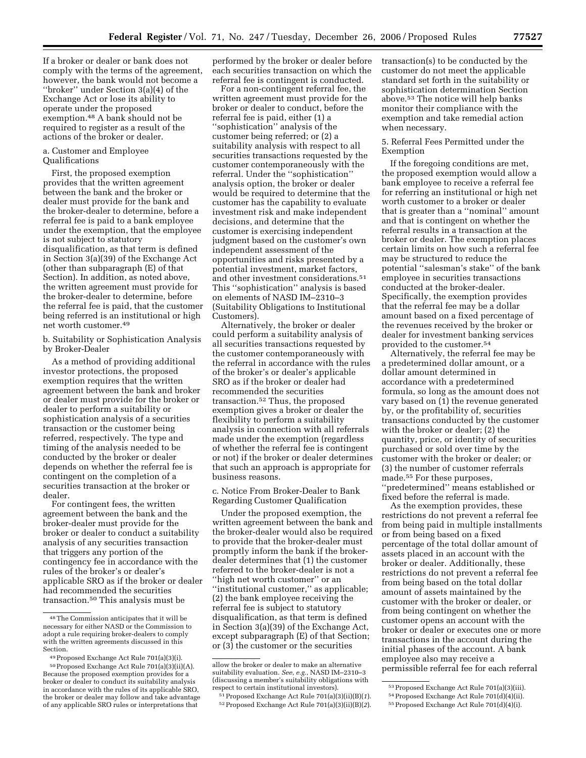If a broker or dealer or bank does not comply with the terms of the agreement, however, the bank would not become a "broker" under Section 3(a)(4) of the Exchange Act or lose its ability to operate under the proposed exemption.[48] A bank should not be required to register as a result of the actions of the broker or dealer.

a. Customer and Employee Qualifications

First, the proposed exemption provides that the written agreement between the bank and the broker or dealer must provide for the bank and the broker-dealer to determine, before a referral fee is paid to a bank employee under the exemption, that the employee is not subject to statutory disqualification, as that term is defined in Section 3(a)(39) of the Exchange Act (other than subparagraph (E) of that Section). In addition, as noted above, the written agreement must provide for the broker-dealer to determine, before the referral fee is paid, that the customer being referred is an institutional or high net worth customer.[49]

b. Suitability or Sophistication Analysis by Broker-Dealer

As a method of providing additional investor protections, the proposed exemption requires that the written agreement between the bank and broker or dealer must provide for the broker or dealer to perform a suitability or sophistication analysis of a securities transaction or the customer being referred, respectively. The type and timing of the analysis needed to be conducted by the broker or dealer depends on whether the referral fee is contingent on the completion of a securities transaction at the broker or dealer.

For contingent fees, the written agreement between the bank and the broker-dealer must provide for the broker or dealer to conduct a suitability analysis of any securities transaction that triggers any portion of the contingency fee in accordance with the rules of the broker's or dealer's applicable SRO as if the broker or dealer had recommended the securities transaction.[50] This analysis must be performed by the broker or dealer before each securities transaction on which the referral fee is contingent is conducted.

For a non-contingent referral fee, the written agreement must provide for the broker or dealer to conduct, before the referral fee is paid, either (1) a "sophistication" analysis of the customer being referred; or (2) a suitability analysis with respect to all securities transactions requested by the customer contemporaneously with the referral. Under the "sophistication" analysis option, the broker or dealer would be required to determine that the customer has the capability to evaluate investment risk and make independent decisions, and determine that the customer is exercising independent judgment based on the customer's own independent assessment of the opportunities and risks presented by a potential investment, market factors, and other investment considerations.[51] This "sophistication" analysis is based on elements of NASD IM–2310–3 (Suitability Obligations to Institutional Customers).

Alternatively, the broker or dealer could perform a suitability analysis of all securities transactions requested by the customer contemporaneously with the referral in accordance with the rules of the broker's or dealer's applicable SRO as if the broker or dealer had recommended the securities transaction.[52] Thus, the proposed exemption gives a broker or dealer the flexibility to perform a suitability analysis in connection with all referrals made under the exemption (regardless of whether the referral fee is contingent or not) if the broker or dealer determines that such an approach is appropriate for business reasons.

c. Notice From Broker-Dealer to Bank Regarding Customer Qualification

Under the proposed exemption, the written agreement between the bank and the broker-dealer would also be required to provide that the broker-dealer must promptly inform the bank if the broker-dealer determines that (1) the customer referred to the broker-dealer is not a "high net worth customer" or an "institutional customer," as applicable; (2) the bank employee receiving the referral fee is subject to statutory disqualification, as that term is defined in Section 3(a)(39) of the Exchange Act, except subparagraph (E) of that Section; or (3) the customer or the securities transaction(s) to be conducted by the customer do not meet the applicable standard set forth in the suitability or sophistication determination Section above.[53] The notice will help banks monitor their compliance with the exemption and take remedial action when necessary.

5. Referral Fees Permitted under the Exemption

If the foregoing conditions are met, the proposed exemption would allow a bank employee to receive a referral fee for referring an institutional or high net worth customer to a broker or dealer that is greater than a "nominal" amount and that is contingent on whether the referral results in a transaction at the broker or dealer. The exemption places certain limits on how such a referral fee may be structured to reduce the potential "salesman's stake" of the bank employee in securities transactions conducted at the broker-dealer. Specifically, the exemption provides that the referral fee may be a dollar amount based on a fixed percentage of the revenues received by the broker or dealer for investment banking services provided to the customer.[54]

Alternatively, the referral fee may be a predetermined dollar amount, or a dollar amount determined in accordance with a predetermined formula, so long as the amount does not vary based on (1) the revenue generated by, or the profitability of, securities transactions conducted by the customer with the broker or dealer; (2) the quantity, price, or identity of securities purchased or sold over time by the customer with the broker or dealer; or (3) the number of customer referrals made.[55] For these purposes, "predetermined" means established or fixed before the referral is made.

As the exemption provides, these restrictions do not prevent a referral fee from being paid in multiple installments or from being based on a fixed percentage of the total dollar amount of assets placed in an account with the broker or dealer. Additionally, these restrictions do not prevent a referral fee from being based on the total dollar amount of assets maintained by the customer with the broker or dealer, or from being contingent on whether the customer opens an account with the broker or dealer or executes one or more transactions in the account during the initial phases of the account. A bank employee also may receive a permissible referral fee for each referral

---

[48] The Commission anticipates that it will be necessary for either NASD or the Commission to adopt a rule requiring broker-dealers to comply with the written agreements discussed in this Section.

[49] Proposed Exchange Act Rule 701(a)(3)(i).

[50] Proposed Exchange Act Rule 701(a)(3)(ii)(A). Because the proposed exemption provides for a broker or dealer to conduct its suitability analysis in accordance with the rules of its applicable SRO, the broker or dealer may follow and take advantage of any applicable SRO rules or interpretations that allow the broker or dealer to make an alternative suitability evaluation. *See, e.g.*, NASD IM–2310–3 (discussing a member's suitability obligations with respect to certain institutional investors).

[51] Proposed Exchange Act Rule 701(a)(3)(ii)(B)(*1*).

[52] Proposed Exchange Act Rule 701(a)(3)(ii)(B)(*2*).

[53] Proposed Exchange Act Rule 701(a)(3)(iii).

[54] Proposed Exchange Act Rule 701(d)(4)(ii).

[55] Proposed Exchange Act Rule 701(d)(4)(i).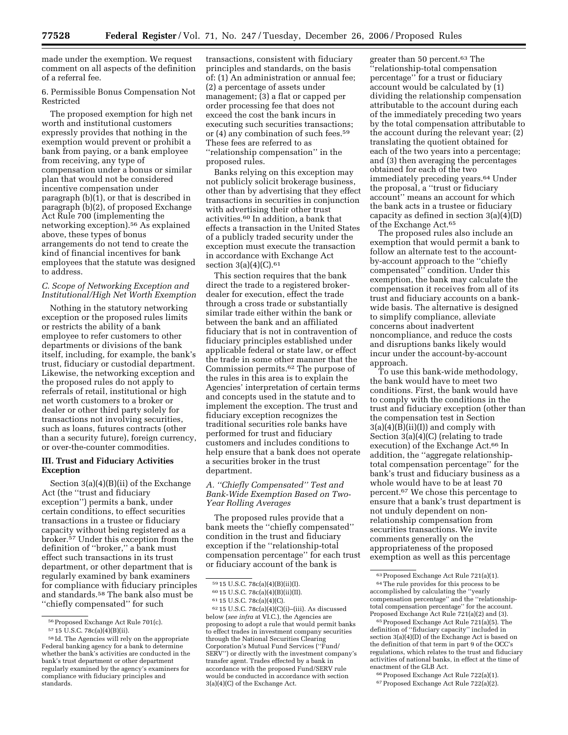made under the exemption. We request comment on all aspects of the definition of a referral fee.

6. Permissible Bonus Compensation Not Restricted

The proposed exemption for high net worth and institutional customers expressly provides that nothing in the exemption would prevent or prohibit a bank from paying, or a bank employee from receiving, any type of compensation under a bonus or similar plan that would not be considered incentive compensation under paragraph (b)(1), or that is described in paragraph (b)(2), of proposed Exchange Act Rule 700 (implementing the networking exception).[56] As explained above, these types of bonus arrangements do not tend to create the kind of financial incentives for bank employees that the statute was designed to address.

*C. Scope of Networking Exception and Institutional/High Net Worth Exemption*

Nothing in the statutory networking exception or the proposed rules limits or restricts the ability of a bank employee to refer customers to other departments or divisions of the bank itself, including, for example, the bank's trust, fiduciary or custodial department. Likewise, the networking exception and the proposed rules do not apply to referrals of retail, institutional or high net worth customers to a broker or dealer or other third party solely for transactions not involving securities, such as loans, futures contracts (other than a security future), foreign currency, or over-the-counter commodities.

## III. Trust and Fiduciary Activities Exception

Section 3(a)(4)(B)(ii) of the Exchange Act (the ''trust and fiduciary exception'') permits a bank, under certain conditions, to effect securities transactions in a trustee or fiduciary capacity without being registered as a broker.[57] Under this exception from the definition of ''broker,'' a bank must effect such transactions in its trust department, or other department that is regularly examined by bank examiners for compliance with fiduciary principles and standards.[58] The bank also must be ''chiefly compensated'' for such transactions, consistent with fiduciary principles and standards, on the basis of: (1) An administration or annual fee; (2) a percentage of assets under management; (3) a flat or capped per order processing fee that does not exceed the cost the bank incurs in executing such securities transactions; or (4) any combination of such fees.[59] These fees are referred to as ''relationship compensation'' in the proposed rules.

Banks relying on this exception may not publicly solicit brokerage business, other than by advertising that they effect transactions in securities in conjunction with advertising their other trust activities.[60] In addition, a bank that effects a transaction in the United States of a publicly traded security under the exception must execute the transaction in accordance with Exchange Act section 3(a)(4)(C).[61]

This section requires that the bank direct the trade to a registered broker-dealer for execution, effect the trade through a cross trade or substantially similar trade either within the bank or between the bank and an affiliated fiduciary that is not in contravention of fiduciary principles established under applicable federal or state law, or effect the trade in some other manner that the Commission permits.[62] The purpose of the rules in this area is to explain the Agencies' interpretation of certain terms and concepts used in the statute and to implement the exception. The trust and fiduciary exception recognizes the traditional securities role banks have performed for trust and fiduciary customers and includes conditions to help ensure that a bank does not operate a securities broker in the trust department.

*A. ''Chiefly Compensated'' Test and Bank-Wide Exemption Based on Two-Year Rolling Averages*

The proposed rules provide that a bank meets the ''chiefly compensated'' condition in the trust and fiduciary exception if the ''relationship-total compensation percentage'' for each trust or fiduciary account of the bank is greater than 50 percent.[63] The ''relationship-total compensation percentage'' for a trust or fiduciary account would be calculated by (1) dividing the relationship compensation attributable to the account during each of the immediately preceding two years by the total compensation attributable to the account during the relevant year; (2) translating the quotient obtained for each of the two years into a percentage; and (3) then averaging the percentages obtained for each of the two immediately preceding years.[64] Under the proposal, a ''trust or fiduciary account'' means an account for which the bank acts in a trustee or fiduciary capacity as defined in section 3(a)(4)(D) of the Exchange Act.[65]

The proposed rules also include an exemption that would permit a bank to follow an alternate test to the account-by-account approach to the ''chiefly compensated'' condition. Under this exemption, the bank may calculate the compensation it receives from all of its trust and fiduciary accounts on a bank-wide basis. The alternative is designed to simplify compliance, alleviate concerns about inadvertent noncompliance, and reduce the costs and disruptions banks likely would incur under the account-by-account approach.

To use this bank-wide methodology, the bank would have to meet two conditions. First, the bank would have to comply with the conditions in the trust and fiduciary exception (other than the compensation test in Section 3(a)(4)(B)(ii)(I)) and comply with Section 3(a)(4)(C) (relating to trade execution) of the Exchange Act.[66] In addition, the ''aggregate relationship-total compensation percentage'' for the bank's trust and fiduciary business as a whole would have to be at least 70 percent.[67] We chose this percentage to ensure that a bank's trust department is not unduly dependent on non-relationship compensation from securities transactions. We invite comments generally on the appropriateness of the proposed exemption as well as this percentage

---

[56] Proposed Exchange Act Rule 701(c).

[57] 15 U.S.C. 78c(a)(4)(B)(ii).

[58] Id. The Agencies will rely on the appropriate Federal banking agency for a bank to determine whether the bank's activities are conducted in the bank's trust department or other department regularly examined by the agency's examiners for compliance with fiduciary principles and standards.

[59] 15 U.S.C. 78c(a)(4)(B)(ii)(I).

[60] 15 U.S.C. 78c(a)(4)(B)(ii)(II).

[61] 15 U.S.C. 78c(a)(4)(C).

[62] 15 U.S.C. 78c(a)(4)(C)(i)–(iii). As discussed below (*see infra* at VI.C.), the Agencies are proposing to adopt a rule that would permit banks to effect trades in investment company securities through the National Securities Clearing Corporation's Mutual Fund Services (''Fund/SERV'') or directly with the investment company's transfer agent. Trades effected by a bank in accordance with the proposed Fund/SERV rule would be conducted in accordance with section 3(a)(4)(C) of the Exchange Act.

[63] Proposed Exchange Act Rule 721(a)(1).

[64] The rule provides for this process to be accomplished by calculating the ''yearly compensation percentage'' and the ''relationship-total compensation percentage'' for the account. Proposed Exchange Act Rule 721(a)(2) and (3).

[65] Proposed Exchange Act Rule 721(a)(5). The definition of ''fiduciary capacity'' included in section 3(a)(4)(D) of the Exchange Act is based on the definition of that term in part 9 of the OCC's regulations, which relates to the trust and fiduciary activities of national banks, in effect at the time of enactment of the GLB Act.

[66] Proposed Exchange Act Rule 722(a)(1).

[67] Proposed Exchange Act Rule 722(a)(2).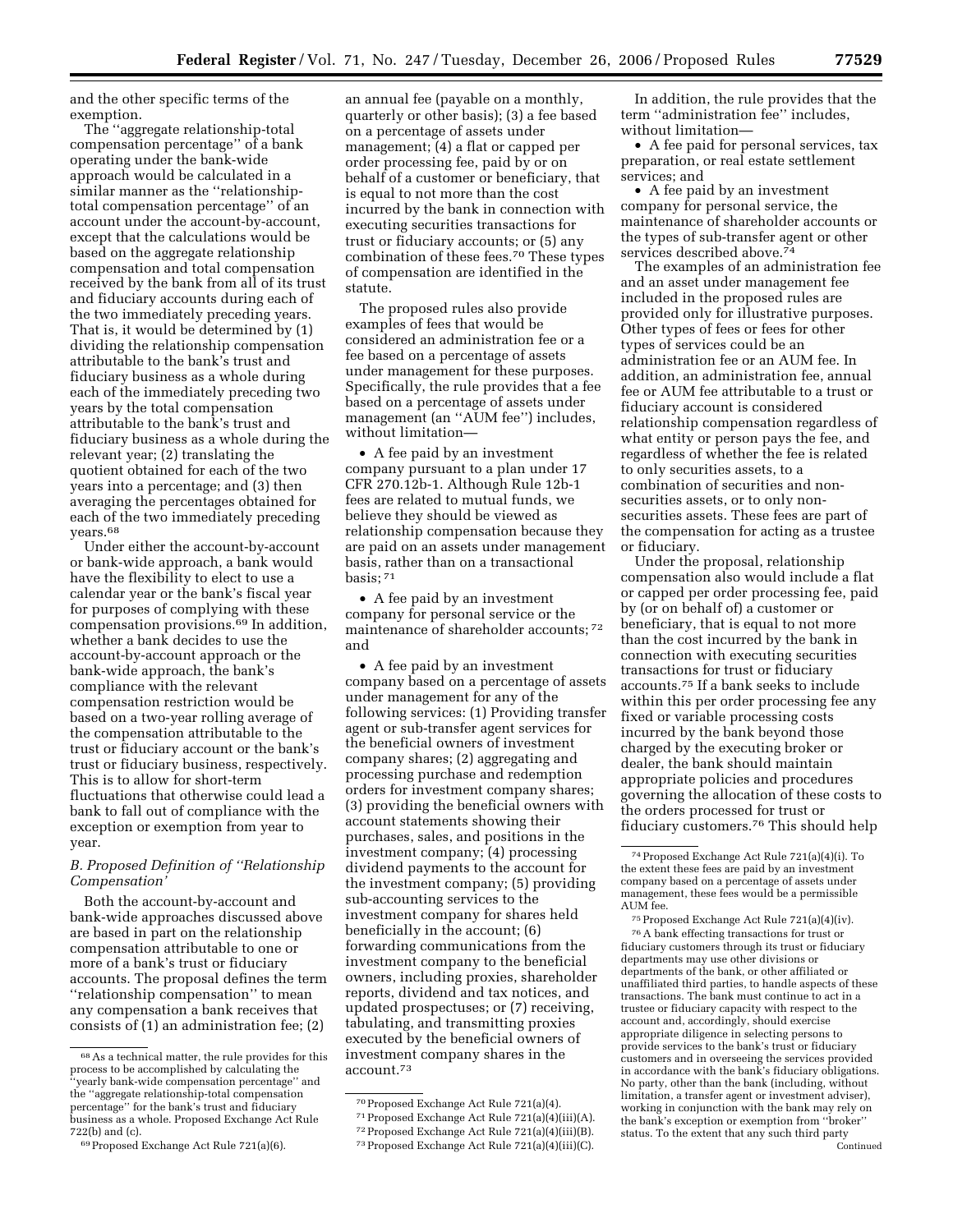and the other specific terms of the exemption.

The ''aggregate relationship-total compensation percentage'' of a bank operating under the bank-wide approach would be calculated in a similar manner as the ''relationship-total compensation percentage'' of an account under the account-by-account, except that the calculations would be based on the aggregate relationship compensation and total compensation received by the bank from all of its trust and fiduciary accounts during each of the two immediately preceding years. That is, it would be determined by (1) dividing the relationship compensation attributable to the bank's trust and fiduciary business as a whole during each of the immediately preceding two years by the total compensation attributable to the bank's trust and fiduciary business as a whole during the relevant year; (2) translating the quotient obtained for each of the two years into a percentage; and (3) then averaging the percentages obtained for each of the two immediately preceding years.[68]

Under either the account-by-account or bank-wide approach, a bank would have the flexibility to elect to use a calendar year or the bank's fiscal year for purposes of complying with these compensation provisions.[69] In addition, whether a bank decides to use the account-by-account approach or the bank-wide approach, the bank's compliance with the relevant compensation restriction would be based on a two-year rolling average of the compensation attributable to the trust or fiduciary account or the bank's trust or fiduciary business, respectively. This is to allow for short-term fluctuations that otherwise could lead a bank to fall out of compliance with the exception or exemption from year to year.

### *B. Proposed Definition of ''Relationship Compensation'*

Both the account-by-account and bank-wide approaches discussed above are based in part on the relationship compensation attributable to one or more of a bank's trust or fiduciary accounts. The proposal defines the term ''relationship compensation'' to mean any compensation a bank receives that consists of (1) an administration fee; (2) an annual fee (payable on a monthly, quarterly or other basis); (3) a fee based on a percentage of assets under management; (4) a flat or capped per order processing fee, paid by or on behalf of a customer or beneficiary, that is equal to not more than the cost incurred by the bank in connection with executing securities transactions for trust or fiduciary accounts; or (5) any combination of these fees.[70] These types of compensation are identified in the statute.

The proposed rules also provide examples of fees that would be considered an administration fee or a fee based on a percentage of assets under management for these purposes. Specifically, the rule provides that a fee based on a percentage of assets under management (an ''AUM fee'') includes, without limitation—

- A fee paid by an investment company pursuant to a plan under 17 CFR 270.12b-1. Although Rule 12b-1 fees are related to mutual funds, we believe they should be viewed as relationship compensation because they are paid on an assets under management basis, rather than on a transactional basis;[71]
- A fee paid by an investment company for personal service or the maintenance of shareholder accounts;[72] and
- A fee paid by an investment company based on a percentage of assets under management for any of the following services: (1) Providing transfer agent or sub-transfer agent services for the beneficial owners of investment company shares; (2) aggregating and processing purchase and redemption orders for investment company shares; (3) providing the beneficial owners with account statements showing their purchases, sales, and positions in the investment company; (4) processing dividend payments to the account for the investment company; (5) providing sub-accounting services to the investment company for shares held beneficially in the account; (6) forwarding communications from the investment company to the beneficial owners, including proxies, shareholder reports, dividend and tax notices, and updated prospectuses; or (7) receiving, tabulating, and transmitting proxies executed by the beneficial owners of investment company shares in the account.[73]

In addition, the rule provides that the term ''administration fee'' includes, without limitation—

- A fee paid for personal services, tax preparation, or real estate settlement services; and
- A fee paid by an investment company for personal service, the maintenance of shareholder accounts or the types of sub-transfer agent or other services described above.[74]

The examples of an administration fee and an asset under management fee included in the proposed rules are provided only for illustrative purposes. Other types of fees or fees for other types of services could be an administration fee or an AUM fee. In addition, an administration fee, annual fee or AUM fee attributable to a trust or fiduciary account is considered relationship compensation regardless of what entity or person pays the fee, and regardless of whether the fee is related to only securities assets, to a combination of securities and non-securities assets, or to only non-securities assets. These fees are part of the compensation for acting as a trustee or fiduciary.

Under the proposal, relationship compensation also would include a flat or capped per order processing fee, paid by (or on behalf of) a customer or beneficiary, that is equal to not more than the cost incurred by the bank in connection with executing securities transactions for trust or fiduciary accounts.[75] If a bank seeks to include within this per order processing fee any fixed or variable processing costs incurred by the bank beyond those charged by the executing broker or dealer, the bank should maintain appropriate policies and procedures governing the allocation of these costs to the orders processed for trust or fiduciary customers.[76] This should help

---

[68] As a technical matter, the rule provides for this process to be accomplished by calculating the ''yearly bank-wide compensation percentage'' and the ''aggregate relationship-total compensation percentage'' for the bank's trust and fiduciary business as a whole. Proposed Exchange Act Rule 722(b) and (c).

[69] Proposed Exchange Act Rule 721(a)(6).

[70] Proposed Exchange Act Rule 721(a)(4).

[71] Proposed Exchange Act Rule 721(a)(4)(iii)(A).

[72] Proposed Exchange Act Rule 721(a)(4)(iii)(B).

[73] Proposed Exchange Act Rule 721(a)(4)(iii)(C).

[74] Proposed Exchange Act Rule 721(a)(4)(i). To the extent these fees are paid by an investment company based on a percentage of assets under management, these fees would be a permissible AUM fee.

[75] Proposed Exchange Act Rule 721(a)(4)(iv).

[76] A bank effecting transactions for trust or fiduciary customers through its trust or fiduciary departments may use other divisions or departments of the bank, or other affiliated or unaffiliated third parties, to handle aspects of these transactions. The bank must continue to act in a trustee or fiduciary capacity with respect to the account and, accordingly, should exercise appropriate diligence in selecting persons to provide services to the bank's trust or fiduciary customers and in overseeing the services provided in accordance with the bank's fiduciary obligations. No party, other than the bank (including, without limitation, a transfer agent or investment adviser), working in conjunction with the bank may rely on the bank's exception or exemption from ''broker'' status. To the extent that any such third party Continued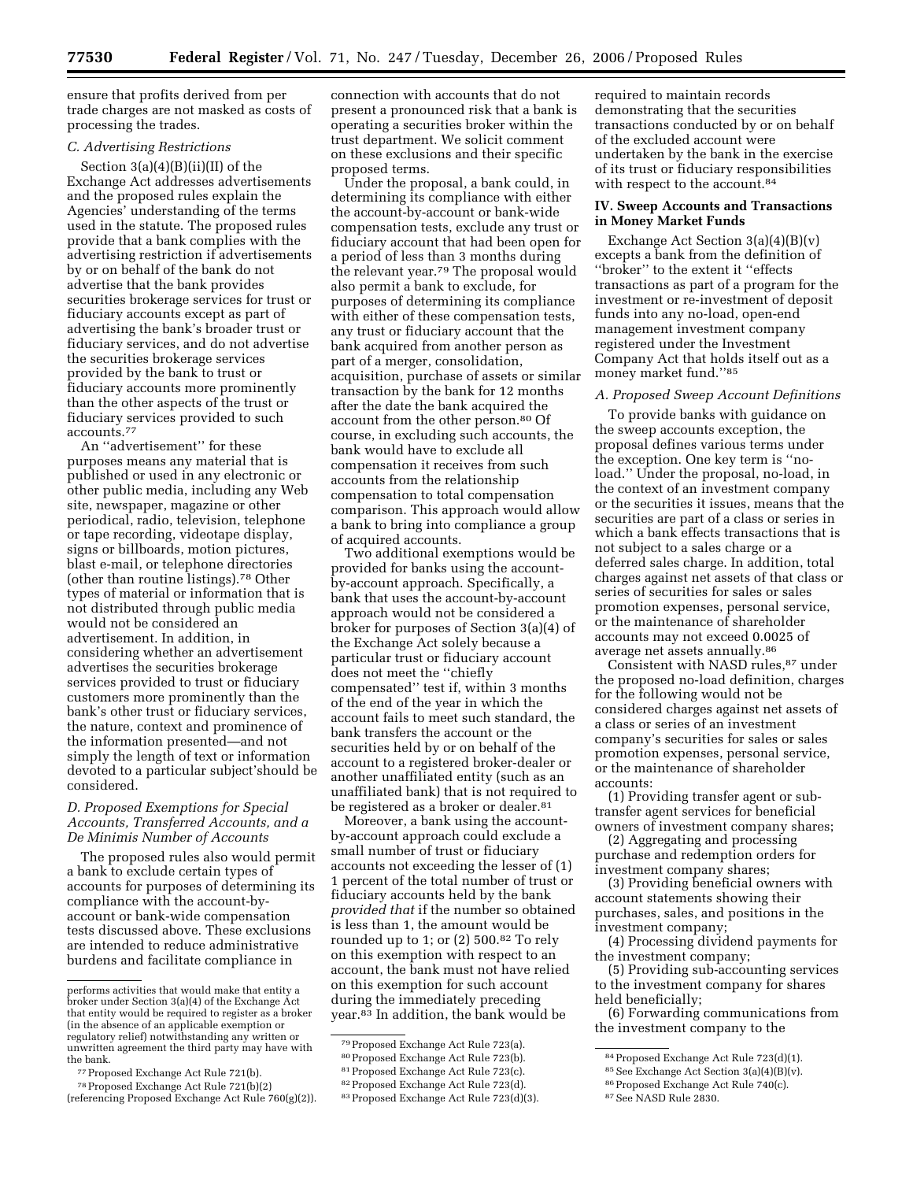ensure that profits derived from per trade charges are not masked as costs of processing the trades.

### C. Advertising Restrictions

Section 3(a)(4)(B)(ii)(II) of the Exchange Act addresses advertisements and the proposed rules explain the Agencies' understanding of the terms used in the statute. The proposed rules provide that a bank complies with the advertising restriction if advertisements by or on behalf of the bank do not advertise that the bank provides securities brokerage services for trust or fiduciary accounts except as part of advertising the bank's broader trust or fiduciary services, and do not advertise the securities brokerage services provided by the bank to trust or fiduciary accounts more prominently than the other aspects of the trust or fiduciary services provided to such accounts.[77]

An "advertisement" for these purposes means any material that is published or used in any electronic or other public media, including any Web site, newspaper, magazine or other periodical, radio, television, telephone or tape recording, videotape display, signs or billboards, motion pictures, blast e-mail, or telephone directories (other than routine listings).[78] Other types of material or information that is not distributed through public media would not be considered an advertisement. In addition, in considering whether an advertisement advertises the securities brokerage services provided to trust or fiduciary customers more prominently than the bank's other trust or fiduciary services, the nature, context and prominence of the information presented—and not simply the length of text or information devoted to a particular subject'should be considered.

### D. Proposed Exemptions for Special Accounts, Transferred Accounts, and a De Minimis Number of Accounts

The proposed rules also would permit a bank to exclude certain types of accounts for purposes of determining its compliance with the account-by-account or bank-wide compensation tests discussed above. These exclusions are intended to reduce administrative burdens and facilitate compliance in connection with accounts that do not present a pronounced risk that a bank is operating a securities broker within the trust department. We solicit comment on these exclusions and their specific proposed terms.

Under the proposal, a bank could, in determining its compliance with either the account-by-account or bank-wide compensation tests, exclude any trust or fiduciary account that had been open for a period of less than 3 months during the relevant year.[79] The proposal would also permit a bank to exclude, for purposes of determining its compliance with either of these compensation tests, any trust or fiduciary account that the bank acquired from another person as part of a merger, consolidation, acquisition, purchase of assets or similar transaction by the bank for 12 months after the date the bank acquired the account from the other person.[80] Of course, in excluding such accounts, the bank would have to exclude all compensation it receives from such accounts from the relationship compensation to total compensation comparison. This approach would allow a bank to bring into compliance a group of acquired accounts.

Two additional exemptions would be provided for banks using the account-by-account approach. Specifically, a bank that uses the account-by-account approach would not be considered a broker for purposes of Section 3(a)(4) of the Exchange Act solely because a particular trust or fiduciary account does not meet the "chiefly compensated" test if, within 3 months of the end of the year in which the account fails to meet such standard, the bank transfers the account or the securities held by or on behalf of the account to a registered broker-dealer or another unaffiliated entity (such as an unaffiliated bank) that is not required to be registered as a broker or dealer.[81]

Moreover, a bank using the account-by-account approach could exclude a small number of trust or fiduciary accounts not exceeding the lesser of (1) 1 percent of the total number of trust or fiduciary accounts held by the bank *provided that* if the number so obtained is less than 1, the amount would be rounded up to 1; or (2) 500.[82] To rely on this exemption with respect to an account, the bank must not have relied on this exemption for such account during the immediately preceding year.[83] In addition, the bank would be required to maintain records demonstrating that the securities transactions conducted by or on behalf of the excluded account were undertaken by the bank in the exercise of its trust or fiduciary responsibilities with respect to the account.[84]

## IV. Sweep Accounts and Transactions in Money Market Funds

Exchange Act Section 3(a)(4)(B)(v) excepts a bank from the definition of "broker" to the extent it "effects transactions as part of a program for the investment or re-investment of deposit funds into any no-load, open-end management investment company registered under the Investment Company Act that holds itself out as a money market fund."[85]

### A. Proposed Sweep Account Definitions

To provide banks with guidance on the sweep accounts exception, the proposal defines various terms under the exception. One key term is "no-load." Under the proposal, no-load, in the context of an investment company or the securities it issues, means that the securities are part of a class or series in which a bank effects transactions that is not subject to a sales charge or a deferred sales charge. In addition, total charges against net assets of that class or series of securities for sales or sales promotion expenses, personal service, or the maintenance of shareholder accounts may not exceed 0.0025 of average net assets annually.[86]

Consistent with NASD rules,[87] under the proposed no-load definition, charges for the following would not be considered charges against net assets of a class or series of an investment company's securities for sales or sales promotion expenses, personal service, or the maintenance of shareholder accounts:

(1) Providing transfer agent or sub-transfer agent services for beneficial owners of investment company shares;

(2) Aggregating and processing purchase and redemption orders for investment company shares;

(3) Providing beneficial owners with account statements showing their purchases, sales, and positions in the investment company;

(4) Processing dividend payments for the investment company;

(5) Providing sub-accounting services to the investment company for shares held beneficially;

(6) Forwarding communications from the investment company to the

---

performs activities that would make that entity a broker under Section 3(a)(4) of the Exchange Act that entity would be required to register as a broker (in the absence of an applicable exemption or regulatory relief) notwithstanding any written or unwritten agreement the third party may have with the bank.

[77] Proposed Exchange Act Rule 721(b).

[78] Proposed Exchange Act Rule 721(b)(2) (referencing Proposed Exchange Act Rule 760(g)(2)).

[79] Proposed Exchange Act Rule 723(a).

[80] Proposed Exchange Act Rule 723(b).

[81] Proposed Exchange Act Rule 723(c).

[82] Proposed Exchange Act Rule 723(d).

[83] Proposed Exchange Act Rule 723(d)(3).

[84] Proposed Exchange Act Rule 723(d)(1).

[85] See Exchange Act Section 3(a)(4)(B)(v).

[86] Proposed Exchange Act Rule 740(c).

[87] See NASD Rule 2830.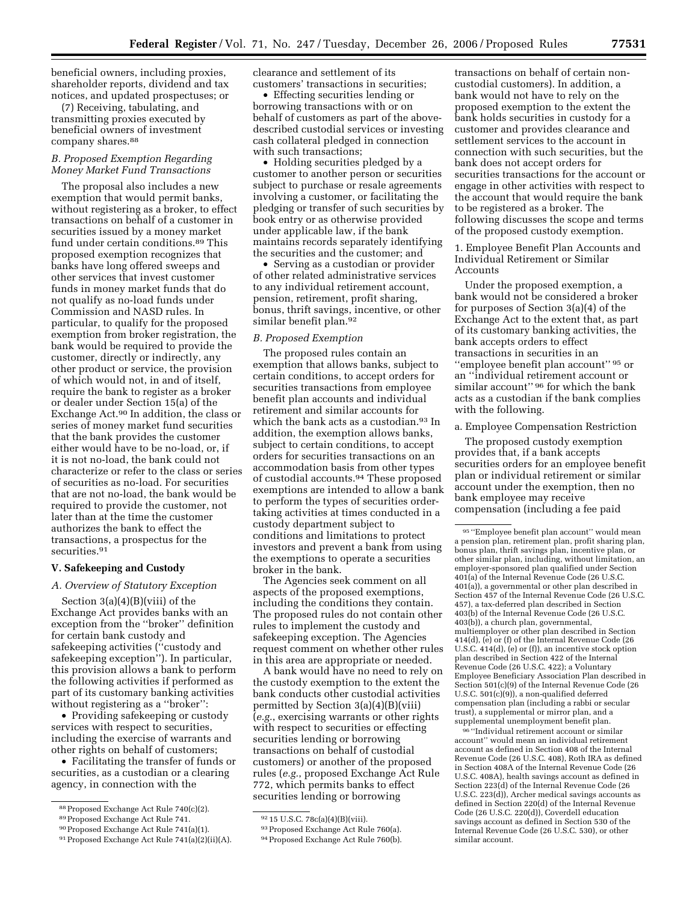beneficial owners, including proxies, shareholder reports, dividend and tax notices, and updated prospectuses; or

(7) Receiving, tabulating, and transmitting proxies executed by beneficial owners of investment company shares.[88]

### B. Proposed Exemption Regarding Money Market Fund Transactions

The proposal also includes a new exemption that would permit banks, without registering as a broker, to effect transactions on behalf of a customer in securities issued by a money market fund under certain conditions.[89] This proposed exemption recognizes that banks have long offered sweeps and other services that invest customer funds in money market funds that do not qualify as no-load funds under Commission and NASD rules. In particular, to qualify for the proposed exemption from broker registration, the bank would be required to provide the customer, directly or indirectly, any other product or service, the provision of which would not, in and of itself, require the bank to register as a broker or dealer under Section 15(a) of the Exchange Act.[90] In addition, the class or series of money market fund securities that the bank provides the customer either would have to be no-load, or, if it is not no-load, the bank could not characterize or refer to the class or series of securities as no-load. For securities that are not no-load, the bank would be required to provide the customer, not later than at the time the customer authorizes the bank to effect the transactions, a prospectus for the securities.[91]

## V. Safekeeping and Custody

### A. Overview of Statutory Exception

Section 3(a)(4)(B)(viii) of the Exchange Act provides banks with an exception from the ''broker'' definition for certain bank custody and safekeeping activities (''custody and safekeeping exception''). In particular, this provision allows a bank to perform the following activities if performed as part of its customary banking activities without registering as a ''broker'':

- Providing safekeeping or custody services with respect to securities, including the exercise of warrants and other rights on behalf of customers;
- Facilitating the transfer of funds or securities, as a custodian or a clearing agency, in connection with the clearance and settlement of its customers' transactions in securities;
- Effecting securities lending or borrowing transactions with or on behalf of customers as part of the above-described custodial services or investing cash collateral pledged in connection with such transactions;
- Holding securities pledged by a customer to another person or securities subject to purchase or resale agreements involving a customer, or facilitating the pledging or transfer of such securities by book entry or as otherwise provided under applicable law, if the bank maintains records separately identifying the securities and the customer; and
- Serving as a custodian or provider of other related administrative services to any individual retirement account, pension, retirement, profit sharing, bonus, thrift savings, incentive, or other similar benefit plan.[92]

### B. Proposed Exemption

The proposed rules contain an exemption that allows banks, subject to certain conditions, to accept orders for securities transactions from employee benefit plan accounts and individual retirement and similar accounts for which the bank acts as a custodian.[93] In addition, the exemption allows banks, subject to certain conditions, to accept orders for securities transactions on an accommodation basis from other types of custodial accounts.[94] These proposed exemptions are intended to allow a bank to perform the types of securities order-taking activities at times conducted in a custody department subject to conditions and limitations to protect investors and prevent a bank from using the exemptions to operate a securities broker in the bank.

The Agencies seek comment on all aspects of the proposed exemptions, including the conditions they contain. The proposed rules do not contain other rules to implement the custody and safekeeping exception. The Agencies request comment on whether other rules in this area are appropriate or needed.

A bank would have no need to rely on the custody exemption to the extent the bank conducts other custodial activities permitted by Section 3(a)(4)(B)(viii) (*e.g.*, exercising warrants or other rights with respect to securities or effecting securities lending or borrowing transactions on behalf of custodial customers) or another of the proposed rules (*e.g.*, proposed Exchange Act Rule 772, which permits banks to effect securities lending or borrowing transactions on behalf of certain non-custodial customers). In addition, a bank would not have to rely on the proposed exemption to the extent the bank holds securities in custody for a customer and provides clearance and settlement services to the account in connection with such securities, but the bank does not accept orders for securities transactions for the account or engage in other activities with respect to the account that would require the bank to be registered as a broker. The following discusses the scope and terms of the proposed custody exemption.

#### 1. Employee Benefit Plan Accounts and Individual Retirement or Similar Accounts

Under the proposed exemption, a bank would not be considered a broker for purposes of Section 3(a)(4) of the Exchange Act to the extent that, as part of its customary banking activities, the bank accepts orders to effect transactions in securities in an ''employee benefit plan account'' [95] or an ''individual retirement account or similar account'' [96] for which the bank acts as a custodian if the bank complies with the following.

##### a. Employee Compensation Restriction

The proposed custody exemption provides that, if a bank accepts securities orders for an employee benefit plan or individual retirement or similar account under the exemption, then no bank employee may receive compensation (including a fee paid

---

[88] Proposed Exchange Act Rule 740(c)(2).

[89] Proposed Exchange Act Rule 741.

[90] Proposed Exchange Act Rule 741(a)(1).

[91] Proposed Exchange Act Rule 741(a)(2)(ii)(A).

[92] 15 U.S.C. 78c(a)(4)(B)(viii).

[93] Proposed Exchange Act Rule 760(a).

[94] Proposed Exchange Act Rule 760(b).

[95] ''Employee benefit plan account'' would mean a pension plan, retirement plan, profit sharing plan, bonus plan, thrift savings plan, incentive plan, or other similar plan, including, without limitation, an employer-sponsored plan qualified under Section 401(a) of the Internal Revenue Code (26 U.S.C. 401(a)), a governmental or other plan described in Section 457 of the Internal Revenue Code (26 U.S.C. 457), a tax-deferred plan described in Section 403(b) of the Internal Revenue Code (26 U.S.C. 403(b)), a church plan, governmental, multiemployer or other plan described in Section 414(d), (e) or (f) of the Internal Revenue Code (26 U.S.C. 414(d), (e) or (f)), an incentive stock option plan described in Section 422 of the Internal Revenue Code (26 U.S.C. 422); a Voluntary Employee Beneficiary Association Plan described in Section 501(c)(9) of the Internal Revenue Code (26 U.S.C. 501(c)(9)), a non-qualified deferred compensation plan (including a rabbi or secular trust), a supplemental or mirror plan, and a supplemental unemployment benefit plan.

[96] ''Individual retirement account or similar account'' would mean an individual retirement account as defined in Section 408 of the Internal Revenue Code (26 U.S.C. 408), Roth IRA as defined in Section 408A of the Internal Revenue Code (26 U.S.C. 408A), health savings account as defined in Section 223(d) of the Internal Revenue Code (26 U.S.C. 223(d)), Archer medical savings accounts as defined in Section 220(d) of the Internal Revenue Code (26 U.S.C. 220(d)), Coverdell education savings account as defined in Section 530 of the Internal Revenue Code (26 U.S.C. 530), or other similar account.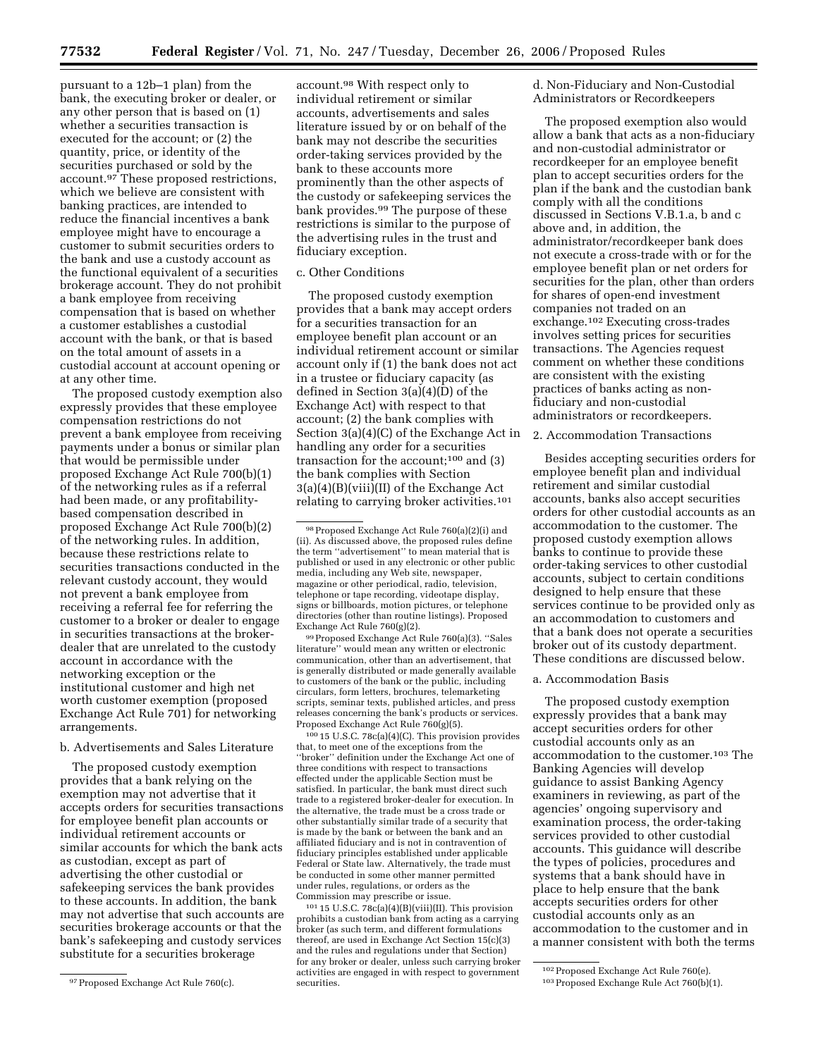pursuant to a 12b–1 plan) from the bank, the executing broker or dealer, or any other person that is based on (1) whether a securities transaction is executed for the account; or (2) the quantity, price, or identity of the securities purchased or sold by the account.[97] These proposed restrictions, which we believe are consistent with banking practices, are intended to reduce the financial incentives a bank employee might have to encourage a customer to submit securities orders to the bank and use a custody account as the functional equivalent of a securities brokerage account. They do not prohibit a bank employee from receiving compensation that is based on whether a customer establishes a custodial account with the bank, or that is based on the total amount of assets in a custodial account at account opening or at any other time.

The proposed custody exemption also expressly provides that these employee compensation restrictions do not prevent a bank employee from receiving payments under a bonus or similar plan that would be permissible under proposed Exchange Act Rule 700(b)(1) of the networking rules as if a referral had been made, or any profitability-based compensation described in proposed Exchange Act Rule 700(b)(2) of the networking rules. In addition, because these restrictions relate to securities transactions conducted in the relevant custody account, they would not prevent a bank employee from receiving a referral fee for referring the customer to a broker or dealer to engage in securities transactions at the broker-dealer that are unrelated to the custody account in accordance with the networking exception or the institutional customer and high net worth customer exemption (proposed Exchange Act Rule 701) for networking arrangements.

b. Advertisements and Sales Literature

The proposed custody exemption provides that a bank relying on the exemption may not advertise that it accepts orders for securities transactions for employee benefit plan accounts or individual retirement accounts or similar accounts for which the bank acts as custodian, except as part of advertising the other custodial or safekeeping services the bank provides to these accounts. In addition, the bank may not advertise that such accounts are securities brokerage accounts or that the bank's safekeeping and custody services substitute for a securities brokerage account.[98] With respect only to individual retirement or similar accounts, advertisements and sales literature issued by or on behalf of the bank may not describe the securities order-taking services provided by the bank to these accounts more prominently than the other aspects of the custody or safekeeping services the bank provides.[99] The purpose of these restrictions is similar to the purpose of the advertising rules in the trust and fiduciary exception.

c. Other Conditions

The proposed custody exemption provides that a bank may accept orders for a securities transaction for an employee benefit plan account or an individual retirement account or similar account only if (1) the bank does not act in a trustee or fiduciary capacity (as defined in Section 3(a)(4)(D) of the Exchange Act) with respect to that account; (2) the bank complies with Section 3(a)(4)(C) of the Exchange Act in handling any order for a securities transaction for the account;[100] and (3) the bank complies with Section 3(a)(4)(B)(viii)(II) of the Exchange Act relating to carrying broker activities.[101]

d. Non-Fiduciary and Non-Custodial Administrators or Recordkeepers

The proposed exemption also would allow a bank that acts as a non-fiduciary and non-custodial administrator or recordkeeper for an employee benefit plan to accept securities orders for the plan if the bank and the custodian bank comply with all the conditions discussed in Sections V.B.1.a, b and c above and, in addition, the administrator/recordkeeper bank does not execute a cross-trade with or for the employee benefit plan or net orders for securities for the plan, other than orders for shares of open-end investment companies not traded on an exchange.[102] Executing cross-trades involves setting prices for securities transactions. The Agencies request comment on whether these conditions are consistent with the existing practices of banks acting as non-fiduciary and non-custodial administrators or recordkeepers.

2. Accommodation Transactions

Besides accepting securities orders for employee benefit plan and individual retirement and similar custodial accounts, banks also accept securities orders for other custodial accounts as an accommodation to the customer. The proposed custody exemption allows banks to continue to provide these order-taking services to other custodial accounts, subject to certain conditions designed to help ensure that these services continue to be provided only as an accommodation to customers and that a bank does not operate a securities broker out of its custody department. These conditions are discussed below.

a. Accommodation Basis

The proposed custody exemption expressly provides that a bank may accept securities orders for other custodial accounts only as an accommodation to the customer.[103] The Banking Agencies will develop guidance to assist Banking Agency examiners in reviewing, as part of the agencies' ongoing supervisory and examination process, the order-taking services provided to other custodial accounts. This guidance will describe the types of policies, procedures and systems that a bank should have in place to help ensure that the bank accepts securities orders for other custodial accounts only as an accommodation to the customer and in a manner consistent with both the terms

---

[97] Proposed Exchange Act Rule 760(c).

[98] Proposed Exchange Act Rule 760(a)(2)(i) and (ii). As discussed above, the proposed rules define the term "advertisement" to mean material that is published or used in any electronic or other public media, including any Web site, newspaper, magazine or other periodical, radio, television, telephone or tape recording, videotape display, signs or billboards, motion pictures, or telephone directories (other than routine listings). Proposed Exchange Act Rule 760(g)(2).

[99] Proposed Exchange Act Rule 760(a)(3). "Sales literature" would mean any written or electronic communication, other than an advertisement, that is generally distributed or made generally available to customers of the bank or the public, including circulars, form letters, brochures, telemarketing scripts, seminar texts, published articles, and press releases concerning the bank's products or services. Proposed Exchange Act Rule 760(g)(5).

[100] 15 U.S.C. 78c(a)(4)(C). This provision provides that, to meet one of the exceptions from the "broker" definition under the Exchange Act one of three conditions with respect to transactions effected under the applicable Section must be satisfied. In particular, the bank must direct such trade to a registered broker-dealer for execution. In the alternative, the trade must be a cross trade or other substantially similar trade of a security that is made by the bank or between the bank and an affiliated fiduciary and is not in contravention of fiduciary principles established under applicable Federal or State law. Alternatively, the trade must be conducted in some other manner permitted under rules, regulations, or orders as the Commission may prescribe or issue.

[101] 15 U.S.C. 78c(a)(4)(B)(viii)(II). This provision prohibits a custodian bank from acting as a carrying broker (as such term, and different formulations thereof, are used in Exchange Act Section 15(c)(3) and the rules and regulations under that Section) for any broker or dealer, unless such carrying broker activities are engaged in with respect to government securities.

[102] Proposed Exchange Act Rule 760(e).

[103] Proposed Exchange Rule Act 760(b)(1).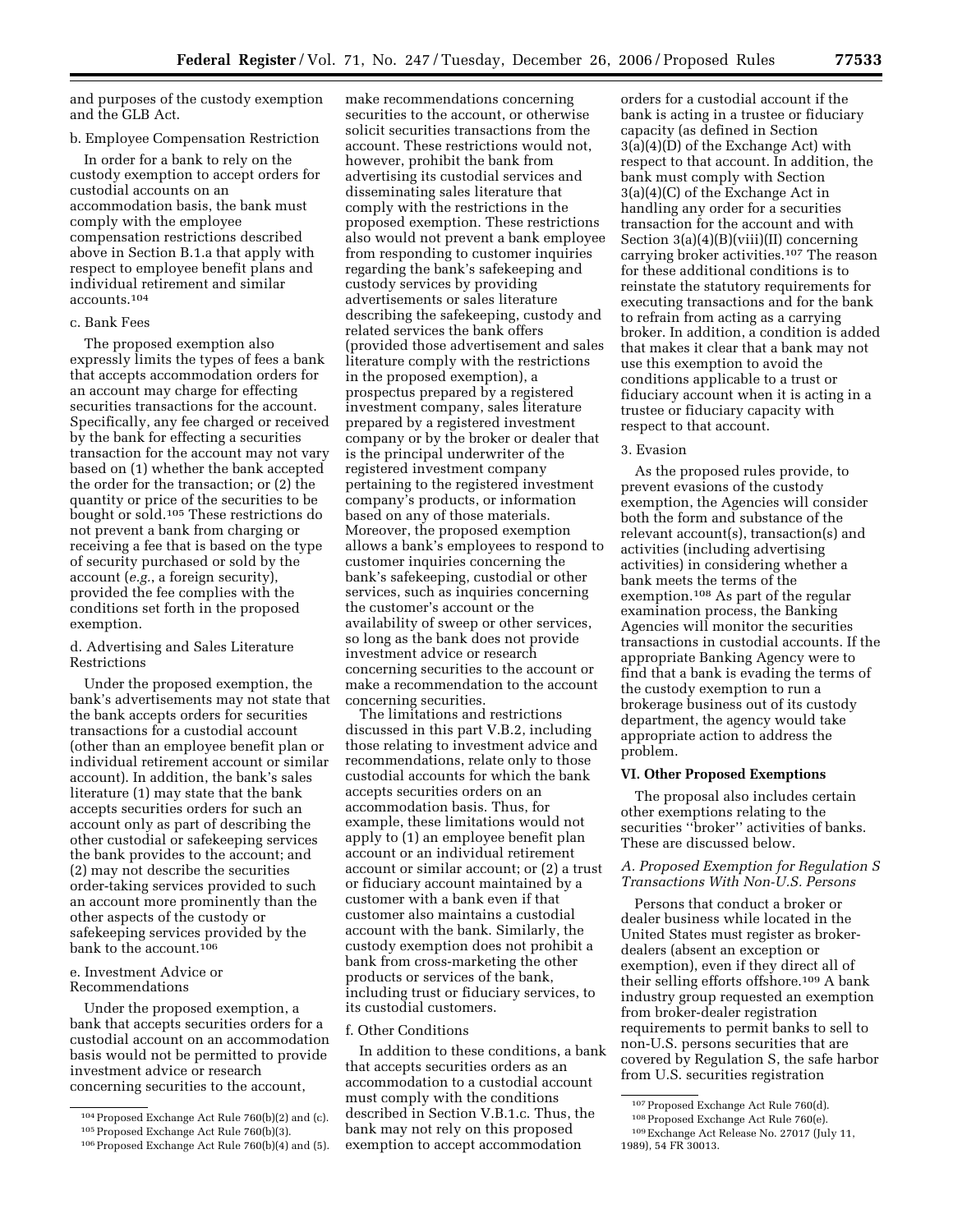and purposes of the custody exemption and the GLB Act.

b. Employee Compensation Restriction

In order for a bank to rely on the custody exemption to accept orders for custodial accounts on an accommodation basis, the bank must comply with the employee compensation restrictions described above in Section B.1.a that apply with respect to employee benefit plans and individual retirement and similar accounts.[104]

c. Bank Fees

The proposed exemption also expressly limits the types of fees a bank that accepts accommodation orders for an account may charge for effecting securities transactions for the account. Specifically, any fee charged or received by the bank for effecting a securities transaction for the account may not vary based on (1) whether the bank accepted the order for the transaction; or (2) the quantity or price of the securities to be bought or sold.[105] These restrictions do not prevent a bank from charging or receiving a fee that is based on the type of security purchased or sold by the account (*e.g.*, a foreign security), provided the fee complies with the conditions set forth in the proposed exemption.

d. Advertising and Sales Literature Restrictions

Under the proposed exemption, the bank's advertisements may not state that the bank accepts orders for securities transactions for a custodial account (other than an employee benefit plan or individual retirement account or similar account). In addition, the bank's sales literature (1) may state that the bank accepts securities orders for such an account only as part of describing the other custodial or safekeeping services the bank provides to the account; and (2) may not describe the securities order-taking services provided to such an account more prominently than the other aspects of the custody or safekeeping services provided by the bank to the account.[106]

e. Investment Advice or Recommendations

Under the proposed exemption, a bank that accepts securities orders for a custodial account on an accommodation basis would not be permitted to provide investment advice or research concerning securities to the account, make recommendations concerning securities to the account, or otherwise solicit securities transactions from the account. These restrictions would not, however, prohibit the bank from advertising its custodial services and disseminating sales literature that comply with the restrictions in the proposed exemption. These restrictions also would not prevent a bank employee from responding to customer inquiries regarding the bank's safekeeping and custody services by providing advertisements or sales literature describing the safekeeping, custody and related services the bank offers (provided those advertisement and sales literature comply with the restrictions in the proposed exemption), a prospectus prepared by a registered investment company, sales literature prepared by a registered investment company or by the broker or dealer that is the principal underwriter of the registered investment company pertaining to the registered investment company's products, or information based on any of those materials. Moreover, the proposed exemption allows a bank's employees to respond to customer inquiries concerning the bank's safekeeping, custodial or other services, such as inquiries concerning the customer's account or the availability of sweep or other services, so long as the bank does not provide investment advice or research concerning securities to the account or make a recommendation to the account concerning securities.

The limitations and restrictions discussed in this part V.B.2, including those relating to investment advice and recommendations, relate only to those custodial accounts for which the bank accepts securities orders on an accommodation basis. Thus, for example, these limitations would not apply to (1) an employee benefit plan account or an individual retirement account or similar account; or (2) a trust or fiduciary account maintained by a customer with a bank even if that customer also maintains a custodial account with the bank. Similarly, the custody exemption does not prohibit a bank from cross-marketing the other products or services of the bank, including trust or fiduciary services, to its custodial customers.

f. Other Conditions

In addition to these conditions, a bank that accepts securities orders as an accommodation to a custodial account must comply with the conditions described in Section V.B.1.c. Thus, the bank may not rely on this proposed exemption to accept accommodation orders for a custodial account if the bank is acting in a trustee or fiduciary capacity (as defined in Section 3(a)(4)(D) of the Exchange Act) with respect to that account. In addition, the bank must comply with Section 3(a)(4)(C) of the Exchange Act in handling any order for a securities transaction for the account and with Section 3(a)(4)(B)(viii)(II) concerning carrying broker activities.[107] The reason for these additional conditions is to reinstate the statutory requirements for executing transactions and for the bank to refrain from acting as a carrying broker. In addition, a condition is added that makes it clear that a bank may not use this exemption to avoid the conditions applicable to a trust or fiduciary account when it is acting in a trustee or fiduciary capacity with respect to that account.

3. Evasion

As the proposed rules provide, to prevent evasions of the custody exemption, the Agencies will consider both the form and substance of the relevant account(s), transaction(s) and activities (including advertising activities) in considering whether a bank meets the terms of the exemption.[108] As part of the regular examination process, the Banking Agencies will monitor the securities transactions in custodial accounts. If the appropriate Banking Agency were to find that a bank is evading the terms of the custody exemption to run a brokerage business out of its custody department, the agency would take appropriate action to address the problem.

## VI. Other Proposed Exemptions

The proposal also includes certain other exemptions relating to the securities "broker" activities of banks. These are discussed below.

### *A. Proposed Exemption for Regulation S Transactions With Non-U.S. Persons*

Persons that conduct a broker or dealer business while located in the United States must register as broker-dealers (absent an exception or exemption), even if they direct all of their selling efforts offshore.[109] A bank industry group requested an exemption from broker-dealer registration requirements to permit banks to sell to non-U.S. persons securities that are covered by Regulation S, the safe harbor from U.S. securities registration

---

[104] Proposed Exchange Act Rule 760(b)(2) and (c).

[105] Proposed Exchange Act Rule 760(b)(3).

[106] Proposed Exchange Act Rule 760(b)(4) and (5).

[107] Proposed Exchange Act Rule 760(d).

[108] Proposed Exchange Act Rule 760(e).

[109] Exchange Act Release No. 27017 (July 11, 1989), 54 FR 30013.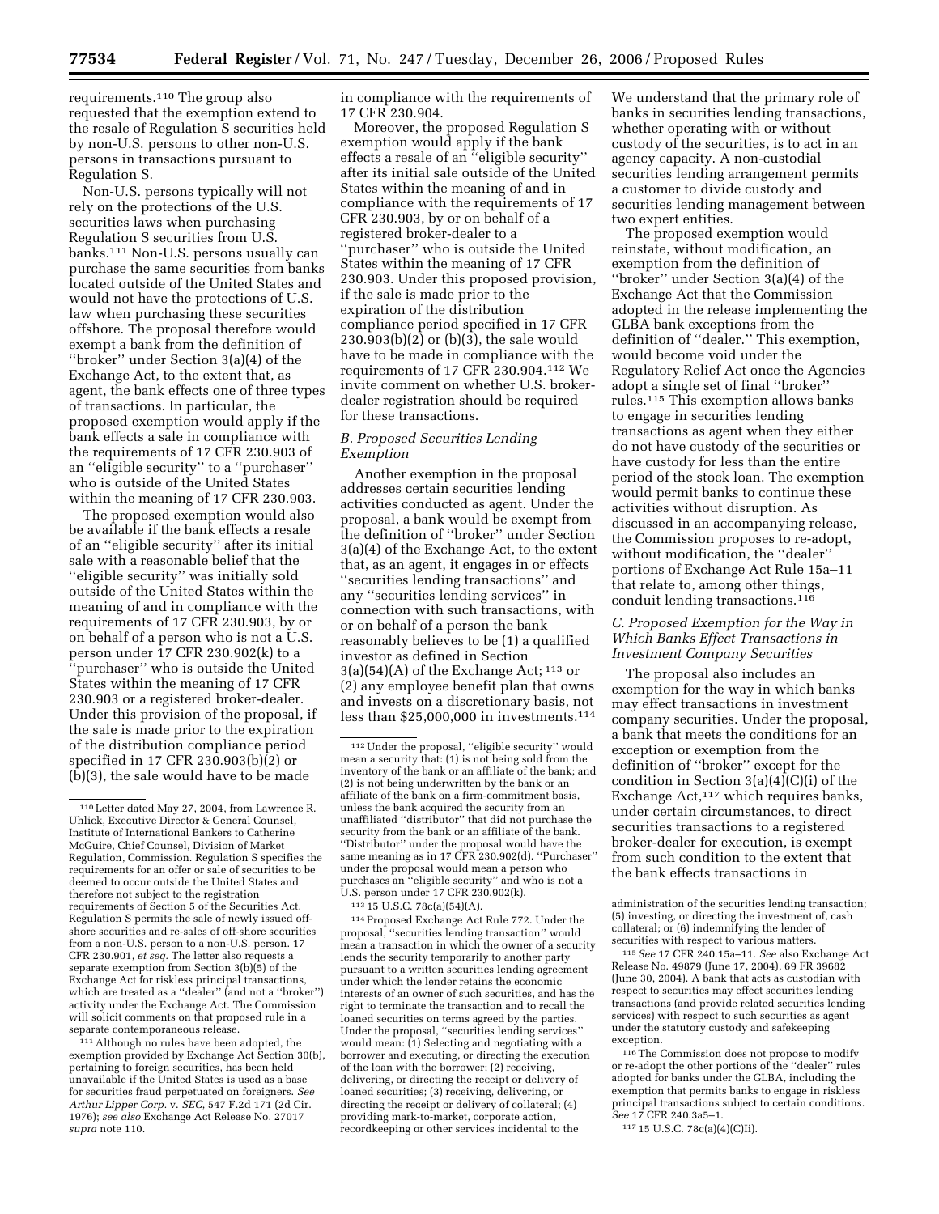requirements.[110] The group also requested that the exemption extend to the resale of Regulation S securities held by non-U.S. persons to other non-U.S. persons in transactions pursuant to Regulation S.

Non-U.S. persons typically will not rely on the protections of the U.S. securities laws when purchasing Regulation S securities from U.S. banks.[111] Non-U.S. persons usually can purchase the same securities from banks located outside of the United States and would not have the protections of U.S. law when purchasing these securities offshore. The proposal therefore would exempt a bank from the definition of ''broker'' under Section 3(a)(4) of the Exchange Act, to the extent that, as agent, the bank effects one of three types of transactions. In particular, the proposed exemption would apply if the bank effects a sale in compliance with the requirements of 17 CFR 230.903 of an ''eligible security'' to a ''purchaser'' who is outside of the United States within the meaning of 17 CFR 230.903.

The proposed exemption would also be available if the bank effects a resale of an ''eligible security'' after its initial sale with a reasonable belief that the ''eligible security'' was initially sold outside of the United States within the meaning of and in compliance with the requirements of 17 CFR 230.903, by or on behalf of a person who is not a U.S. person under 17 CFR 230.902(k) to a ''purchaser'' who is outside the United States within the meaning of 17 CFR 230.903 or a registered broker-dealer. Under this provision of the proposal, if the sale is made prior to the expiration of the distribution compliance period specified in 17 CFR 230.903(b)(2) or (b)(3), the sale would have to be made in compliance with the requirements of 17 CFR 230.904.

Moreover, the proposed Regulation S exemption would apply if the bank effects a resale of an ''eligible security'' after its initial sale outside of the United States within the meaning of and in compliance with the requirements of 17 CFR 230.903, by or on behalf of a registered broker-dealer to a ''purchaser'' who is outside the United States within the meaning of 17 CFR 230.903. Under this proposed provision, if the sale is made prior to the expiration of the distribution compliance period specified in 17 CFR 230.903(b)(2) or (b)(3), the sale would have to be made in compliance with the requirements of 17 CFR 230.904.[112] We invite comment on whether U.S. broker-dealer registration should be required for these transactions.

*B. Proposed Securities Lending Exemption*

Another exemption in the proposal addresses certain securities lending activities conducted as agent. Under the proposal, a bank would be exempt from the definition of ''broker'' under Section 3(a)(4) of the Exchange Act, to the extent that, as an agent, it engages in or effects ''securities lending transactions'' and any ''securities lending services'' in connection with such transactions, with or on behalf of a person the bank reasonably believes to be (1) a qualified investor as defined in Section 3(a)(54)(A) of the Exchange Act; [113] or (2) any employee benefit plan that owns and invests on a discretionary basis, not less than $25,000,000 in investments.[114] We understand that the primary role of banks in securities lending transactions, whether operating with or without custody of the securities, is to act in an agency capacity. A non-custodial securities lending arrangement permits a customer to divide custody and securities lending management between two expert entities.

The proposed exemption would reinstate, without modification, an exemption from the definition of ''broker'' under Section 3(a)(4) of the Exchange Act that the Commission adopted in the release implementing the GLBA bank exceptions from the definition of ''dealer.'' This exemption, would become void under the Regulatory Relief Act once the Agencies adopt a single set of final ''broker'' rules.[115] This exemption allows banks to engage in securities lending transactions as agent when they either do not have custody of the securities or have custody for less than the entire period of the stock loan. The exemption would permit banks to continue these activities without disruption. As discussed in an accompanying release, the Commission proposes to re-adopt, without modification, the ''dealer'' portions of Exchange Act Rule 15a–11 that relate to, among other things, conduit lending transactions.[116]

*C. Proposed Exemption for the Way in Which Banks Effect Transactions in Investment Company Securities*

The proposal also includes an exemption for the way in which banks may effect transactions in investment company securities. Under the proposal, a bank that meets the conditions for an exception or exemption from the definition of ''broker'' except for the condition in Section 3(a)(4)(C)(i) of the Exchange Act,[117] which requires banks, under certain circumstances, to direct securities transactions to a registered broker-dealer for execution, is exempt from such condition to the extent that the bank effects transactions in

---

[110] Letter dated May 27, 2004, from Lawrence R. Uhlick, Executive Director & General Counsel, Institute of International Bankers to Catherine McGuire, Chief Counsel, Division of Market Regulation, Commission. Regulation S specifies the requirements for an offer or sale of securities to be deemed to occur outside the United States and therefore not subject to the registration requirements of Section 5 of the Securities Act. Regulation S permits the sale of newly issued off-shore securities and re-sales of off-shore securities from a non-U.S. person to a non-U.S. person. 17 CFR 230.901, *et seq.* The letter also requests a separate exemption from Section 3(b)(5) of the Exchange Act for riskless principal transactions, which are treated as a ''dealer'' (and not a ''broker'') activity under the Exchange Act. The Commission will solicit comments on that proposed rule in a separate contemporaneous release.

[111] Although no rules have been adopted, the exemption provided by Exchange Act Section 30(b), pertaining to foreign securities, has been held unavailable if the United States is used as a base for securities fraud perpetuated on foreigners. *See Arthur Lipper Corp.* v. *SEC,* 547 F.2d 171 (2d Cir. 1976); *see also* Exchange Act Release No. 27017 *supra* note 110.

[112] Under the proposal, ''eligible security'' would mean a security that: (1) is not being sold from the inventory of the bank or an affiliate of the bank; and (2) is not being underwritten by the bank or an affiliate of the bank on a firm-commitment basis, unless the bank acquired the security from an unaffiliated ''distributor'' that did not purchase the security from the bank or an affiliate of the bank. ''Distributor'' under the proposal would have the same meaning as in 17 CFR 230.902(d). ''Purchaser'' under the proposal would mean a person who purchases an ''eligible security'' and who is not a U.S. person under 17 CFR 230.902(k).

[113] 15 U.S.C. 78c(a)(54)(A).

[114] Proposed Exchange Act Rule 772. Under the proposal, ''securities lending transaction'' would mean a transaction in which the owner of a security lends the security temporarily to another party pursuant to a written securities lending agreement under which the lender retains the economic interests of an owner of such securities, and has the right to terminate the transaction and to recall the loaned securities on terms agreed by the parties. Under the proposal, ''securities lending services'' would mean: (1) Selecting and negotiating with a borrower and executing, or directing the execution of the loan with the borrower; (2) receiving, delivering, or directing the receipt or delivery of loaned securities; (3) receiving, delivering, or directing the receipt or delivery of collateral; (4) providing mark-to-market, corporate action, recordkeeping or other services incidental to the administration of the securities lending transaction; (5) investing, or directing the investment of, cash collateral; or (6) indemnifying the lender of securities with respect to various matters.

[115] *See* 17 CFR 240.15a–11. *See* also Exchange Act Release No. 49879 (June 17, 2004), 69 FR 39682 (June 30, 2004). A bank that acts as custodian with respect to securities may effect securities lending transactions (and provide related securities lending services) with respect to such securities as agent under the statutory custody and safekeeping exception.

[116] The Commission does not propose to modify or re-adopt the other portions of the ''dealer'' rules adopted for banks under the GLBA, including the exemption that permits banks to engage in riskless principal transactions subject to certain conditions. *See* 17 CFR 240.3a5–1.

[117] 15 U.S.C. 78c(a)(4)(C)Ii).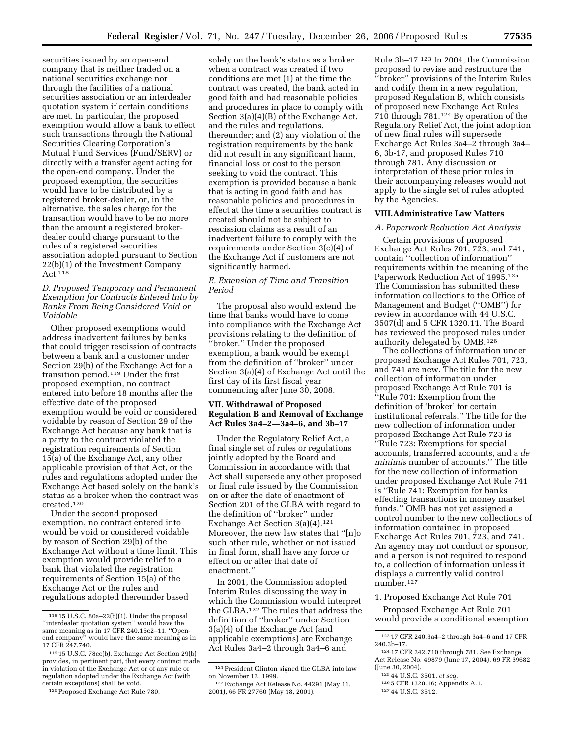securities issued by an open-end company that is neither traded on a national securities exchange nor through the facilities of a national securities association or an interdealer quotation system if certain conditions are met. In particular, the proposed exemption would allow a bank to effect such transactions through the National Securities Clearing Corporation's Mutual Fund Services (Fund/SERV) or directly with a transfer agent acting for the open-end company. Under the proposed exemption, the securities would have to be distributed by a registered broker-dealer, or, in the alternative, the sales charge for the transaction would have to be no more than the amount a registered broker-dealer could charge pursuant to the rules of a registered securities association adopted pursuant to Section 22(b)(1) of the Investment Company Act.[118]

### D. Proposed Temporary and Permanent Exemption for Contracts Entered Into by Banks From Being Considered Void or Voidable

Other proposed exemptions would address inadvertent failures by banks that could trigger rescission of contracts between a bank and a customer under Section 29(b) of the Exchange Act for a transition period.[119] Under the first proposed exemption, no contract entered into before 18 months after the effective date of the proposed exemption would be void or considered voidable by reason of Section 29 of the Exchange Act because any bank that is a party to the contract violated the registration requirements of Section 15(a) of the Exchange Act, any other applicable provision of that Act, or the rules and regulations adopted under the Exchange Act based solely on the bank's status as a broker when the contract was created.[120]

Under the second proposed exemption, no contract entered into would be void or considered voidable by reason of Section 29(b) of the Exchange Act without a time limit. This exemption would provide relief to a bank that violated the registration requirements of Section 15(a) of the Exchange Act or the rules and regulations adopted thereunder based solely on the bank's status as a broker when a contract was created if two conditions are met (1) at the time the contract was created, the bank acted in good faith and had reasonable policies and procedures in place to comply with Section 3(a)(4)(B) of the Exchange Act, and the rules and regulations, thereunder; and (2) any violation of the registration requirements by the bank did not result in any significant harm, financial loss or cost to the person seeking to void the contract. This exemption is provided because a bank that is acting in good faith and has reasonable policies and procedures in effect at the time a securities contract is created should not be subject to rescission claims as a result of an inadvertent failure to comply with the requirements under Section 3(c)(4) of the Exchange Act if customers are not significantly harmed.

### E. Extension of Time and Transition Period

The proposal also would extend the time that banks would have to come into compliance with the Exchange Act provisions relating to the definition of "broker." Under the proposed exemption, a bank would be exempt from the definition of "broker" under Section 3(a)(4) of Exchange Act until the first day of its first fiscal year commencing after June 30, 2008.

## VII. Withdrawal of Proposed Regulation B and Removal of Exchange Act Rules 3a4–2—3a4–6, and 3b–17

Under the Regulatory Relief Act, a final single set of rules or regulations jointly adopted by the Board and Commission in accordance with that Act shall supersede any other proposed or final rule issued by the Commission on or after the date of enactment of Section 201 of the GLBA with regard to the definition of "broker" under Exchange Act Section 3(a)(4).[121] Moreover, the new law states that "[n]o such other rule, whether or not issued in final form, shall have any force or effect on or after that date of enactment."

In 2001, the Commission adopted Interim Rules discussing the way in which the Commission would interpret the GLBA.[122] The rules that address the definition of "broker" under Section 3(a)(4) of the Exchange Act (and applicable exemptions) are Exchange Act Rules 3a4–2 through 3a4–6 and Rule 3b–17.[123] In 2004, the Commission proposed to revise and restructure the "broker" provisions of the Interim Rules and codify them in a new regulation, proposed Regulation B, which consists of proposed new Exchange Act Rules 710 through 781.[124] By operation of the Regulatory Relief Act, the joint adoption of new final rules will supersede Exchange Act Rules 3a4–2 through 3a4–6, 3b-17, and proposed Rules 710 through 781. Any discussion or interpretation of these prior rules in their accompanying releases would not apply to the single set of rules adopted by the Agencies.

## VIII. Administrative Law Matters

### A. Paperwork Reduction Act Analysis

Certain provisions of proposed Exchange Act Rules 701, 723, and 741, contain "collection of information" requirements within the meaning of the Paperwork Reduction Act of 1995.[125] The Commission has submitted these information collections to the Office of Management and Budget ("OMB") for review in accordance with 44 U.S.C. 3507(d) and 5 CFR 1320.11. The Board has reviewed the proposed rules under authority delegated by OMB.[126]

The collections of information under proposed Exchange Act Rules 701, 723, and 741 are new. The title for the new collection of information under proposed Exchange Act Rule 701 is "Rule 701: Exemption from the definition of 'broker' for certain institutional referrals." The title for the new collection of information under proposed Exchange Act Rule 723 is "Rule 723: Exemptions for special accounts, transferred accounts, and a *de minimis* number of accounts." The title for the new collection of information under proposed Exchange Act Rule 741 is "Rule 741: Exemption for banks effecting transactions in money market funds." OMB has not yet assigned a control number to the new collections of information contained in proposed Exchange Act Rules 701, 723, and 741. An agency may not conduct or sponsor, and a person is not required to respond to, a collection of information unless it displays a currently valid control number.[127]

1. Proposed Exchange Act Rule 701

Proposed Exchange Act Rule 701 would provide a conditional exemption

---

[118] 15 U.S.C. 80a–22(b)(1). Under the proposal "interdealer quotation system" would have the same meaning as in 17 CFR 240.15c2–11. "Open-end company" would have the same meaning as in 17 CFR 247.740.

[119] 15 U.S.C. 78cc(b). Exchange Act Section 29(b) provides, in pertinent part, that every contract made in violation of the Exchange Act or of any rule or regulation adopted under the Exchange Act (with certain exceptions) shall be void.

[120] Proposed Exchange Act Rule 780.

[121] President Clinton signed the GLBA into law on November 12, 1999.

[122] Exchange Act Release No. 44291 (May 11, 2001), 66 FR 27760 (May 18, 2001).

[123] 17 CFR 240.3a4–2 through 3a4–6 and 17 CFR 240.3b–17.

[124] 17 CFR 242.710 through 781. See Exchange Act Release No. 49879 (June 17, 2004), 69 FR 39682 (June 30, 2004).

[125] 44 U.S.C. 3501, *et seq.*

[126] 5 CFR 1320.16; Appendix A.1.

[127] 44 U.S.C. 3512.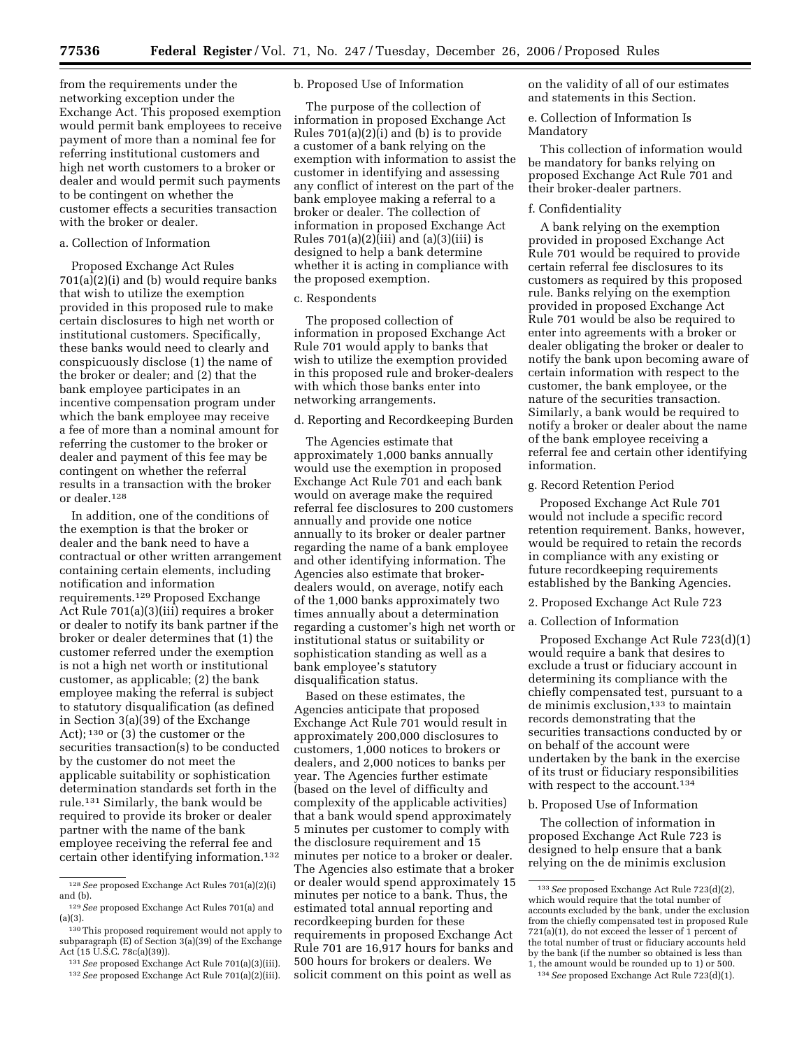from the requirements under the networking exception under the Exchange Act. This proposed exemption would permit bank employees to receive payment of more than a nominal fee for referring institutional customers and high net worth customers to a broker or dealer and would permit such payments to be contingent on whether the customer effects a securities transaction with the broker or dealer.

a. Collection of Information

Proposed Exchange Act Rules 701(a)(2)(i) and (b) would require banks that wish to utilize the exemption provided in this proposed rule to make certain disclosures to high net worth or institutional customers. Specifically, these banks would need to clearly and conspicuously disclose (1) the name of the broker or dealer; and (2) that the bank employee participates in an incentive compensation program under which the bank employee may receive a fee of more than a nominal amount for referring the customer to the broker or dealer and payment of this fee may be contingent on whether the referral results in a transaction with the broker or dealer.[128]

In addition, one of the conditions of the exemption is that the broker or dealer and the bank need to have a contractual or other written arrangement containing certain elements, including notification and information requirements.[129] Proposed Exchange Act Rule 701(a)(3)(iii) requires a broker or dealer to notify its bank partner if the broker or dealer determines that (1) the customer referred under the exemption is not a high net worth or institutional customer, as applicable; (2) the bank employee making the referral is subject to statutory disqualification (as defined in Section 3(a)(39) of the Exchange Act);[130] or (3) the customer or the securities transaction(s) to be conducted by the customer do not meet the applicable suitability or sophistication determination standards set forth in the rule.[131] Similarly, the bank would be required to provide its broker or dealer partner with the name of the bank employee receiving the referral fee and certain other identifying information.[132]

[128] *See* proposed Exchange Act Rules 701(a)(2)(i) and (b).

[129] *See* proposed Exchange Act Rules 701(a) and (a)(3).

[130] This proposed requirement would not apply to subparagraph (E) of Section 3(a)(39) of the Exchange Act (15 U.S.C. 78c(a)(39)).

[131] *See* proposed Exchange Act Rule 701(a)(3)(iii).

[132] *See* proposed Exchange Act Rule 701(a)(2)(iii).

b. Proposed Use of Information

The purpose of the collection of information in proposed Exchange Act Rules 701(a)(2)(i) and (b) is to provide a customer of a bank relying on the exemption with information to assist the customer in identifying and assessing any conflict of interest on the part of the bank employee making a referral to a broker or dealer. The collection of information in proposed Exchange Act Rules 701(a)(2)(iii) and (a)(3)(iii) is designed to help a bank determine whether it is acting in compliance with the proposed exemption.

c. Respondents

The proposed collection of information in proposed Exchange Act Rule 701 would apply to banks that wish to utilize the exemption provided in this proposed rule and broker-dealers with which those banks enter into networking arrangements.

d. Reporting and Recordkeeping Burden

The Agencies estimate that approximately 1,000 banks annually would use the exemption in proposed Exchange Act Rule 701 and each bank would on average make the required referral fee disclosures to 200 customers annually and provide one notice annually to its broker or dealer partner regarding the name of a bank employee and other identifying information. The Agencies also estimate that broker-dealers would, on average, notify each of the 1,000 banks approximately two times annually about a determination regarding a customer's high net worth or institutional status or suitability or sophistication standing as well as a bank employee's statutory disqualification status.

Based on these estimates, the Agencies anticipate that proposed Exchange Act Rule 701 would result in approximately 200,000 disclosures to customers, 1,000 notices to brokers or dealers, and 2,000 notices to banks per year. The Agencies further estimate (based on the level of difficulty and complexity of the applicable activities) that a bank would spend approximately 5 minutes per customer to comply with the disclosure requirement and 15 minutes per notice to a broker or dealer. The Agencies also estimate that a broker or dealer would spend approximately 15 minutes per notice to a bank. Thus, the estimated total annual reporting and recordkeeping burden for these requirements in proposed Exchange Act Rule 701 are 16,917 hours for banks and 500 hours for brokers or dealers. We solicit comment on this point as well as on the validity of all of our estimates and statements in this Section.

e. Collection of Information Is Mandatory

This collection of information would be mandatory for banks relying on proposed Exchange Act Rule 701 and their broker-dealer partners.

f. Confidentiality

A bank relying on the exemption provided in proposed Exchange Act Rule 701 would be required to provide certain referral fee disclosures to its customers as required by this proposed rule. Banks relying on the exemption provided in proposed Exchange Act Rule 701 would be also be required to enter into agreements with a broker or dealer obligating the broker or dealer to notify the bank upon becoming aware of certain information with respect to the customer, the bank employee, or the nature of the securities transaction. Similarly, a bank would be required to notify a broker or dealer about the name of the bank employee receiving a referral fee and certain other identifying information.

g. Record Retention Period

Proposed Exchange Act Rule 701 would not include a specific record retention requirement. Banks, however, would be required to retain the records in compliance with any existing or future recordkeeping requirements established by the Banking Agencies.

2. Proposed Exchange Act Rule 723

a. Collection of Information

Proposed Exchange Act Rule 723(d)(1) would require a bank that desires to exclude a trust or fiduciary account in determining its compliance with the chiefly compensated test, pursuant to a de minimis exclusion,[133] to maintain records demonstrating that the securities transactions conducted by or on behalf of the account were undertaken by the bank in the exercise of its trust or fiduciary responsibilities with respect to the account.[134]

b. Proposed Use of Information

The collection of information in proposed Exchange Act Rule 723 is designed to help ensure that a bank relying on the de minimis exclusion

[133] *See* proposed Exchange Act Rule 723(d)(2), which would require that the total number of accounts excluded by the bank, under the exclusion from the chiefly compensated test in proposed Rule 721(a)(1), do not exceed the lesser of 1 percent of the total number of trust or fiduciary accounts held by the bank (if the number so obtained is less than 1, the amount would be rounded up to 1) or 500.

[134] *See* proposed Exchange Act Rule 723(d)(1).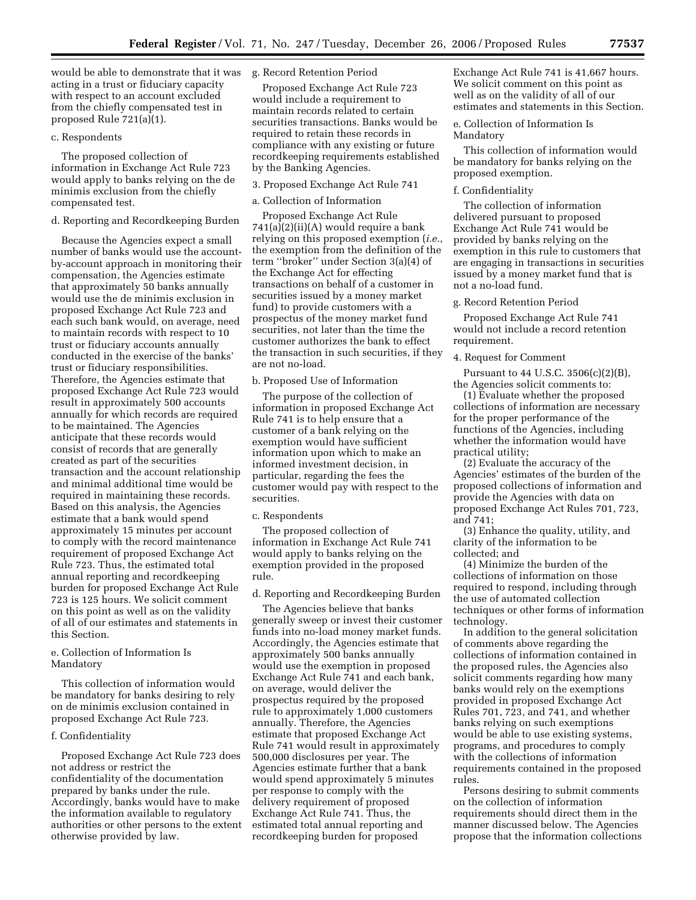would be able to demonstrate that it was acting in a trust or fiduciary capacity with respect to an account excluded from the chiefly compensated test in proposed Rule 721(a)(1).

c. Respondents

The proposed collection of information in Exchange Act Rule 723 would apply to banks relying on the de minimis exclusion from the chiefly compensated test.

d. Reporting and Recordkeeping Burden

Because the Agencies expect a small number of banks would use the account-by-account approach in monitoring their compensation, the Agencies estimate that approximately 50 banks annually would use the de minimis exclusion in proposed Exchange Act Rule 723 and each such bank would, on average, need to maintain records with respect to 10 trust or fiduciary accounts annually conducted in the exercise of the banks' trust or fiduciary responsibilities. Therefore, the Agencies estimate that proposed Exchange Act Rule 723 would result in approximately 500 accounts annually for which records are required to be maintained. The Agencies anticipate that these records would consist of records that are generally created as part of the securities transaction and the account relationship and minimal additional time would be required in maintaining these records. Based on this analysis, the Agencies estimate that a bank would spend approximately 15 minutes per account to comply with the record maintenance requirement of proposed Exchange Act Rule 723. Thus, the estimated total annual reporting and recordkeeping burden for proposed Exchange Act Rule 723 is 125 hours. We solicit comment on this point as well as on the validity of all of our estimates and statements in this Section.

e. Collection of Information Is Mandatory

This collection of information would be mandatory for banks desiring to rely on de minimis exclusion contained in proposed Exchange Act Rule 723.

f. Confidentiality

Proposed Exchange Act Rule 723 does not address or restrict the confidentiality of the documentation prepared by banks under the rule. Accordingly, banks would have to make the information available to regulatory authorities or other persons to the extent otherwise provided by law.

g. Record Retention Period

Proposed Exchange Act Rule 723 would include a requirement to maintain records related to certain securities transactions. Banks would be required to retain these records in compliance with any existing or future recordkeeping requirements established by the Banking Agencies.

3. Proposed Exchange Act Rule 741

a. Collection of Information

Proposed Exchange Act Rule 741(a)(2)(ii)(A) would require a bank relying on this proposed exemption (*i.e.*, the exemption from the definition of the term ''broker'' under Section 3(a)(4) of the Exchange Act for effecting transactions on behalf of a customer in securities issued by a money market fund) to provide customers with a prospectus of the money market fund securities, not later than the time the customer authorizes the bank to effect the transaction in such securities, if they are not no-load.

b. Proposed Use of Information

The purpose of the collection of information in proposed Exchange Act Rule 741 is to help ensure that a customer of a bank relying on the exemption would have sufficient information upon which to make an informed investment decision, in particular, regarding the fees the customer would pay with respect to the securities.

c. Respondents

The proposed collection of information in Exchange Act Rule 741 would apply to banks relying on the exemption provided in the proposed rule.

d. Reporting and Recordkeeping Burden

The Agencies believe that banks generally sweep or invest their customer funds into no-load money market funds. Accordingly, the Agencies estimate that approximately 500 banks annually would use the exemption in proposed Exchange Act Rule 741 and each bank, on average, would deliver the prospectus required by the proposed rule to approximately 1,000 customers annually. Therefore, the Agencies estimate that proposed Exchange Act Rule 741 would result in approximately 500,000 disclosures per year. The Agencies estimate further that a bank would spend approximately 5 minutes per response to comply with the delivery requirement of proposed Exchange Act Rule 741. Thus, the estimated total annual reporting and recordkeeping burden for proposed Exchange Act Rule 741 is 41,667 hours. We solicit comment on this point as well as on the validity of all of our estimates and statements in this Section.

e. Collection of Information Is Mandatory

This collection of information would be mandatory for banks relying on the proposed exemption.

f. Confidentiality

The collection of information delivered pursuant to proposed Exchange Act Rule 741 would be provided by banks relying on the exemption in this rule to customers that are engaging in transactions in securities issued by a money market fund that is not a no-load fund.

g. Record Retention Period

Proposed Exchange Act Rule 741 would not include a record retention requirement.

4. Request for Comment

Pursuant to 44 U.S.C. 3506(c)(2)(B), the Agencies solicit comments to:

(1) Evaluate whether the proposed collections of information are necessary for the proper performance of the functions of the Agencies, including whether the information would have practical utility;

(2) Evaluate the accuracy of the Agencies' estimates of the burden of the proposed collections of information and provide the Agencies with data on proposed Exchange Act Rules 701, 723, and 741;

(3) Enhance the quality, utility, and clarity of the information to be collected; and

(4) Minimize the burden of the collections of information on those required to respond, including through the use of automated collection techniques or other forms of information technology.

In addition to the general solicitation of comments above regarding the collections of information contained in the proposed rules, the Agencies also solicit comments regarding how many banks would rely on the exemptions provided in proposed Exchange Act Rules 701, 723, and 741, and whether banks relying on such exemptions would be able to use existing systems, programs, and procedures to comply with the collections of information requirements contained in the proposed rules.

Persons desiring to submit comments on the collection of information requirements should direct them in the manner discussed below. The Agencies propose that the information collections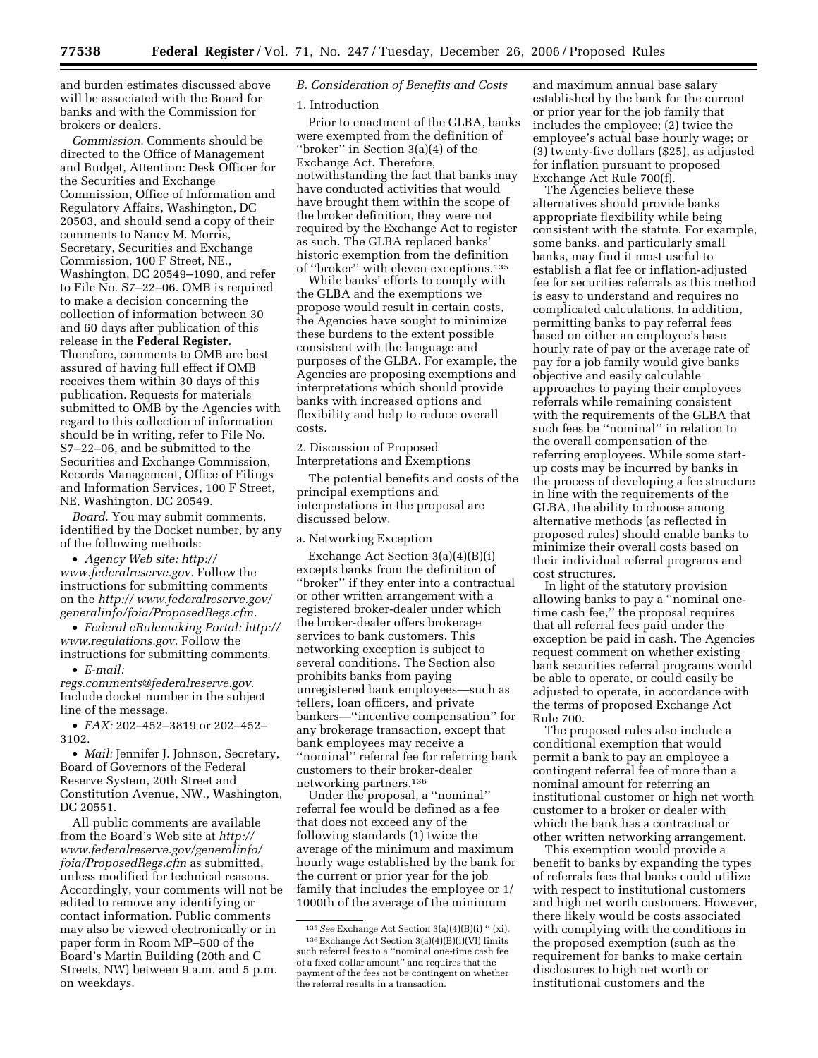and burden estimates discussed above will be associated with the Board for banks and with the Commission for brokers or dealers.

*Commission.* Comments should be directed to the Office of Management and Budget, Attention: Desk Officer for the Securities and Exchange Commission, Office of Information and Regulatory Affairs, Washington, DC 20503, and should send a copy of their comments to Nancy M. Morris, Secretary, Securities and Exchange Commission, 100 F Street, NE., Washington, DC 20549–1090, and refer to File No. S7–22–06. OMB is required to make a decision concerning the collection of information between 30 and 60 days after publication of this release in the **Federal Register**. Therefore, comments to OMB are best assured of having full effect if OMB receives them within 30 days of this publication. Requests for materials submitted to OMB by the Agencies with regard to this collection of information should be in writing, refer to File No. S7–22–06, and be submitted to the Securities and Exchange Commission, Records Management, Office of Filings and Information Services, 100 F Street, NE, Washington, DC 20549.

*Board.* You may submit comments, identified by the Docket number, by any of the following methods:

- *Agency Web site: http://www.federalreserve.gov.* Follow the instructions for submitting comments on the *http://www.federalreserve.gov/generalinfo/foia/ProposedRegs.cfm.*
- *Federal eRulemaking Portal: http://www.regulations.gov*. Follow the instructions for submitting comments.
- *E-mail: regs.comments@federalreserve.gov*. Include docket number in the subject line of the message.
- *FAX:* 202–452–3819 or 202–452–3102.
- *Mail:* Jennifer J. Johnson, Secretary, Board of Governors of the Federal Reserve System, 20th Street and Constitution Avenue, NW., Washington, DC 20551.

All public comments are available from the Board's Web site at *http://www.federalreserve.gov/generalinfo/foia/ProposedRegs.cfm* as submitted, unless modified for technical reasons. Accordingly, your comments will not be edited to remove any identifying or contact information. Public comments may also be viewed electronically or in paper form in Room MP–500 of the Board's Martin Building (20th and C Streets, NW) between 9 a.m. and 5 p.m. on weekdays.

### *B. Consideration of Benefits and Costs*

#### 1. Introduction

Prior to enactment of the GLBA, banks were exempted from the definition of "broker" in Section 3(a)(4) of the Exchange Act. Therefore, notwithstanding the fact that banks may have conducted activities that would have brought them within the scope of the broker definition, they were not required by the Exchange Act to register as such. The GLBA replaced banks' historic exemption from the definition of "broker" with eleven exceptions.[135]

While banks' efforts to comply with the GLBA and the exemptions we propose would result in certain costs, the Agencies have sought to minimize these burdens to the extent possible consistent with the language and purposes of the GLBA. For example, the Agencies are proposing exemptions and interpretations which should provide banks with increased options and flexibility and help to reduce overall costs.

#### 2. Discussion of Proposed Interpretations and Exemptions

The potential benefits and costs of the principal exemptions and interpretations in the proposal are discussed below.

#### a. Networking Exception

Exchange Act Section 3(a)(4)(B)(i) excepts banks from the definition of "broker" if they enter into a contractual or other written arrangement with a registered broker-dealer under which the broker-dealer offers brokerage services to bank customers. This networking exception is subject to several conditions. The Section also prohibits banks from paying unregistered bank employees—such as tellers, loan officers, and private bankers—"incentive compensation" for any brokerage transaction, except that bank employees may receive a "nominal" referral fee for referring bank customers to their broker-dealer networking partners.[136]

Under the proposal, a "nominal" referral fee would be defined as a fee that does not exceed any of the following standards (1) twice the average of the minimum and maximum hourly wage established by the bank for the current or prior year for the job family that includes the employee or 1/1000th of the average of the minimum and maximum annual base salary established by the bank for the current or prior year for the job family that includes the employee; (2) twice the employee's actual base hourly wage; or (3) twenty-five dollars ($25), as adjusted for inflation pursuant to proposed Exchange Act Rule 700(f).

The Agencies believe these alternatives should provide banks appropriate flexibility while being consistent with the statute. For example, some banks, and particularly small banks, may find it most useful to establish a flat fee or inflation-adjusted fee for securities referrals as this method is easy to understand and requires no complicated calculations. In addition, permitting banks to pay referral fees based on either an employee's base hourly rate of pay or the average rate of pay for a job family would give banks objective and easily calculable approaches to paying their employees referrals while remaining consistent with the requirements of the GLBA that such fees be "nominal" in relation to the overall compensation of the referring employees. While some start-up costs may be incurred by banks in the process of developing a fee structure in line with the requirements of the GLBA, the ability to choose among alternative methods (as reflected in proposed rules) should enable banks to minimize their overall costs based on their individual referral programs and cost structures.

In light of the statutory provision allowing banks to pay a "nominal one-time cash fee," the proposal requires that all referral fees paid under the exception be paid in cash. The Agencies request comment on whether existing bank securities referral programs would be able to operate, or could easily be adjusted to operate, in accordance with the terms of proposed Exchange Act Rule 700.

The proposed rules also include a conditional exemption that would permit a bank to pay an employee a contingent referral fee of more than a nominal amount for referring an institutional customer or high net worth customer to a broker or dealer with which the bank has a contractual or other written networking arrangement.

This exemption would provide a benefit to banks by expanding the types of referrals fees that banks could utilize with respect to institutional customers and high net worth customers. However, there likely would be costs associated with complying with the conditions in the proposed exemption (such as the requirement for banks to make certain disclosures to high net worth or institutional customers and the

---

[135] *See* Exchange Act Section 3(a)(4)(B)(i) " (xi).

[136] Exchange Act Section 3(a)(4)(B)(i)(VI) limits such referral fees to a "nominal one-time cash fee of a fixed dollar amount" and requires that the payment of the fees not be contingent on whether the referral results in a transaction.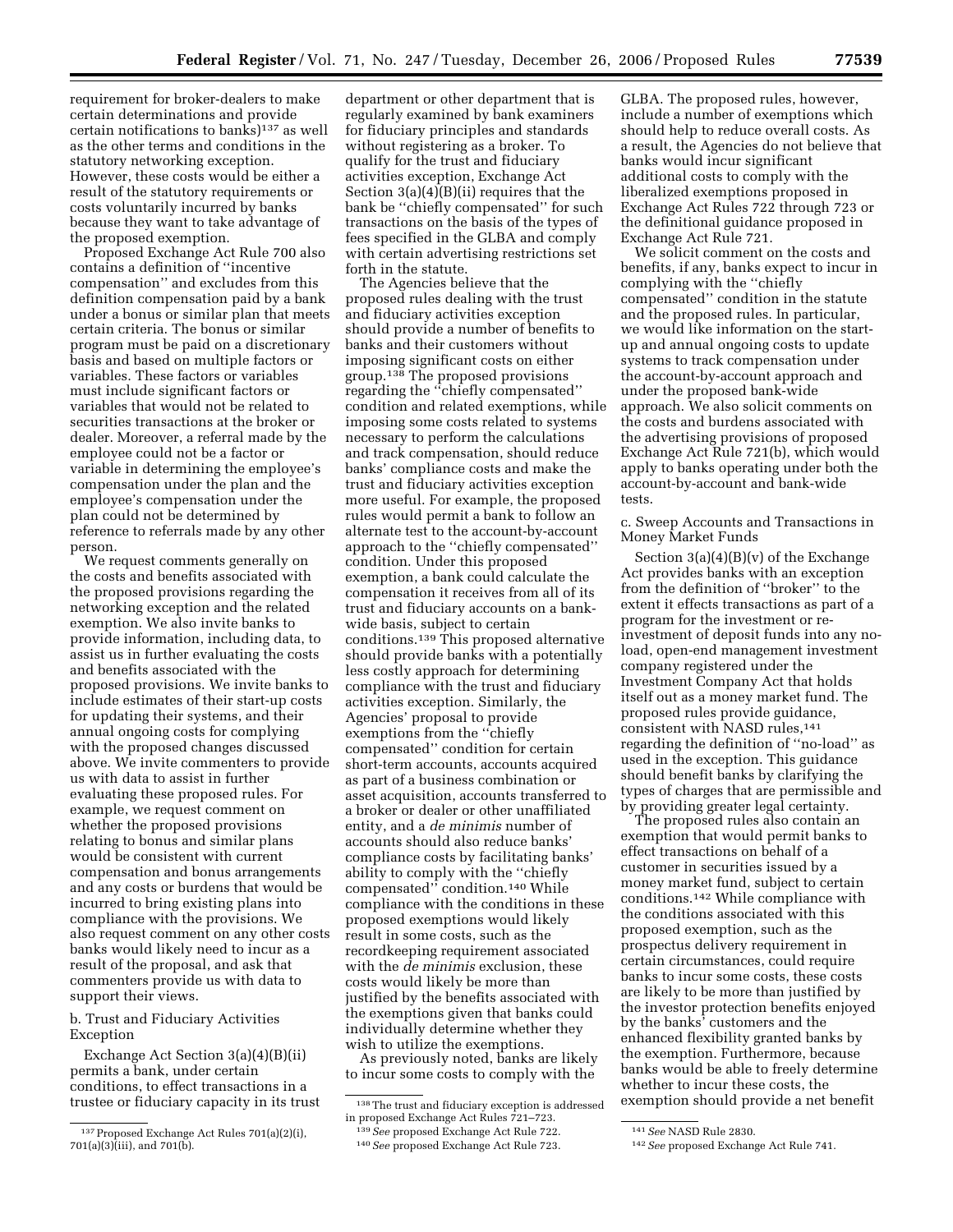requirement for broker-dealers to make certain determinations and provide certain notifications to banks)[137] as well as the other terms and conditions in the statutory networking exception. However, these costs would be either a result of the statutory requirements or costs voluntarily incurred by banks because they want to take advantage of the proposed exemption.

Proposed Exchange Act Rule 700 also contains a definition of ''incentive compensation'' and excludes from this definition compensation paid by a bank under a bonus or similar plan that meets certain criteria. The bonus or similar program must be paid on a discretionary basis and based on multiple factors or variables. These factors or variables must include significant factors or variables that would not be related to securities transactions at the broker or dealer. Moreover, a referral made by the employee could not be a factor or variable in determining the employee's compensation under the plan and the employee's compensation under the plan could not be determined by reference to referrals made by any other person.

We request comments generally on the costs and benefits associated with the proposed provisions regarding the networking exception and the related exemption. We also invite banks to provide information, including data, to assist us in further evaluating the costs and benefits associated with the proposed provisions. We invite banks to include estimates of their start-up costs for updating their systems, and their annual ongoing costs for complying with the proposed changes discussed above. We invite commenters to provide us with data to assist in further evaluating these proposed rules. For example, we request comment on whether the proposed provisions relating to bonus and similar plans would be consistent with current compensation and bonus arrangements and any costs or burdens that would be incurred to bring existing plans into compliance with the provisions. We also request comment on any other costs banks would likely need to incur as a result of the proposal, and ask that commenters provide us with data to support their views.

b. Trust and Fiduciary Activities Exception

Exchange Act Section 3(a)(4)(B)(ii) permits a bank, under certain conditions, to effect transactions in a trustee or fiduciary capacity in its trust department or other department that is regularly examined by bank examiners for fiduciary principles and standards without registering as a broker. To qualify for the trust and fiduciary activities exception, Exchange Act Section 3(a)(4)(B)(ii) requires that the bank be ''chiefly compensated'' for such transactions on the basis of the types of fees specified in the GLBA and comply with certain advertising restrictions set forth in the statute.

The Agencies believe that the proposed rules dealing with the trust and fiduciary activities exception should provide a number of benefits to banks and their customers without imposing significant costs on either group.[138] The proposed provisions regarding the ''chiefly compensated'' condition and related exemptions, while imposing some costs related to systems necessary to perform the calculations and track compensation, should reduce banks' compliance costs and make the trust and fiduciary activities exception more useful. For example, the proposed rules would permit a bank to follow an alternate test to the account-by-account approach to the ''chiefly compensated'' condition. Under this proposed exemption, a bank could calculate the compensation it receives from all of its trust and fiduciary accounts on a bank-wide basis, subject to certain conditions.[139] This proposed alternative should provide banks with a potentially less costly approach for determining compliance with the trust and fiduciary activities exception. Similarly, the Agencies' proposal to provide exemptions from the ''chiefly compensated'' condition for certain short-term accounts, accounts acquired as part of a business combination or asset acquisition, accounts transferred to a broker or dealer or other unaffiliated entity, and a *de minimis* number of accounts should also reduce banks' compliance costs by facilitating banks' ability to comply with the ''chiefly compensated'' condition.[140] While compliance with the conditions in these proposed exemptions would likely result in some costs, such as the recordkeeping requirement associated with the *de minimis* exclusion, these costs would likely be more than justified by the benefits associated with the exemptions given that banks could individually determine whether they wish to utilize the exemptions.

As previously noted, banks are likely to incur some costs to comply with the GLBA. The proposed rules, however, include a number of exemptions which should help to reduce overall costs. As a result, the Agencies do not believe that banks would incur significant additional costs to comply with the liberalized exemptions proposed in Exchange Act Rules 722 through 723 or the definitional guidance proposed in Exchange Act Rule 721.

We solicit comment on the costs and benefits, if any, banks expect to incur in complying with the ''chiefly compensated'' condition in the statute and the proposed rules. In particular, we would like information on the start-up and annual ongoing costs to update systems to track compensation under the account-by-account approach and under the proposed bank-wide approach. We also solicit comments on the costs and burdens associated with the advertising provisions of proposed Exchange Act Rule 721(b), which would apply to banks operating under both the account-by-account and bank-wide tests.

c. Sweep Accounts and Transactions in Money Market Funds

Section 3(a)(4)(B)(v) of the Exchange Act provides banks with an exception from the definition of ''broker'' to the extent it effects transactions as part of a program for the investment or re-investment of deposit funds into any no-load, open-end management investment company registered under the Investment Company Act that holds itself out as a money market fund. The proposed rules provide guidance, consistent with NASD rules,[141] regarding the definition of ''no-load'' as used in the exception. This guidance should benefit banks by clarifying the types of charges that are permissible and by providing greater legal certainty.

The proposed rules also contain an exemption that would permit banks to effect transactions on behalf of a customer in securities issued by a money market fund, subject to certain conditions.[142] While compliance with the conditions associated with this proposed exemption, such as the prospectus delivery requirement in certain circumstances, could require banks to incur some costs, these costs are likely to be more than justified by the investor protection benefits enjoyed by the banks' customers and the enhanced flexibility granted banks by the exemption. Furthermore, because banks would be able to freely determine whether to incur these costs, the exemption should provide a net benefit

---

[137] Proposed Exchange Act Rules 701(a)(2)(i), 701(a)(3)(iii), and 701(b).

[138] The trust and fiduciary exception is addressed in proposed Exchange Act Rules 721–723.

[139] *See* proposed Exchange Act Rule 722.

[140] *See* proposed Exchange Act Rule 723.

[141] *See* NASD Rule 2830.

[142] *See* proposed Exchange Act Rule 741.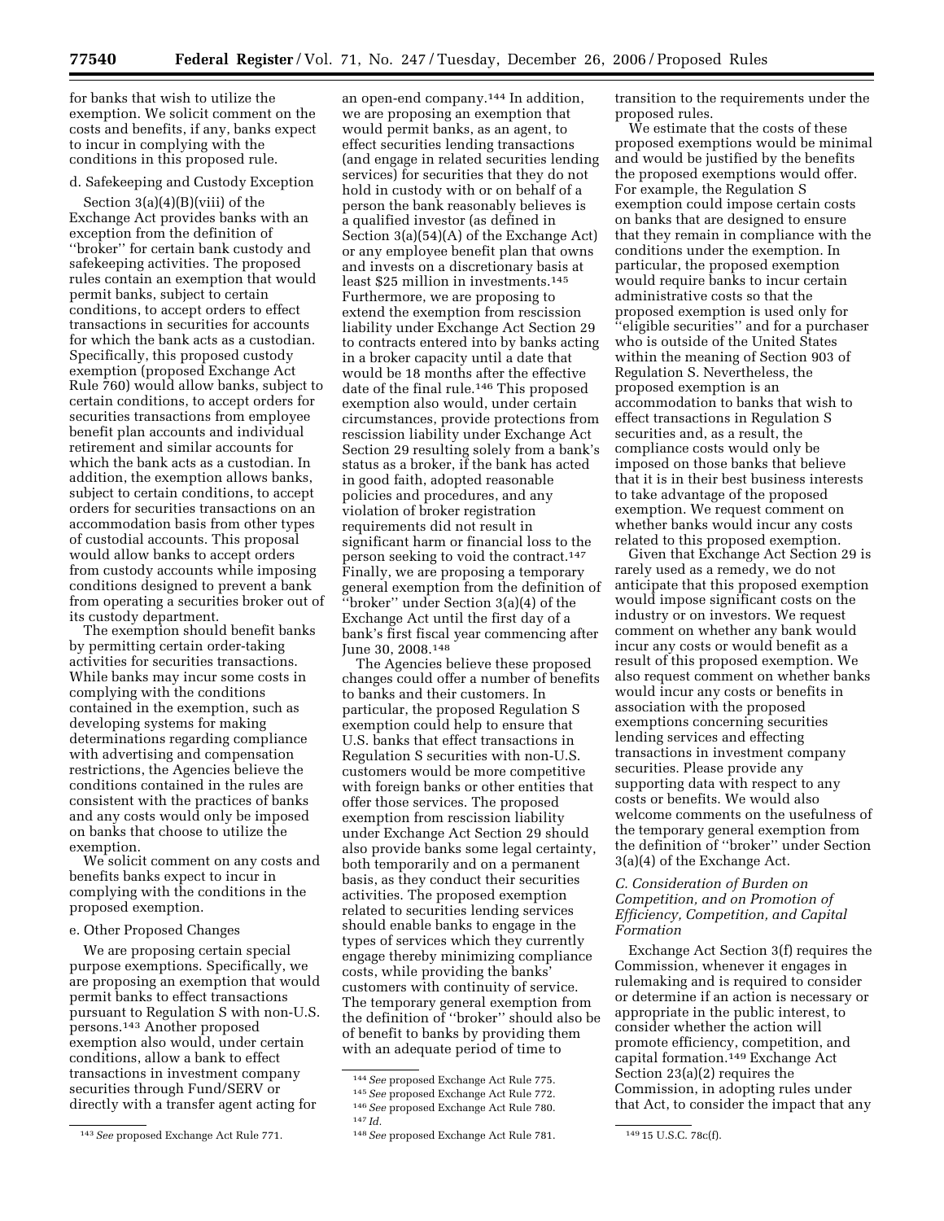for banks that wish to utilize the exemption. We solicit comment on the costs and benefits, if any, banks expect to incur in complying with the conditions in this proposed rule.

d. Safekeeping and Custody Exception

Section 3(a)(4)(B)(viii) of the Exchange Act provides banks with an exception from the definition of ''broker'' for certain bank custody and safekeeping activities. The proposed rules contain an exemption that would permit banks, subject to certain conditions, to accept orders to effect transactions in securities for accounts for which the bank acts as a custodian. Specifically, this proposed custody exemption (proposed Exchange Act Rule 760) would allow banks, subject to certain conditions, to accept orders for securities transactions from employee benefit plan accounts and individual retirement and similar accounts for which the bank acts as a custodian. In addition, the exemption allows banks, subject to certain conditions, to accept orders for securities transactions on an accommodation basis from other types of custodial accounts. This proposal would allow banks to accept orders from custody accounts while imposing conditions designed to prevent a bank from operating a securities broker out of its custody department.

The exemption should benefit banks by permitting certain order-taking activities for securities transactions. While banks may incur some costs in complying with the conditions contained in the exemption, such as developing systems for making determinations regarding compliance with advertising and compensation restrictions, the Agencies believe the conditions contained in the rules are consistent with the practices of banks and any costs would only be imposed on banks that choose to utilize the exemption.

We solicit comment on any costs and benefits banks expect to incur in complying with the conditions in the proposed exemption.

e. Other Proposed Changes

We are proposing certain special purpose exemptions. Specifically, we are proposing an exemption that would permit banks to effect transactions pursuant to Regulation S with non-U.S. persons.[143] Another proposed exemption also would, under certain conditions, allow a bank to effect transactions in investment company securities through Fund/SERV or directly with a transfer agent acting for an open-end company.[144] In addition, we are proposing an exemption that would permit banks, as an agent, to effect securities lending transactions (and engage in related securities lending services) for securities that they do not hold in custody with or on behalf of a person the bank reasonably believes is a qualified investor (as defined in Section 3(a)(54)(A) of the Exchange Act) or any employee benefit plan that owns and invests on a discretionary basis at least $25 million in investments.[145] Furthermore, we are proposing to extend the exemption from rescission liability under Exchange Act Section 29 to contracts entered into by banks acting in a broker capacity until a date that would be 18 months after the effective date of the final rule.[146] This proposed exemption also would, under certain circumstances, provide protections from rescission liability under Exchange Act Section 29 resulting solely from a bank's status as a broker, if the bank has acted in good faith, adopted reasonable policies and procedures, and any violation of broker registration requirements did not result in significant harm or financial loss to the person seeking to void the contract.[147] Finally, we are proposing a temporary general exemption from the definition of ''broker'' under Section 3(a)(4) of the Exchange Act until the first day of a bank's first fiscal year commencing after June 30, 2008.[148]

The Agencies believe these proposed changes could offer a number of benefits to banks and their customers. In particular, the proposed Regulation S exemption could help to ensure that U.S. banks that effect transactions in Regulation S securities with non-U.S. customers would be more competitive with foreign banks or other entities that offer those services. The proposed exemption from rescission liability under Exchange Act Section 29 should also provide banks some legal certainty, both temporarily and on a permanent basis, as they conduct their securities activities. The proposed exemption related to securities lending services should enable banks to engage in the types of services which they currently engage thereby minimizing compliance costs, while providing the banks' customers with continuity of service. The temporary general exemption from the definition of ''broker'' should also be of benefit to banks by providing them with an adequate period of time to transition to the requirements under the proposed rules.

We estimate that the costs of these proposed exemptions would be minimal and would be justified by the benefits the proposed exemptions would offer. For example, the Regulation S exemption could impose certain costs on banks that are designed to ensure that they remain in compliance with the conditions under the exemption. In particular, the proposed exemption would require banks to incur certain administrative costs so that the proposed exemption is used only for ''eligible securities'' and for a purchaser who is outside of the United States within the meaning of Section 903 of Regulation S. Nevertheless, the proposed exemption is an accommodation to banks that wish to effect transactions in Regulation S securities and, as a result, the compliance costs would only be imposed on those banks that believe that it is in their best business interests to take advantage of the proposed exemption. We request comment on whether banks would incur any costs related to this proposed exemption.

Given that Exchange Act Section 29 is rarely used as a remedy, we do not anticipate that this proposed exemption would impose significant costs on the industry or on investors. We request comment on whether any bank would incur any costs or would benefit as a result of this proposed exemption. We also request comment on whether banks would incur any costs or benefits in association with the proposed exemptions concerning securities lending services and effecting transactions in investment company securities. Please provide any supporting data with respect to any costs or benefits. We would also welcome comments on the usefulness of the temporary general exemption from the definition of ''broker'' under Section 3(a)(4) of the Exchange Act.

*C. Consideration of Burden on Competition, and on Promotion of Efficiency, Competition, and Capital Formation*

Exchange Act Section 3(f) requires the Commission, whenever it engages in rulemaking and is required to consider or determine if an action is necessary or appropriate in the public interest, to consider whether the action will promote efficiency, competition, and capital formation.[149] Exchange Act Section 23(a)(2) requires the Commission, in adopting rules under that Act, to consider the impact that any

---

[143] *See* proposed Exchange Act Rule 771.

[144] *See* proposed Exchange Act Rule 775.

[145] *See* proposed Exchange Act Rule 772.

[146] *See* proposed Exchange Act Rule 780.

[147] *Id.*

[148] *See* proposed Exchange Act Rule 781.

[149] 15 U.S.C. 78c(f).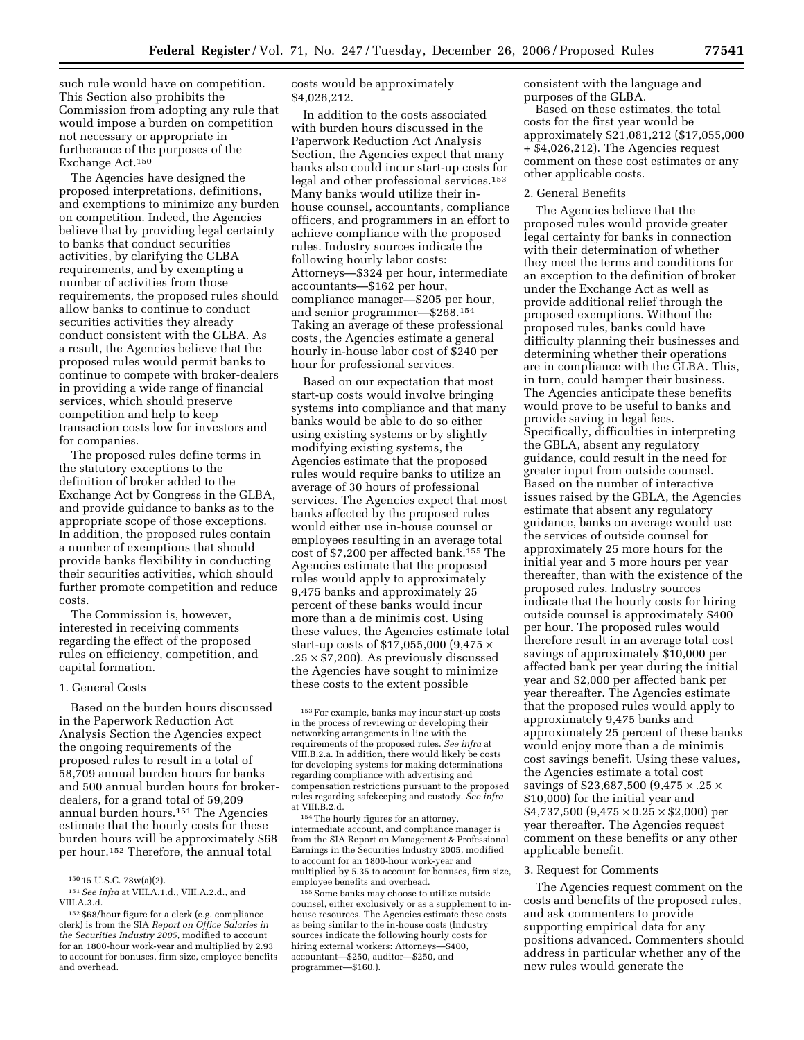such rule would have on competition. This Section also prohibits the Commission from adopting any rule that would impose a burden on competition not necessary or appropriate in furtherance of the purposes of the Exchange Act.[150]

The Agencies have designed the proposed interpretations, definitions, and exemptions to minimize any burden on competition. Indeed, the Agencies believe that by providing legal certainty to banks that conduct securities activities, by clarifying the GLBA requirements, and by exempting a number of activities from those requirements, the proposed rules should allow banks to continue to conduct securities activities they already conduct consistent with the GLBA. As a result, the Agencies believe that the proposed rules would permit banks to continue to compete with broker-dealers in providing a wide range of financial services, which should preserve competition and help to keep transaction costs low for investors and for companies.

The proposed rules define terms in the statutory exceptions to the definition of broker added to the Exchange Act by Congress in the GLBA, and provide guidance to banks as to the appropriate scope of those exceptions. In addition, the proposed rules contain a number of exemptions that should provide banks flexibility in conducting their securities activities, which should further promote competition and reduce costs.

The Commission is, however, interested in receiving comments regarding the effect of the proposed rules on efficiency, competition, and capital formation.

1. General Costs

Based on the burden hours discussed in the Paperwork Reduction Act Analysis Section the Agencies expect the ongoing requirements of the proposed rules to result in a total of 58,709 annual burden hours for banks and 500 annual burden hours for broker-dealers, for a grand total of 59,209 annual burden hours.[151] The Agencies estimate that the hourly costs for these burden hours will be approximately $68 per hour.[152] Therefore, the annual total costs would be approximately $4,026,212.

In addition to the costs associated with burden hours discussed in the Paperwork Reduction Act Analysis Section, the Agencies expect that many banks also could incur start-up costs for legal and other professional services.[153] Many banks would utilize their in-house counsel, accountants, compliance officers, and programmers in an effort to achieve compliance with the proposed rules. Industry sources indicate the following hourly labor costs: Attorneys—$324 per hour, intermediate accountants—$162 per hour, compliance manager—$205 per hour, and senior programmer—$268.[154] Taking an average of these professional costs, the Agencies estimate a general hourly in-house labor cost of $240 per hour for professional services.

Based on our expectation that most start-up costs would involve bringing systems into compliance and that many banks would be able to do so either using existing systems or by slightly modifying existing systems, the Agencies estimate that the proposed rules would require banks to utilize an average of 30 hours of professional services. The Agencies expect that most banks affected by the proposed rules would either use in-house counsel or employees resulting in an average total cost of $7,200 per affected bank.[155] The Agencies estimate that the proposed rules would apply to approximately 9,475 banks and approximately 25 percent of these banks would incur more than a de minimis cost. Using these values, the Agencies estimate total start-up costs of $17,055,000 ($9,475 \times .25 \times \$7,200$). As previously discussed the Agencies have sought to minimize these costs to the extent possible consistent with the language and purposes of the GLBA.

Based on these estimates, the total costs for the first year would be approximately $21,081,212 ($17,055,000 + $4,026,212). The Agencies request comment on these cost estimates or any other applicable costs.

2. General Benefits

The Agencies believe that the proposed rules would provide greater legal certainty for banks in connection with their determination of whether they meet the terms and conditions for an exception to the definition of broker under the Exchange Act as well as provide additional relief through the proposed exemptions. Without the proposed rules, banks could have difficulty planning their businesses and determining whether their operations are in compliance with the GLBA. This, in turn, could hamper their business. The Agencies anticipate these benefits would prove to be useful to banks and provide saving in legal fees. Specifically, difficulties in interpreting the GBLA, absent any regulatory guidance, could result in the need for greater input from outside counsel. Based on the number of interactive issues raised by the GBLA, the Agencies estimate that absent any regulatory guidance, banks on average would use the services of outside counsel for approximately 25 more hours for the initial year and 5 more hours per year thereafter, than with the existence of the proposed rules. Industry sources indicate that the hourly costs for hiring outside counsel is approximately $400 per hour. The proposed rules would therefore result in an average total cost savings of approximately $10,000 per affected bank per year during the initial year and $2,000 per affected bank per year thereafter. The Agencies estimate that the proposed rules would apply to approximately 9,475 banks and approximately 25 percent of these banks would enjoy more than a de minimis cost savings benefit. Using these values, the Agencies estimate a total cost savings of $23,687,500 ($9,475 \times .25 \times \$10,000$) for the initial year and $4,737,500 ($9,475 \times 0.25 \times \$2,000$) per year thereafter. The Agencies request comment on these benefits or any other applicable benefit.

3. Request for Comments

The Agencies request comment on the costs and benefits of the proposed rules, and ask commenters to provide supporting empirical data for any positions advanced. Commenters should address in particular whether any of the new rules would generate the

---

[150] 15 U.S.C. 78w(a)(2).

[151] *See infra* at VIII.A.1.d., VIII.A.2.d., and VIII.A.3.d.

[152] $68/hour figure for a clerk (e.g. compliance clerk) is from the SIA *Report on Office Salaries in the Securities Industry 2005,* modified to account for an 1800-hour work-year and multiplied by 2.93 to account for bonuses, firm size, employee benefits and overhead.

[153] For example, banks may incur start-up costs in the process of reviewing or developing their networking arrangements in line with the requirements of the proposed rules. *See infra* at VIII.B.2.a. In addition, there would likely be costs for developing systems for making determinations regarding compliance with advertising and compensation restrictions pursuant to the proposed rules regarding safekeeping and custody. *See infra* at VIII.B.2.d.

[154] The hourly figures for an attorney, intermediate account, and compliance manager is from the SIA Report on Management & Professional Earnings in the Securities Industry 2005, modified to account for an 1800-hour work-year and multiplied by 5.35 to account for bonuses, firm size, employee benefits and overhead.

[155] Some banks may choose to utilize outside counsel, either exclusively or as a supplement to in-house resources. The Agencies estimate these costs as being similar to the in-house costs (Industry sources indicate the following hourly costs for hiring external workers: Attorneys—$400, accountant—$250, auditor—$250, and programmer—$160.).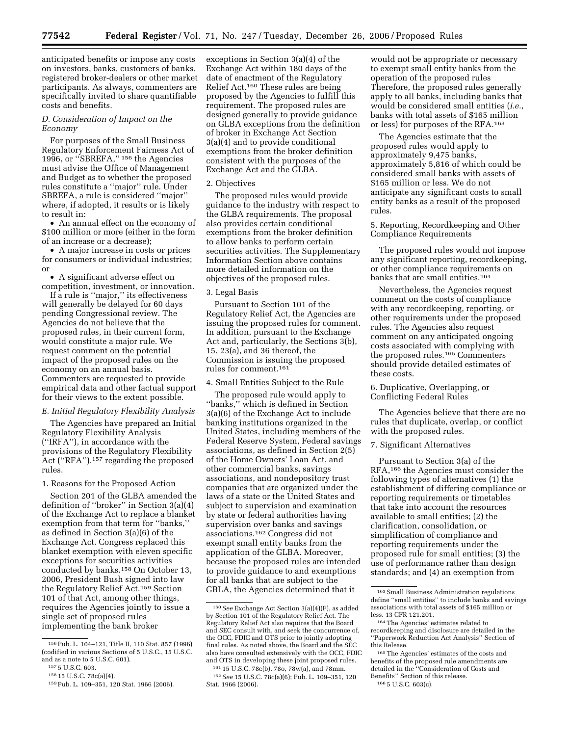anticipated benefits or impose any costs on investors, banks, customers of banks, registered broker-dealers or other market participants. As always, commenters are specifically invited to share quantifiable costs and benefits.

### *D. Consideration of Impact on the Economy*

For purposes of the Small Business Regulatory Enforcement Fairness Act of 1996, or ''SBREFA,'' [156] the Agencies must advise the Office of Management and Budget as to whether the proposed rules constitute a ''major'' rule. Under SBREFA, a rule is considered ''major'' where, if adopted, it results or is likely to result in:

- An annual effect on the economy of $100 million or more (either in the form of an increase or a decrease);
- A major increase in costs or prices for consumers or individual industries; or
- A significant adverse effect on competition, investment, or innovation.

If a rule is ''major,'' its effectiveness will generally be delayed for 60 days pending Congressional review. The Agencies do not believe that the proposed rules, in their current form, would constitute a major rule. We request comment on the potential impact of the proposed rules on the economy on an annual basis. Commenters are requested to provide empirical data and other factual support for their views to the extent possible.

### *E. Initial Regulatory Flexibility Analysis*

The Agencies have prepared an Initial Regulatory Flexibility Analysis (''IRFA''), in accordance with the provisions of the Regulatory Flexibility Act (''RFA''),[157] regarding the proposed rules.

#### 1. Reasons for the Proposed Action

Section 201 of the GLBA amended the definition of ''broker'' in Section 3(a)(4) of the Exchange Act to replace a blanket exemption from that term for ''banks,'' as defined in Section 3(a)(6) of the Exchange Act. Congress replaced this blanket exemption with eleven specific exceptions for securities activities conducted by banks.[158] On October 13, 2006, President Bush signed into law the Regulatory Relief Act.[159] Section 101 of that Act, among other things, requires the Agencies jointly to issue a single set of proposed rules implementing the bank broker exceptions in Section 3(a)(4) of the Exchange Act within 180 days of the date of enactment of the Regulatory Relief Act.[160] These rules are being proposed by the Agencies to fulfill this requirement. The proposed rules are designed generally to provide guidance on GLBA exceptions from the definition of broker in Exchange Act Section 3(a)(4) and to provide conditional exemptions from the broker definition consistent with the purposes of the Exchange Act and the GLBA.

#### 2. Objectives

The proposed rules would provide guidance to the industry with respect to the GLBA requirements. The proposal also provides certain conditional exemptions from the broker definition to allow banks to perform certain securities activities. The Supplementary Information Section above contains more detailed information on the objectives of the proposed rules.

#### 3. Legal Basis

Pursuant to Section 101 of the Regulatory Relief Act, the Agencies are issuing the proposed rules for comment. In addition, pursuant to the Exchange Act and, particularly, the Sections 3(b), 15, 23(a), and 36 thereof, the Commission is issuing the proposed rules for comment.[161]

#### 4. Small Entities Subject to the Rule

The proposed rule would apply to ''banks,'' which is defined in Section 3(a)(6) of the Exchange Act to include banking institutions organized in the United States, including members of the Federal Reserve System, Federal savings associations, as defined in Section 2(5) of the Home Owners' Loan Act, and other commercial banks, savings associations, and nondepository trust companies that are organized under the laws of a state or the United States and subject to supervision and examination by state or federal authorities having supervision over banks and savings associations.[162] Congress did not exempt small entity banks from the application of the GLBA. Moreover, because the proposed rules are intended to provide guidance to and exemptions for all banks that are subject to the GBLA, the Agencies determined that it would not be appropriate or necessary to exempt small entity banks from the operation of the proposed rules Therefore, the proposed rules generally apply to all banks, including banks that would be considered small entities (*i.e.*, banks with total assets of $165 million or less) for purposes of the RFA.[163]

The Agencies estimate that the proposed rules would apply to approximately 9,475 banks, approximately 5,816 of which could be considered small banks with assets of $165 million or less. We do not anticipate any significant costs to small entity banks as a result of the proposed rules.

#### 5. Reporting, Recordkeeping and Other Compliance Requirements

The proposed rules would not impose any significant reporting, recordkeeping, or other compliance requirements on banks that are small entities.[164]

Nevertheless, the Agencies request comment on the costs of compliance with any recordkeeping, reporting, or other requirements under the proposed rules. The Agencies also request comment on any anticipated ongoing costs associated with complying with the proposed rules.[165] Commenters should provide detailed estimates of these costs.

#### 6. Duplicative, Overlapping, or Conflicting Federal Rules

The Agencies believe that there are no rules that duplicate, overlap, or conflict with the proposed rules.

#### 7. Significant Alternatives

Pursuant to Section 3(a) of the RFA,[166] the Agencies must consider the following types of alternatives (1) the establishment of differing compliance or reporting requirements or timetables that take into account the resources available to small entities; (2) the clarification, consolidation, or simplification of compliance and reporting requirements under the proposed rule for small entities; (3) the use of performance rather than design standards; and (4) an exemption from

---

[156] Pub. L. 104–121, Title II, 110 Stat. 857 (1996) (codified in various Sections of 5 U.S.C., 15 U.S.C. and as a note to 5 U.S.C. 601).

[157] 5 U.S.C. 603.

[158] 15 U.S.C. 78c(a)(4).

[159] Pub. L. 109–351, 120 Stat. 1966 (2006).

[160] *See* Exchange Act Section 3(a)(4)(F), as added by Section 101 of the Regulatory Relief Act. The Regulatory Relief Act also requires that the Board and SEC consult with, and seek the concurrence of, the OCC, FDIC and OTS prior to jointly adopting final rules. As noted above, the Board and the SEC also have consulted extensively with the OCC, FDIC and OTS in developing these joint proposed rules.

[161] 15 U.S.C. 78c(b), 78o, 78w(a), and 78mm.

[162] *See* 15 U.S.C. 78c(a)(6); Pub. L. 109–351, 120 Stat. 1966 (2006).

[163] Small Business Administration regulations define ''small entities'' to include banks and savings associations with total assets of $165 million or less. 13 CFR 121.201.

[164] The Agencies' estimates related to recordkeeping and disclosure are detailed in the ''Paperwork Reduction Act Analysis'' Section of this Release.

[165] The Agencies' estimates of the costs and benefits of the proposed rule amendments are detailed in the ''Consideration of Costs and Benefits'' Section of this release.

[166] 5 U.S.C. 603(c).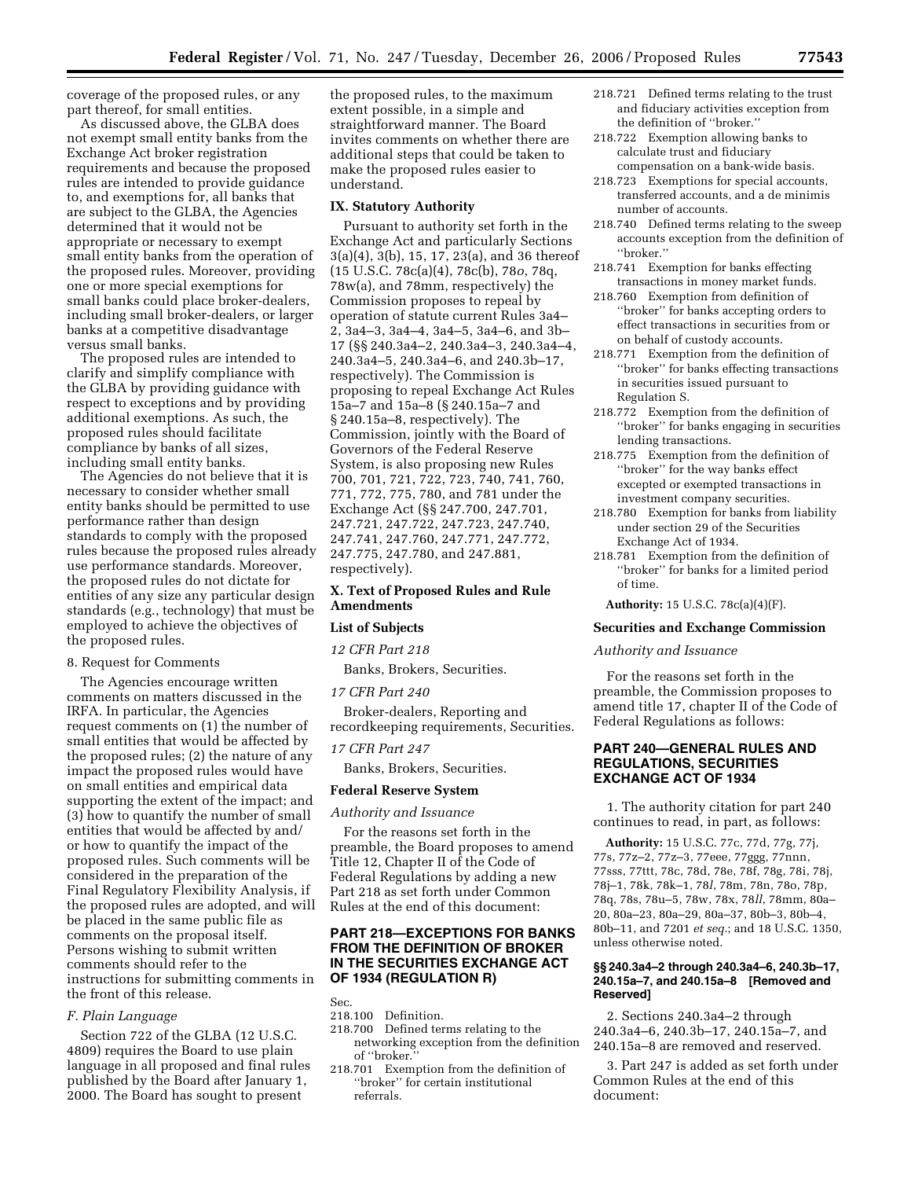coverage of the proposed rules, or any part thereof, for small entities.

As discussed above, the GLBA does not exempt small entity banks from the Exchange Act broker registration requirements and because the proposed rules are intended to provide guidance to, and exemptions for, all banks that are subject to the GLBA, the Agencies determined that it would not be appropriate or necessary to exempt small entity banks from the operation of the proposed rules. Moreover, providing one or more special exemptions for small banks could place broker-dealers, including small broker-dealers, or larger banks at a competitive disadvantage versus small banks.

The proposed rules are intended to clarify and simplify compliance with the GLBA by providing guidance with respect to exceptions and by providing additional exemptions. As such, the proposed rules should facilitate compliance by banks of all sizes, including small entity banks.

The Agencies do not believe that it is necessary to consider whether small entity banks should be permitted to use performance rather than design standards to comply with the proposed rules because the proposed rules already use performance standards. Moreover, the proposed rules do not dictate for entities of any size any particular design standards (e.g., technology) that must be employed to achieve the objectives of the proposed rules.

8. Request for Comments

The Agencies encourage written comments on matters discussed in the IRFA. In particular, the Agencies request comments on (1) the number of small entities that would be affected by the proposed rules; (2) the nature of any impact the proposed rules would have on small entities and empirical data supporting the extent of the impact; and (3) how to quantify the number of small entities that would be affected by and/or how to quantify the impact of the proposed rules. Such comments will be considered in the preparation of the Final Regulatory Flexibility Analysis, if the proposed rules are adopted, and will be placed in the same public file as comments on the proposal itself. Persons wishing to submit written comments should refer to the instructions for submitting comments in the front of this release.

### *F. Plain Language*

Section 722 of the GLBA (12 U.S.C. 4809) requires the Board to use plain language in all proposed and final rules published by the Board after January 1, 2000. The Board has sought to present the proposed rules, to the maximum extent possible, in a simple and straightforward manner. The Board invites comments on whether there are additional steps that could be taken to make the proposed rules easier to understand.

## IX. Statutory Authority

Pursuant to authority set forth in the Exchange Act and particularly Sections 3(a)(4), 3(b), 15, 17, 23(a), and 36 thereof (15 U.S.C. 78c(a)(4), 78c(b), 78*o*, 78q, 78w(a), and 78mm, respectively) the Commission proposes to repeal by operation of statute current Rules 3a4–2, 3a4–3, 3a4–4, 3a4–5, 3a4–6, and 3b–17 (§§ 240.3a4–2, 240.3a4–3, 240.3a4–4, 240.3a4–5, 240.3a4–6, and 240.3b–17, respectively). The Commission is proposing to repeal Exchange Act Rules 15a–7 and 15a–8 (§ 240.15a–7 and § 240.15a–8, respectively). The Commission, jointly with the Board of Governors of the Federal Reserve System, is also proposing new Rules 700, 701, 721, 722, 723, 740, 741, 760, 771, 772, 775, 780, and 781 under the Exchange Act (§§ 247.700, 247.701, 247.721, 247.722, 247.723, 247.740, 247.741, 247.760, 247.771, 247.772, 247.775, 247.780, and 247.881, respectively).

## X. Text of Proposed Rules and Rule Amendments

### List of Subjects

*12 CFR Part 218*

Banks, Brokers, Securities.

*17 CFR Part 240*

Broker-dealers, Reporting and recordkeeping requirements, Securities.

*17 CFR Part 247*

Banks, Brokers, Securities.

### Federal Reserve System

*Authority and Issuance*

For the reasons set forth in the preamble, the Board proposes to amend Title 12, Chapter II of the Code of Federal Regulations by adding a new Part 218 as set forth under Common Rules at the end of this document:

## PART 218—EXCEPTIONS FOR BANKS FROM THE DEFINITION OF BROKER IN THE SECURITIES EXCHANGE ACT OF 1934 (REGULATION R)

Sec.
218.100 Definition.
218.700 Defined terms relating to the networking exception from the definition of ''broker.''
218.701 Exemption from the definition of ''broker'' for certain institutional referrals.
218.721 Defined terms relating to the trust and fiduciary activities exception from the definition of ''broker.''
218.722 Exemption allowing banks to calculate trust and fiduciary compensation on a bank-wide basis.
218.723 Exemptions for special accounts, transferred accounts, and a de minimis number of accounts.
218.740 Defined terms relating to the sweep accounts exception from the definition of ''broker.''
218.741 Exemption for banks effecting transactions in money market funds.
218.760 Exemption from definition of ''broker'' for banks accepting orders to effect transactions in securities from or on behalf of custody accounts.
218.771 Exemption from the definition of ''broker'' for banks effecting transactions in securities issued pursuant to Regulation S.
218.772 Exemption from the definition of ''broker'' for banks engaging in securities lending transactions.
218.775 Exemption from the definition of ''broker'' for the way banks effect excepted or exempted transactions in investment company securities.
218.780 Exemption for banks from liability under section 29 of the Securities Exchange Act of 1934.
218.781 Exemption from the definition of ''broker'' for banks for a limited period of time.

**Authority:** 15 U.S.C. 78c(a)(4)(F).

### Securities and Exchange Commission

*Authority and Issuance*

For the reasons set forth in the preamble, the Commission proposes to amend title 17, chapter II of the Code of Federal Regulations as follows:

## PART 240—GENERAL RULES AND REGULATIONS, SECURITIES EXCHANGE ACT OF 1934

1. The authority citation for part 240 continues to read, in part, as follows:

**Authority:** 15 U.S.C. 77c, 77d, 77g, 77j, 77s, 77z–2, 77z–3, 77eee, 77ggg, 77nnn, 77sss, 77ttt, 78c, 78d, 78e, 78f, 78g, 78i, 78j, 78j–1, 78k, 78k–1, 78*l*, 78m, 78n, 78o, 78p, 78q, 78s, 78u–5, 78w, 78x, 78*ll*, 78mm, 80a–20, 80a–23, 80a–29, 80a–37, 80b–3, 80b–4, 80b–11, and 7201 *et seq.*; and 18 U.S.C. 1350, unless otherwise noted.

#### §§ 240.3a4–2 through 240.3a4–6, 240.3b–17, 240.15a–7, and 240.15a–8 [Removed and Reserved]

2. Sections 240.3a4–2 through 240.3a4–6, 240.3b–17, 240.15a–7, and 240.15a–8 are removed and reserved.

3. Part 247 is added as set forth under Common Rules at the end of this document: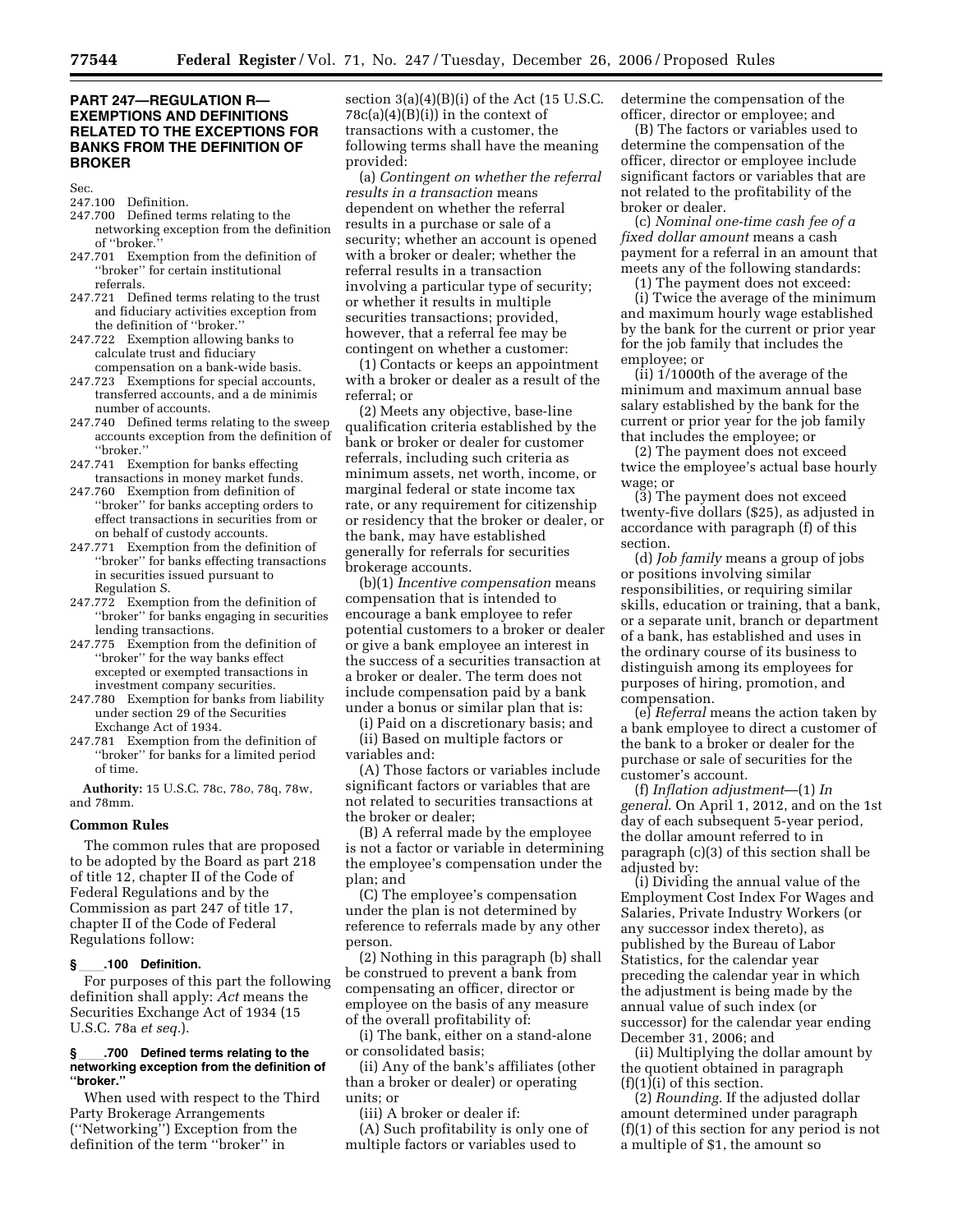## PART 247—REGULATION R—EXEMPTIONS AND DEFINITIONS RELATED TO THE EXCEPTIONS FOR BANKS FROM THE DEFINITION OF BROKER

Sec.

247.100 Definition.

247.700 Defined terms relating to the networking exception from the definition of "broker."

247.701 Exemption from the definition of "broker" for certain institutional referrals.

247.721 Defined terms relating to the trust and fiduciary activities exception from the definition of "broker."

247.722 Exemption allowing banks to calculate trust and fiduciary compensation on a bank-wide basis.

247.723 Exemptions for special accounts, transferred accounts, and a de minimis number of accounts.

247.740 Defined terms relating to the sweep accounts exception from the definition of "broker."

247.741 Exemption for banks effecting transactions in money market funds.

247.760 Exemption from definition of "broker" for banks accepting orders to effect transactions in securities from or on behalf of custody accounts.

247.771 Exemption from the definition of "broker" for banks effecting transactions in securities issued pursuant to Regulation S.

247.772 Exemption from the definition of "broker" for banks engaging in securities lending transactions.

247.775 Exemption from the definition of "broker" for the way banks effect excepted or exempted transactions in investment company securities.

247.780 Exemption for banks from liability under section 29 of the Securities Exchange Act of 1934.

247.781 Exemption from the definition of "broker" for banks for a limited period of time.

**Authority:** 15 U.S.C. 78c, 78*o*, 78q, 78w, and 78mm.

### Common Rules

The common rules that are proposed to be adopted by the Board as part 218 of title 12, chapter II of the Code of Federal Regulations and by the Commission as part 247 of title 17, chapter II of the Code of Federal Regulations follow:

#### § ___.100 Definition.

For purposes of this part the following definition shall apply: *Act* means the Securities Exchange Act of 1934 (15 U.S.C. 78a *et seq.*).

#### § ___.700 Defined terms relating to the networking exception from the definition of "broker."

When used with respect to the Third Party Brokerage Arrangements ("Networking") Exception from the definition of the term "broker" in section 3(a)(4)(B)(i) of the Act (15 U.S.C. 78c(a)(4)(B)(i)) in the context of transactions with a customer, the following terms shall have the meaning provided:

(a) *Contingent on whether the referral results in a transaction* means dependent on whether the referral results in a purchase or sale of a security; whether an account is opened with a broker or dealer; whether the referral results in a transaction involving a particular type of security; or whether it results in multiple securities transactions; provided, however, that a referral fee may be contingent on whether a customer:

(1) Contacts or keeps an appointment with a broker or dealer as a result of the referral; or

(2) Meets any objective, base-line qualification criteria established by the bank or broker or dealer for customer referrals, including such criteria as minimum assets, net worth, income, or marginal federal or state income tax rate, or any requirement for citizenship or residency that the broker or dealer, or the bank, may have established generally for referrals for securities brokerage accounts.

(b)(1) *Incentive compensation* means compensation that is intended to encourage a bank employee to refer potential customers to a broker or dealer or give a bank employee an interest in the success of a securities transaction at a broker or dealer. The term does not include compensation paid by a bank under a bonus or similar plan that is:

(i) Paid on a discretionary basis; and

(ii) Based on multiple factors or variables and:

(A) Those factors or variables include significant factors or variables that are not related to securities transactions at the broker or dealer;

(B) A referral made by the employee is not a factor or variable in determining the employee's compensation under the plan; and

(C) The employee's compensation under the plan is not determined by reference to referrals made by any other person.

(2) Nothing in this paragraph (b) shall be construed to prevent a bank from compensating an officer, director or employee on the basis of any measure of the overall profitability of:

(i) The bank, either on a stand-alone or consolidated basis;

(ii) Any of the bank's affiliates (other than a broker or dealer) or operating units; or

(iii) A broker or dealer if:

(A) Such profitability is only one of multiple factors or variables used to determine the compensation of the officer, director or employee; and

(B) The factors or variables used to determine the compensation of the officer, director or employee include significant factors or variables that are not related to the profitability of the broker or dealer.

(c) *Nominal one-time cash fee of a fixed dollar amount* means a cash payment for a referral in an amount that meets any of the following standards:

(1) The payment does not exceed:

(i) Twice the average of the minimum and maximum hourly wage established by the bank for the current or prior year for the job family that includes the employee; or

(ii) 1/1000th of the average of the minimum and maximum annual base salary established by the bank for the current or prior year for the job family that includes the employee; or

(2) The payment does not exceed twice the employee's actual base hourly wage; or

(3) The payment does not exceed twenty-five dollars ($25), as adjusted in accordance with paragraph (f) of this section.

(d) *Job family* means a group of jobs or positions involving similar responsibilities, or requiring similar skills, education or training, that a bank, or a separate unit, branch or department of a bank, has established and uses in the ordinary course of its business to distinguish among its employees for purposes of hiring, promotion, and compensation.

(e) *Referral* means the action taken by a bank employee to direct a customer of the bank to a broker or dealer for the purchase or sale of securities for the customer's account.

(f) *Inflation adjustment*—(1) *In general.* On April 1, 2012, and on the 1st day of each subsequent 5-year period, the dollar amount referred to in paragraph (c)(3) of this section shall be adjusted by:

(i) Dividing the annual value of the Employment Cost Index For Wages and Salaries, Private Industry Workers (or any successor index thereto), as published by the Bureau of Labor Statistics, for the calendar year preceding the calendar year in which the adjustment is being made by the annual value of such index (or successor) for the calendar year ending December 31, 2006; and

(ii) Multiplying the dollar amount by the quotient obtained in paragraph (f)(1)(i) of this section.

(2) *Rounding.* If the adjusted dollar amount determined under paragraph (f)(1) of this section for any period is not a multiple of $1, the amount so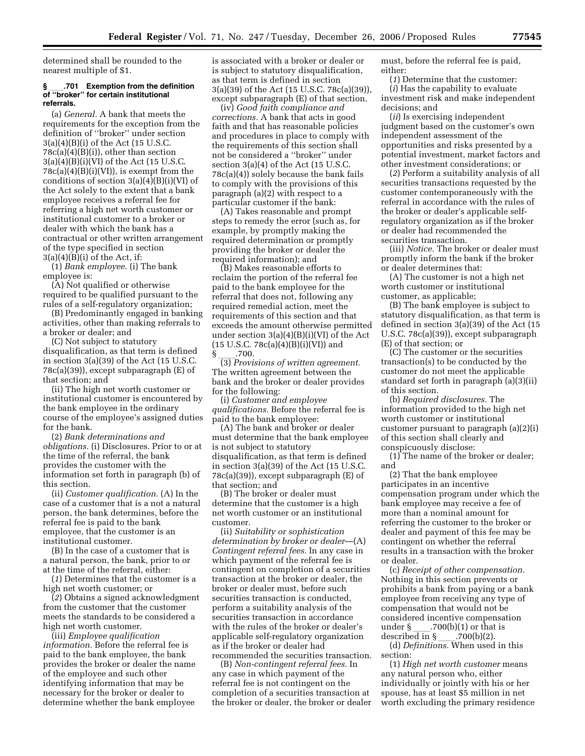determined shall be rounded to the nearest multiple of $1.

### § ____.701 Exemption from the definition of "broker" for certain institutional referrals.

(a) *General.* A bank that meets the requirements for the exception from the definition of "broker" under section 3(a)(4)(B)(i) of the Act (15 U.S.C. 78c(a)(4)(B)(i)), other than section 3(a)(4)(B)(i)(VI) of the Act (15 U.S.C. 78c(a)(4)(B)(i)(VI)), is exempt from the conditions of section 3(a)(4)(B)(i)(VI) of the Act solely to the extent that a bank employee receives a referral fee for referring a high net worth customer or institutional customer to a broker or dealer with which the bank has a contractual or other written arrangement of the type specified in section 3(a)(4)(B)(i) of the Act, if:

(1) *Bank employee.* (i) The bank employee is:

(A) Not qualified or otherwise required to be qualified pursuant to the rules of a self-regulatory organization;

(B) Predominantly engaged in banking activities, other than making referrals to a broker or dealer; and

(C) Not subject to statutory disqualification, as that term is defined in section 3(a)(39) of the Act (15 U.S.C. 78c(a)(39)), except subparagraph (E) of that section; and

(ii) The high net worth customer or institutional customer is encountered by the bank employee in the ordinary course of the employee's assigned duties for the bank.

(2) *Bank determinations and obligations.* (i) Disclosures. Prior to or at the time of the referral, the bank provides the customer with the information set forth in paragraph (b) of this section.

(ii) *Customer qualification.* (A) In the case of a customer that is a not a natural person, the bank determines, before the referral fee is paid to the bank employee, that the customer is an institutional customer.

(B) In the case of a customer that is a natural person, the bank, prior to or at the time of the referral, either:

(*1*) Determines that the customer is a high net worth customer; or

(*2*) Obtains a signed acknowledgment from the customer that the customer meets the standards to be considered a high net worth customer.

(iii) *Employee qualification information.* Before the referral fee is paid to the bank employee, the bank provides the broker or dealer the name of the employee and such other identifying information that may be necessary for the broker or dealer to determine whether the bank employee is associated with a broker or dealer or is subject to statutory disqualification, as that term is defined in section 3(a)(39) of the Act (15 U.S.C. 78c(a)(39)), except subparagraph (E) of that section.

(iv) *Good faith compliance and corrections.* A bank that acts in good faith and that has reasonable policies and procedures in place to comply with the requirements of this section shall not be considered a "broker" under section 3(a)(4) of the Act (15 U.S.C. 78c(a)(4)) solely because the bank fails to comply with the provisions of this paragraph (a)(2) with respect to a particular customer if the bank:

(A) Takes reasonable and prompt steps to remedy the error (such as, for example, by promptly making the required determination or promptly providing the broker or dealer the required information); and

(B) Makes reasonable efforts to reclaim the portion of the referral fee paid to the bank employee for the referral that does not, following any required remedial action, meet the requirements of this section and that exceeds the amount otherwise permitted under section 3(a)(4)(B)(i)(VI) of the Act (15 U.S.C. 78c(a)(4)(B)(i)(VI)) and § ____.700.

(3) *Provisions of written agreement.* The written agreement between the bank and the broker or dealer provides for the following:

(i) *Customer and employee qualifications.* Before the referral fee is paid to the bank employee:

(A) The bank and broker or dealer must determine that the bank employee is not subject to statutory disqualification, as that term is defined in section 3(a)(39) of the Act (15 U.S.C. 78c(a)(39)), except subparagraph (E) of that section; and

(B) The broker or dealer must determine that the customer is a high net worth customer or an institutional customer.

(ii) *Suitability or sophistication determination by broker or dealer*—(A) *Contingent referral fees.* In any case in which payment of the referral fee is contingent on completion of a securities transaction at the broker or dealer, the broker or dealer must, before such securities transaction is conducted, perform a suitability analysis of the securities transaction in accordance with the rules of the broker or dealer's applicable self-regulatory organization as if the broker or dealer had recommended the securities transaction.

(B) *Non-contingent referral fees.* In any case in which payment of the referral fee is not contingent on the completion of a securities transaction at the broker or dealer, the broker or dealer must, before the referral fee is paid, either:

(*1*) Determine that the customer:

(*i*) Has the capability to evaluate investment risk and make independent decisions; and

(*ii*) Is exercising independent judgment based on the customer's own independent assessment of the opportunities and risks presented by a potential investment, market factors and other investment considerations; or

(*2*) Perform a suitability analysis of all securities transactions requested by the customer contemporaneously with the referral in accordance with the rules of the broker or dealer's applicable self-regulatory organization as if the broker or dealer had recommended the securities transaction.

(iii) *Notice.* The broker or dealer must promptly inform the bank if the broker or dealer determines that:

(A) The customer is not a high net worth customer or institutional customer, as applicable;

(B) The bank employee is subject to statutory disqualification, as that term is defined in section 3(a)(39) of the Act (15 U.S.C. 78c(a)(39)), except subparagraph (E) of that section; or

(C) The customer or the securities transaction(s) to be conducted by the customer do not meet the applicable standard set forth in paragraph (a)(3)(ii) of this section.

(b) *Required disclosures.* The information provided to the high net worth customer or institutional customer pursuant to paragraph (a)(2)(i) of this section shall clearly and conspicuously disclose:

(1) The name of the broker or dealer; and

(2) That the bank employee participates in an incentive compensation program under which the bank employee may receive a fee of more than a nominal amount for referring the customer to the broker or dealer and payment of this fee may be contingent on whether the referral results in a transaction with the broker or dealer.

(c) *Receipt of other compensation.* Nothing in this section prevents or prohibits a bank from paying or a bank employee from receiving any type of compensation that would not be considered incentive compensation under § ____.700(b)(1) or that is described in § ____.700(b)(2).

(d) *Definitions.* When used in this section:

(1) *High net worth customer* means any natural person who, either individually or jointly with his or her spouse, has at least $5 million in net worth excluding the primary residence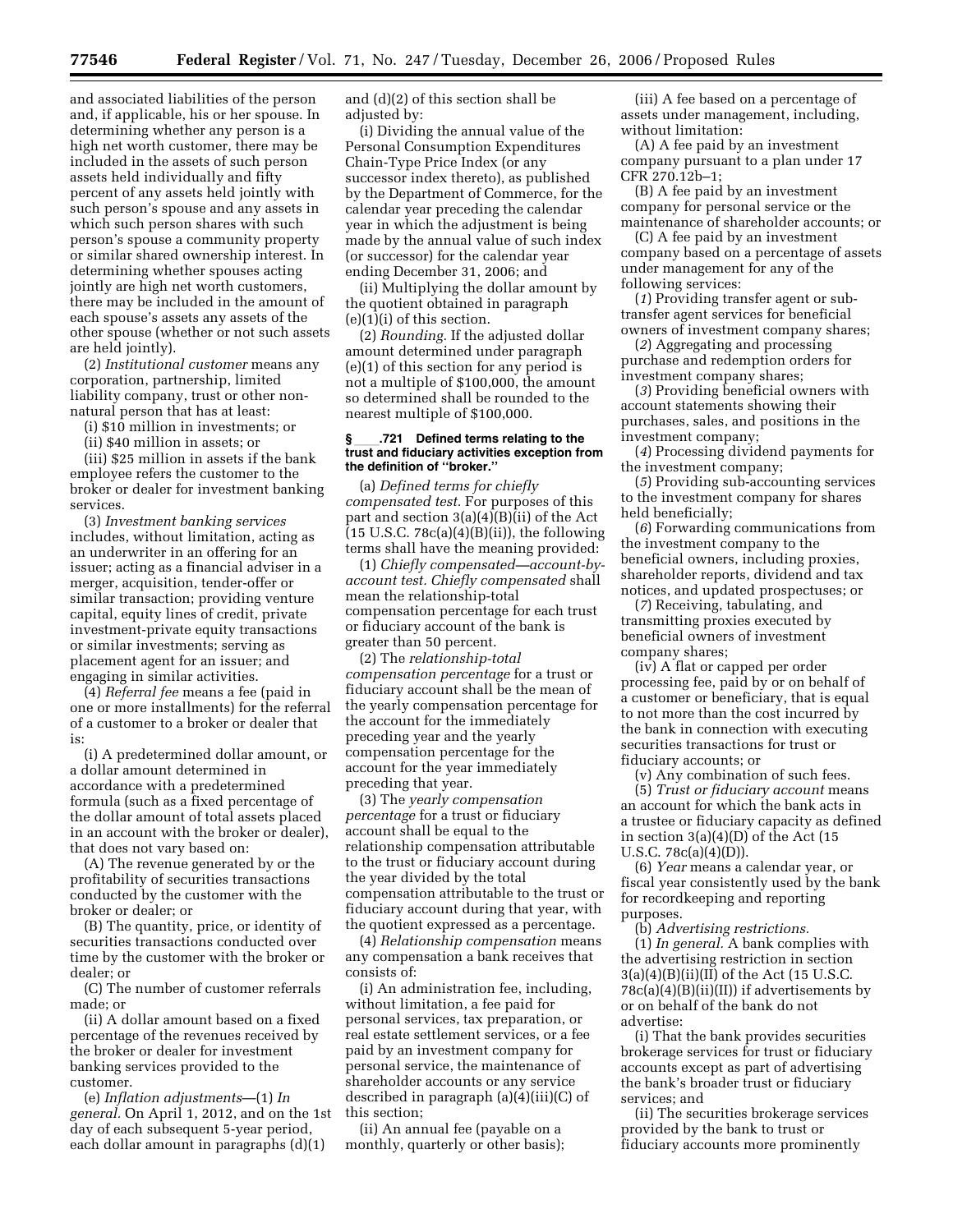and associated liabilities of the person and, if applicable, his or her spouse. In determining whether any person is a high net worth customer, there may be included in the assets of such person assets held individually and fifty percent of any assets held jointly with such person's spouse and any assets in which such person shares with such person's spouse a community property or similar shared ownership interest. In determining whether spouses acting jointly are high net worth customers, there may be included in the amount of each spouse's assets any assets of the other spouse (whether or not such assets are held jointly).

(2) *Institutional customer* means any corporation, partnership, limited liability company, trust or other non-natural person that has at least:

(i) $10 million in investments; or

(ii) $40 million in assets; or

(iii) $25 million in assets if the bank employee refers the customer to the broker or dealer for investment banking services.

(3) *Investment banking services* includes, without limitation, acting as an underwriter in an offering for an issuer; acting as a financial adviser in a merger, acquisition, tender-offer or similar transaction; providing venture capital, equity lines of credit, private investment-private equity transactions or similar investments; serving as placement agent for an issuer; and engaging in similar activities.

(4) *Referral fee* means a fee (paid in one or more installments) for the referral of a customer to a broker or dealer that is:

(i) A predetermined dollar amount, or a dollar amount determined in accordance with a predetermined formula (such as a fixed percentage of the dollar amount of total assets placed in an account with the broker or dealer), that does not vary based on:

(A) The revenue generated by or the profitability of securities transactions conducted by the customer with the broker or dealer; or

(B) The quantity, price, or identity of securities transactions conducted over time by the customer with the broker or dealer; or

(C) The number of customer referrals made; or

(ii) A dollar amount based on a fixed percentage of the revenues received by the broker or dealer for investment banking services provided to the customer.

(e) *Inflation adjustments*—(1) *In general.* On April 1, 2012, and on the 1st day of each subsequent 5-year period, each dollar amount in paragraphs (d)(1) and (d)(2) of this section shall be adjusted by:

(i) Dividing the annual value of the Personal Consumption Expenditures Chain-Type Price Index (or any successor index thereto), as published by the Department of Commerce, for the calendar year preceding the calendar year in which the adjustment is being made by the annual value of such index (or successor) for the calendar year ending December 31, 2006; and

(ii) Multiplying the dollar amount by the quotient obtained in paragraph (e)(1)(i) of this section.

(2) *Rounding.* If the adjusted dollar amount determined under paragraph (e)(1) of this section for any period is not a multiple of $100,000, the amount so determined shall be rounded to the nearest multiple of $100,000.

### § ____.721 Defined terms relating to the trust and fiduciary activities exception from the definition of "broker."

(a) *Defined terms for chiefly compensated test.* For purposes of this part and section 3(a)(4)(B)(ii) of the Act (15 U.S.C. 78c(a)(4)(B)(ii)), the following terms shall have the meaning provided:

(1) *Chiefly compensated—account-by-account test. Chiefly compensated* shall mean the relationship-total compensation percentage for each trust or fiduciary account of the bank is greater than 50 percent.

(2) The *relationship-total compensation percentage* for a trust or fiduciary account shall be the mean of the yearly compensation percentage for the account for the immediately preceding year and the yearly compensation percentage for the account for the year immediately preceding that year.

(3) The *yearly compensation percentage* for a trust or fiduciary account shall be equal to the relationship compensation attributable to the trust or fiduciary account during the year divided by the total compensation attributable to the trust or fiduciary account during that year, with the quotient expressed as a percentage.

(4) *Relationship compensation* means any compensation a bank receives that consists of:

(i) An administration fee, including, without limitation, a fee paid for personal services, tax preparation, or real estate settlement services, or a fee paid by an investment company for personal service, the maintenance of shareholder accounts or any service described in paragraph (a)(4)(iii)(C) of this section;

(ii) An annual fee (payable on a monthly, quarterly or other basis);

(iii) A fee based on a percentage of assets under management, including, without limitation:

(A) A fee paid by an investment company pursuant to a plan under 17 CFR 270.12b–1;

(B) A fee paid by an investment company for personal service or the maintenance of shareholder accounts; or

(C) A fee paid by an investment company based on a percentage of assets under management for any of the following services:

(*1*) Providing transfer agent or sub-transfer agent services for beneficial owners of investment company shares;

(*2*) Aggregating and processing purchase and redemption orders for investment company shares;

(*3*) Providing beneficial owners with account statements showing their purchases, sales, and positions in the investment company;

(*4*) Processing dividend payments for the investment company;

(*5*) Providing sub-accounting services to the investment company for shares held beneficially;

(*6*) Forwarding communications from the investment company to the beneficial owners, including proxies, shareholder reports, dividend and tax notices, and updated prospectuses; or

(*7*) Receiving, tabulating, and transmitting proxies executed by beneficial owners of investment company shares;

(iv) A flat or capped per order processing fee, paid by or on behalf of a customer or beneficiary, that is equal to not more than the cost incurred by the bank in connection with executing securities transactions for trust or fiduciary accounts; or

(v) Any combination of such fees.

(5) *Trust or fiduciary account* means an account for which the bank acts in a trustee or fiduciary capacity as defined in section 3(a)(4)(D) of the Act (15 U.S.C. 78c(a)(4)(D)).

(6) *Year* means a calendar year, or fiscal year consistently used by the bank for recordkeeping and reporting purposes.

(b) *Advertising restrictions.*

(1) *In general.* A bank complies with the advertising restriction in section 3(a)(4)(B)(ii)(II) of the Act (15 U.S.C. 78c(a)(4)(B)(ii)(II)) if advertisements by or on behalf of the bank do not advertise:

(i) That the bank provides securities brokerage services for trust or fiduciary accounts except as part of advertising the bank's broader trust or fiduciary services; and

(ii) The securities brokerage services provided by the bank to trust or fiduciary accounts more prominently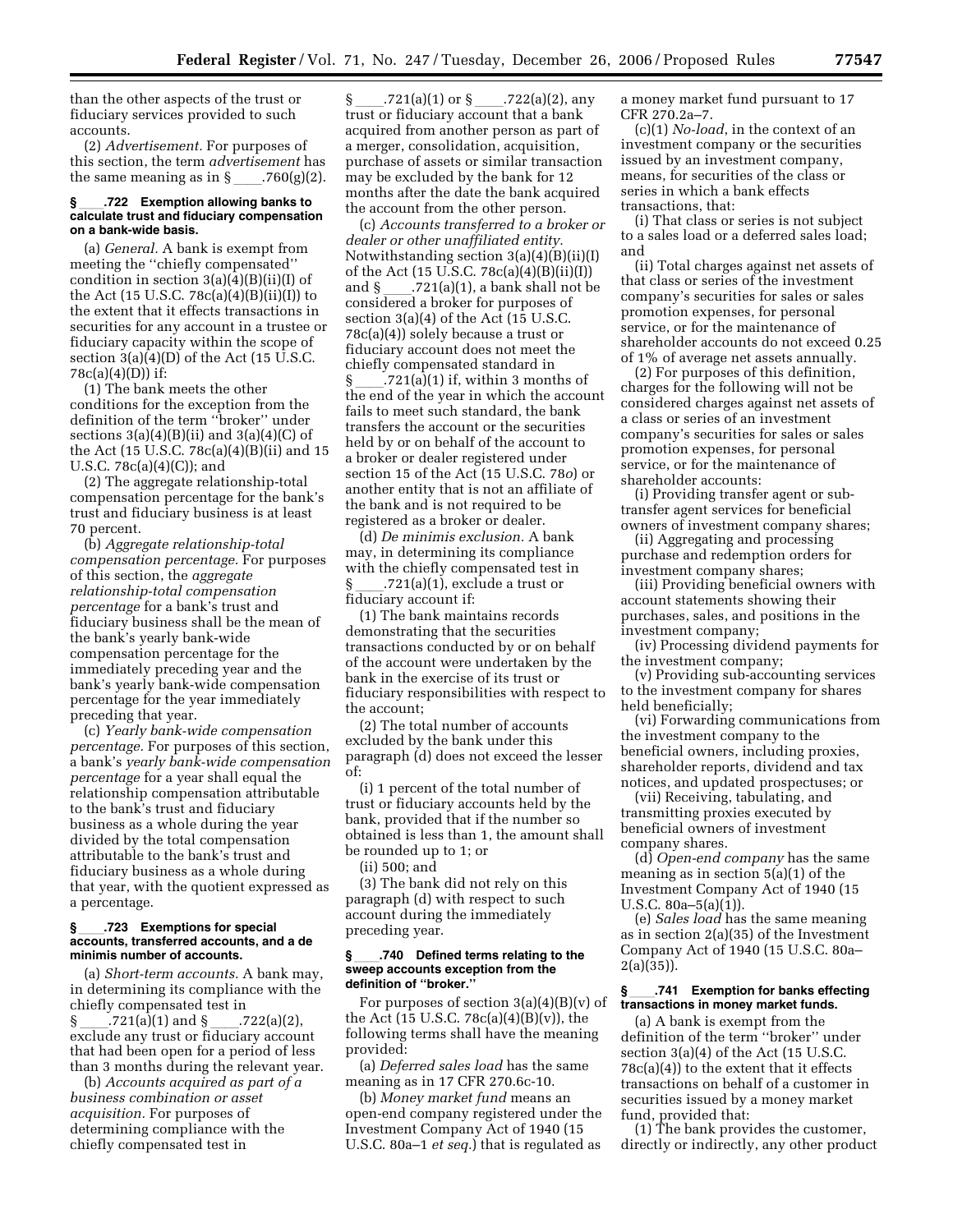than the other aspects of the trust or fiduciary services provided to such accounts.

(2) *Advertisement.* For purposes of this section, the term *advertisement* has the same meaning as in § ____.760(g)(2).

#### § ____.722 Exemption allowing banks to calculate trust and fiduciary compensation on a bank-wide basis.

(a) *General.* A bank is exempt from meeting the ''chiefly compensated'' condition in section 3(a)(4)(B)(ii)(I) of the Act (15 U.S.C. 78c(a)(4)(B)(ii)(I)) to the extent that it effects transactions in securities for any account in a trustee or fiduciary capacity within the scope of section 3(a)(4)(D) of the Act (15 U.S.C. 78c(a)(4)(D)) if:

(1) The bank meets the other conditions for the exception from the definition of the term ''broker'' under sections 3(a)(4)(B)(ii) and 3(a)(4)(C) of the Act (15 U.S.C. 78c(a)(4)(B)(ii) and 15 U.S.C. 78c(a)(4)(C)); and

(2) The aggregate relationship-total compensation percentage for the bank's trust and fiduciary business is at least 70 percent.

(b) *Aggregate relationship-total compensation percentage.* For purposes of this section, the *aggregate relationship-total compensation percentage* for a bank's trust and fiduciary business shall be the mean of the bank's yearly bank-wide compensation percentage for the immediately preceding year and the bank's yearly bank-wide compensation percentage for the year immediately preceding that year.

(c) *Yearly bank-wide compensation percentage.* For purposes of this section, a bank's *yearly bank-wide compensation percentage* for a year shall equal the relationship compensation attributable to the bank's trust and fiduciary business as a whole during the year divided by the total compensation attributable to the bank's trust and fiduciary business as a whole during that year, with the quotient expressed as a percentage.

#### § ____.723 Exemptions for special accounts, transferred accounts, and a de minimis number of accounts.

(a) *Short-term accounts.* A bank may, in determining its compliance with the chiefly compensated test in § ____.721(a)(1) and § ____.722(a)(2), exclude any trust or fiduciary account that had been open for a period of less than 3 months during the relevant year.

(b) *Accounts acquired as part of a business combination or asset acquisition.* For purposes of determining compliance with the chiefly compensated test in § ____.721(a)(1) or § ____.722(a)(2), any trust or fiduciary account that a bank acquired from another person as part of a merger, consolidation, acquisition, purchase of assets or similar transaction may be excluded by the bank for 12 months after the date the bank acquired the account from the other person.

(c) *Accounts transferred to a broker or dealer or other unaffiliated entity.* Notwithstanding section 3(a)(4)(B)(ii)(I) of the Act (15 U.S.C. 78c(a)(4)(B)(ii)(I)) and § ____.721(a)(1), a bank shall not be considered a broker for purposes of section 3(a)(4) of the Act (15 U.S.C. 78c(a)(4)) solely because a trust or fiduciary account does not meet the chiefly compensated standard in § ____.721(a)(1) if, within 3 months of the end of the year in which the account fails to meet such standard, the bank transfers the account or the securities held by or on behalf of the account to a broker or dealer registered under section 15 of the Act (15 U.S.C. 78*o*) or another entity that is not an affiliate of the bank and is not required to be registered as a broker or dealer.

(d) *De minimis exclusion.* A bank may, in determining its compliance with the chiefly compensated test in § ____.721(a)(1), exclude a trust or fiduciary account if:

(1) The bank maintains records demonstrating that the securities transactions conducted by or on behalf of the account were undertaken by the bank in the exercise of its trust or fiduciary responsibilities with respect to the account;

(2) The total number of accounts excluded by the bank under this paragraph (d) does not exceed the lesser of:

(i) 1 percent of the total number of trust or fiduciary accounts held by the bank, provided that if the number so obtained is less than 1, the amount shall be rounded up to 1; or

(ii) 500; and

(3) The bank did not rely on this paragraph (d) with respect to such account during the immediately preceding year.

#### § ____.740 Defined terms relating to the sweep accounts exception from the definition of ''broker.''

For purposes of section 3(a)(4)(B)(v) of the Act (15 U.S.C. 78c(a)(4)(B)(v)), the following terms shall have the meaning provided:

(a) *Deferred sales load* has the same meaning as in 17 CFR 270.6c-10.

(b) *Money market fund* means an open-end company registered under the Investment Company Act of 1940 (15 U.S.C. 80a–1 *et seq.*) that is regulated as a money market fund pursuant to 17 CFR 270.2a–7.

(c)(1) *No-load,* in the context of an investment company or the securities issued by an investment company, means, for securities of the class or series in which a bank effects transactions, that:

(i) That class or series is not subject to a sales load or a deferred sales load; and

(ii) Total charges against net assets of that class or series of the investment company's securities for sales or sales promotion expenses, for personal service, or for the maintenance of shareholder accounts do not exceed 0.25 of 1% of average net assets annually.

(2) For purposes of this definition, charges for the following will not be considered charges against net assets of a class or series of an investment company's securities for sales or sales promotion expenses, for personal service, or for the maintenance of shareholder accounts:

(i) Providing transfer agent or sub-transfer agent services for beneficial owners of investment company shares;

(ii) Aggregating and processing purchase and redemption orders for investment company shares;

(iii) Providing beneficial owners with account statements showing their purchases, sales, and positions in the investment company;

(iv) Processing dividend payments for the investment company;

(v) Providing sub-accounting services to the investment company for shares held beneficially;

(vi) Forwarding communications from the investment company to the beneficial owners, including proxies, shareholder reports, dividend and tax notices, and updated prospectuses; or

(vii) Receiving, tabulating, and transmitting proxies executed by beneficial owners of investment company shares.

(d) *Open-end company* has the same meaning as in section 5(a)(1) of the Investment Company Act of 1940 (15 U.S.C. 80a–5(a)(1)).

(e) *Sales load* has the same meaning as in section 2(a)(35) of the Investment Company Act of 1940 (15 U.S.C. 80a–2(a)(35)).

#### § ____.741 Exemption for banks effecting transactions in money market funds.

(a) A bank is exempt from the definition of the term ''broker'' under section 3(a)(4) of the Act (15 U.S.C. 78c(a)(4)) to the extent that it effects transactions on behalf of a customer in securities issued by a money market fund, provided that:

(1) The bank provides the customer, directly or indirectly, any other product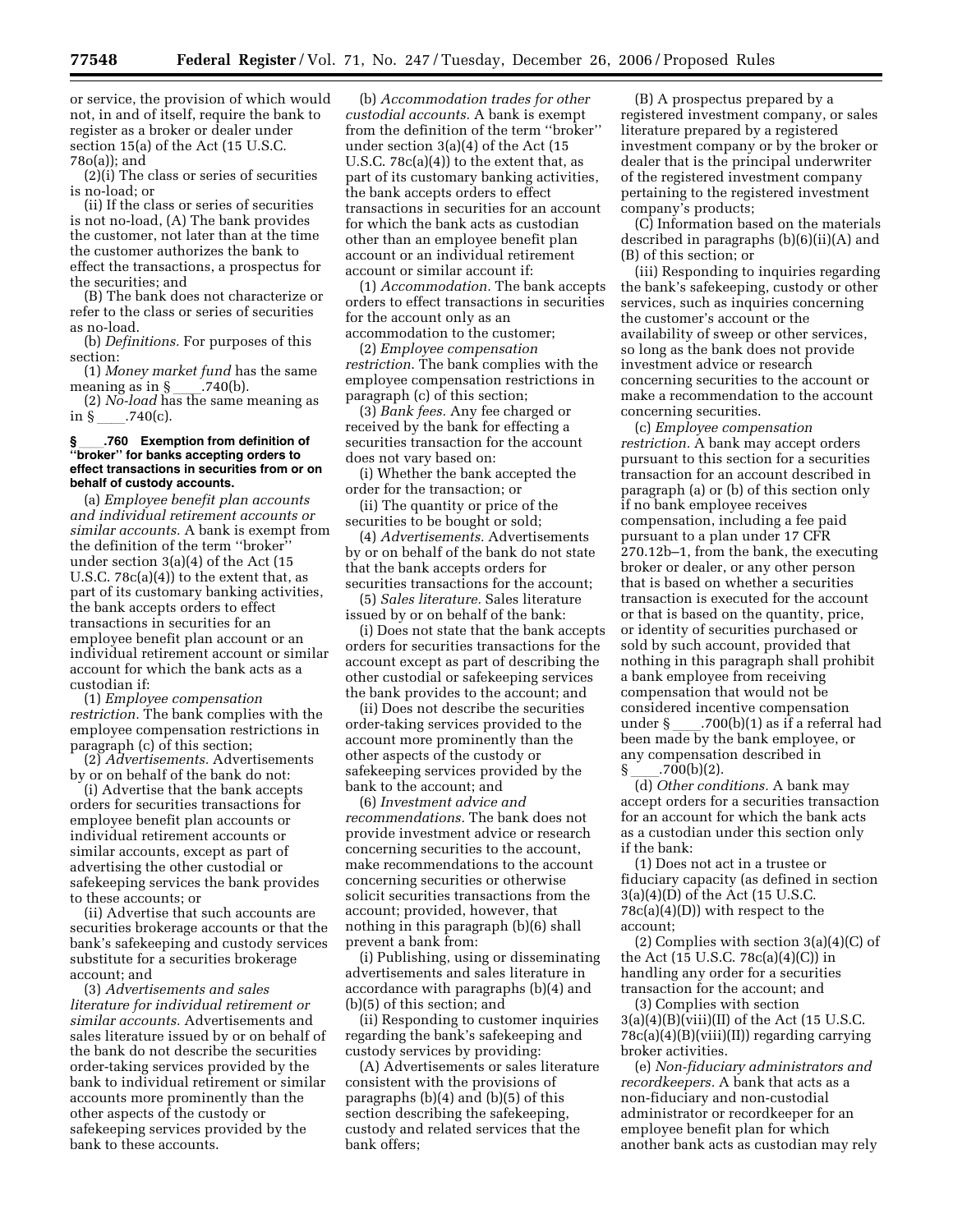or service, the provision of which would not, in and of itself, require the bank to register as a broker or dealer under section 15(a) of the Act (15 U.S.C. 78o(a)); and

(2)(i) The class or series of securities is no-load; or

(ii) If the class or series of securities is not no-load, (A) The bank provides the customer, not later than at the time the customer authorizes the bank to effect the transactions, a prospectus for the securities; and

(B) The bank does not characterize or refer to the class or series of securities as no-load.

(b) *Definitions.* For purposes of this section:

(1) *Money market fund* has the same meaning as in § ____.740(b).

(2) *No-load* has the same meaning as in § ____.740(c).

**§ ____.760 Exemption from definition of ''broker'' for banks accepting orders to effect transactions in securities from or on behalf of custody accounts.**

(a) *Employee benefit plan accounts and individual retirement accounts or similar accounts.* A bank is exempt from the definition of the term ''broker'' under section 3(a)(4) of the Act (15 U.S.C. 78c(a)(4)) to the extent that, as part of its customary banking activities, the bank accepts orders to effect transactions in securities for an employee benefit plan account or an individual retirement account or similar account for which the bank acts as a custodian if:

(1) *Employee compensation restriction.* The bank complies with the employee compensation restrictions in paragraph (c) of this section;

(2) *Advertisements.* Advertisements by or on behalf of the bank do not:

(i) Advertise that the bank accepts orders for securities transactions for employee benefit plan accounts or individual retirement accounts or similar accounts, except as part of advertising the other custodial or safekeeping services the bank provides to these accounts; or

(ii) Advertise that such accounts are securities brokerage accounts or that the bank's safekeeping and custody services substitute for a securities brokerage account; and

(3) *Advertisements and sales literature for individual retirement or similar accounts.* Advertisements and sales literature issued by or on behalf of the bank do not describe the securities order-taking services provided by the bank to individual retirement or similar accounts more prominently than the other aspects of the custody or safekeeping services provided by the bank to these accounts.

(b) *Accommodation trades for other custodial accounts.* A bank is exempt from the definition of the term ''broker'' under section 3(a)(4) of the Act (15 U.S.C. 78c(a)(4)) to the extent that, as part of its customary banking activities, the bank accepts orders to effect transactions in securities for an account for which the bank acts as custodian other than an employee benefit plan account or an individual retirement account or similar account if:

(1) *Accommodation.* The bank accepts orders to effect transactions in securities for the account only as an accommodation to the customer;

(2) *Employee compensation restriction.* The bank complies with the employee compensation restrictions in paragraph (c) of this section;

(3) *Bank fees.* Any fee charged or received by the bank for effecting a securities transaction for the account does not vary based on:

(i) Whether the bank accepted the order for the transaction; or

(ii) The quantity or price of the securities to be bought or sold;

(4) *Advertisements.* Advertisements by or on behalf of the bank do not state that the bank accepts orders for securities transactions for the account;

(5) *Sales literature.* Sales literature issued by or on behalf of the bank:

(i) Does not state that the bank accepts orders for securities transactions for the account except as part of describing the other custodial or safekeeping services the bank provides to the account; and

(ii) Does not describe the securities order-taking services provided to the account more prominently than the other aspects of the custody or safekeeping services provided by the bank to the account; and

(6) *Investment advice and recommendations.* The bank does not provide investment advice or research concerning securities to the account, make recommendations to the account concerning securities or otherwise solicit securities transactions from the account; provided, however, that nothing in this paragraph (b)(6) shall prevent a bank from:

(i) Publishing, using or disseminating advertisements and sales literature in accordance with paragraphs (b)(4) and (b)(5) of this section; and

(ii) Responding to customer inquiries regarding the bank's safekeeping and custody services by providing:

(A) Advertisements or sales literature consistent with the provisions of paragraphs (b)(4) and (b)(5) of this section describing the safekeeping, custody and related services that the bank offers;

(B) A prospectus prepared by a registered investment company, or sales literature prepared by a registered investment company or by the broker or dealer that is the principal underwriter of the registered investment company pertaining to the registered investment company's products;

(C) Information based on the materials described in paragraphs (b)(6)(ii)(A) and (B) of this section; or

(iii) Responding to inquiries regarding the bank's safekeeping, custody or other services, such as inquiries concerning the customer's account or the availability of sweep or other services, so long as the bank does not provide investment advice or research concerning securities to the account or make a recommendation to the account concerning securities.

(c) *Employee compensation restriction.* A bank may accept orders pursuant to this section for a securities transaction for an account described in paragraph (a) or (b) of this section only if no bank employee receives compensation, including a fee paid pursuant to a plan under 17 CFR 270.12b–1, from the bank, the executing broker or dealer, or any other person that is based on whether a securities transaction is executed for the account or that is based on the quantity, price, or identity of securities purchased or sold by such account, provided that nothing in this paragraph shall prohibit a bank employee from receiving compensation that would not be considered incentive compensation under § ____.700(b)(1) as if a referral had been made by the bank employee, or any compensation described in § ____.700(b)(2).

(d) *Other conditions.* A bank may accept orders for a securities transaction for an account for which the bank acts as a custodian under this section only if the bank:

(1) Does not act in a trustee or fiduciary capacity (as defined in section 3(a)(4)(D) of the Act (15 U.S.C. 78c(a)(4)(D)) with respect to the account;

(2) Complies with section 3(a)(4)(C) of the Act (15 U.S.C. 78c(a)(4)(C)) in handling any order for a securities transaction for the account; and

(3) Complies with section 3(a)(4)(B)(viii)(II) of the Act (15 U.S.C. 78c(a)(4)(B)(viii)(II)) regarding carrying broker activities.

(e) *Non-fiduciary administrators and recordkeepers.* A bank that acts as a non-fiduciary and non-custodial administrator or recordkeeper for an employee benefit plan for which another bank acts as custodian may rely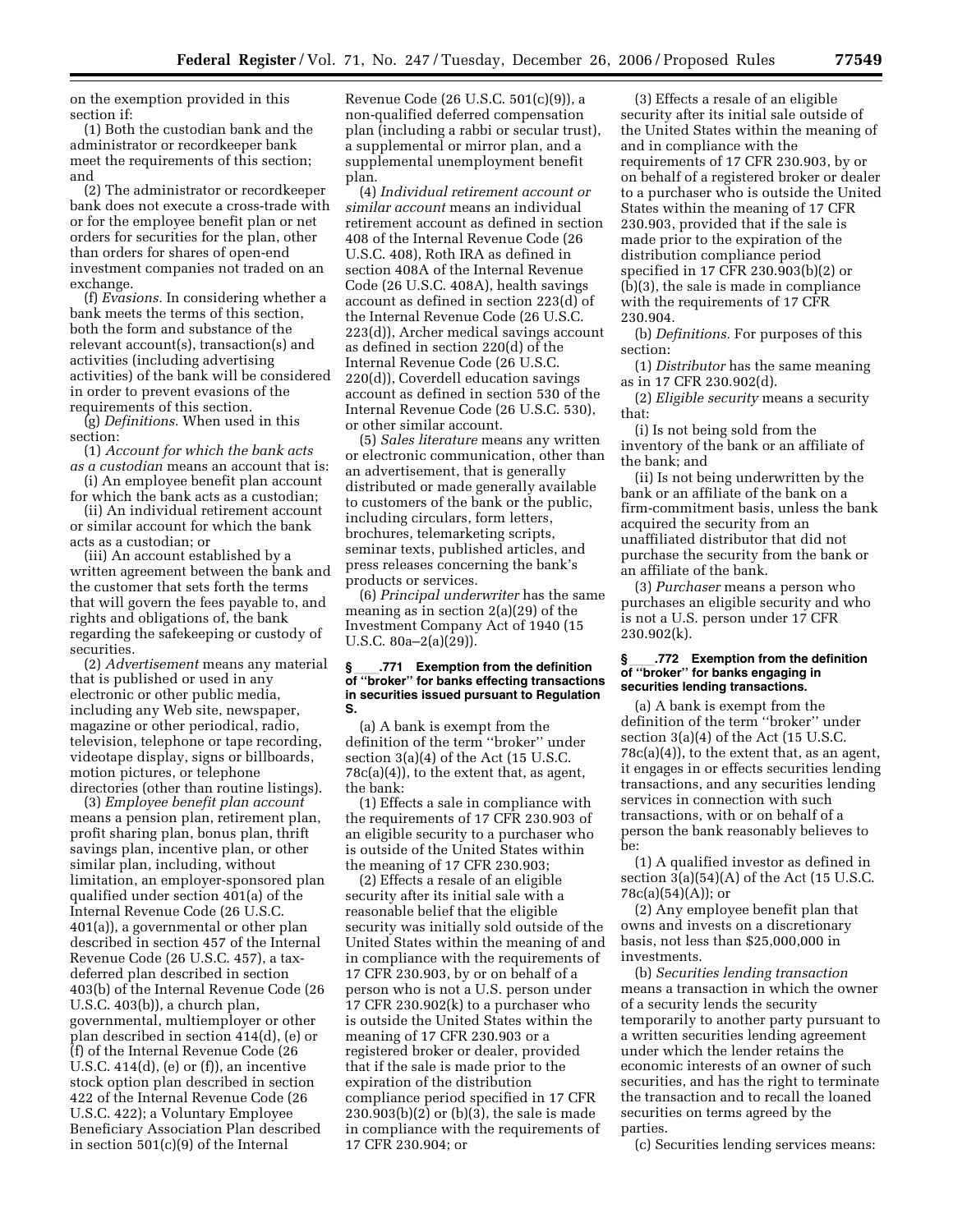on the exemption provided in this section if:

(1) Both the custodian bank and the administrator or recordkeeper bank meet the requirements of this section; and

(2) The administrator or recordkeeper bank does not execute a cross-trade with or for the employee benefit plan or net orders for securities for the plan, other than orders for shares of open-end investment companies not traded on an exchange.

(f) *Evasions.* In considering whether a bank meets the terms of this section, both the form and substance of the relevant account(s), transaction(s) and activities (including advertising activities) of the bank will be considered in order to prevent evasions of the requirements of this section.

(g) *Definitions.* When used in this section:

(1) *Account for which the bank acts as a custodian* means an account that is:

(i) An employee benefit plan account for which the bank acts as a custodian;

(ii) An individual retirement account or similar account for which the bank acts as a custodian; or

(iii) An account established by a written agreement between the bank and the customer that sets forth the terms that will govern the fees payable to, and rights and obligations of, the bank regarding the safekeeping or custody of securities.

(2) *Advertisement* means any material that is published or used in any electronic or other public media, including any Web site, newspaper, magazine or other periodical, radio, television, telephone or tape recording, videotape display, signs or billboards, motion pictures, or telephone directories (other than routine listings).

(3) *Employee benefit plan account* means a pension plan, retirement plan, profit sharing plan, bonus plan, thrift savings plan, incentive plan, or other similar plan, including, without limitation, an employer-sponsored plan qualified under section 401(a) of the Internal Revenue Code (26 U.S.C. 401(a)), a governmental or other plan described in section 457 of the Internal Revenue Code (26 U.S.C. 457), a tax-deferred plan described in section 403(b) of the Internal Revenue Code (26 U.S.C. 403(b)), a church plan, governmental, multiemployer or other plan described in section 414(d), (e) or (f) of the Internal Revenue Code (26 U.S.C. 414(d), (e) or (f)), an incentive stock option plan described in section 422 of the Internal Revenue Code (26 U.S.C. 422); a Voluntary Employee Beneficiary Association Plan described in section 501(c)(9) of the Internal Revenue Code (26 U.S.C. 501(c)(9)), a non-qualified deferred compensation plan (including a rabbi or secular trust), a supplemental or mirror plan, and a supplemental unemployment benefit plan.

(4) *Individual retirement account or similar account* means an individual retirement account as defined in section 408 of the Internal Revenue Code (26 U.S.C. 408), Roth IRA as defined in section 408A of the Internal Revenue Code (26 U.S.C. 408A), health savings account as defined in section 223(d) of the Internal Revenue Code (26 U.S.C. 223(d)), Archer medical savings account as defined in section 220(d) of the Internal Revenue Code (26 U.S.C. 220(d)), Coverdell education savings account as defined in section 530 of the Internal Revenue Code (26 U.S.C. 530), or other similar account.

(5) *Sales literature* means any written or electronic communication, other than an advertisement, that is generally distributed or made generally available to customers of the bank or the public, including circulars, form letters, brochures, telemarketing scripts, seminar texts, published articles, and press releases concerning the bank's products or services.

(6) *Principal underwriter* has the same meaning as in section 2(a)(29) of the Investment Company Act of 1940 (15 U.S.C. 80a–2(a)(29)).

### § ____.771 Exemption from the definition of "broker" for banks effecting transactions in securities issued pursuant to Regulation S.

(a) A bank is exempt from the definition of the term ''broker'' under section 3(a)(4) of the Act (15 U.S.C. 78c(a)(4)), to the extent that, as agent, the bank:

(1) Effects a sale in compliance with the requirements of 17 CFR 230.903 of an eligible security to a purchaser who is outside of the United States within the meaning of 17 CFR 230.903;

(2) Effects a resale of an eligible security after its initial sale with a reasonable belief that the eligible security was initially sold outside of the United States within the meaning of and in compliance with the requirements of 17 CFR 230.903, by or on behalf of a person who is not a U.S. person under 17 CFR 230.902(k) to a purchaser who is outside the United States within the meaning of 17 CFR 230.903 or a registered broker or dealer, provided that if the sale is made prior to the expiration of the distribution compliance period specified in 17 CFR 230.903(b)(2) or (b)(3), the sale is made in compliance with the requirements of 17 CFR 230.904; or

(3) Effects a resale of an eligible security after its initial sale outside of the United States within the meaning of and in compliance with the requirements of 17 CFR 230.903, by or on behalf of a registered broker or dealer to a purchaser who is outside the United States within the meaning of 17 CFR 230.903, provided that if the sale is made prior to the expiration of the distribution compliance period specified in 17 CFR 230.903(b)(2) or (b)(3), the sale is made in compliance with the requirements of 17 CFR 230.904.

(b) *Definitions.* For purposes of this section:

(1) *Distributor* has the same meaning as in 17 CFR 230.902(d).

(2) *Eligible security* means a security that:

(i) Is not being sold from the inventory of the bank or an affiliate of the bank; and

(ii) Is not being underwritten by the bank or an affiliate of the bank on a firm-commitment basis, unless the bank acquired the security from an unaffiliated distributor that did not purchase the security from the bank or an affiliate of the bank.

(3) *Purchaser* means a person who purchases an eligible security and who is not a U.S. person under 17 CFR 230.902(k).

### § ____.772 Exemption from the definition of "broker" for banks engaging in securities lending transactions.

(a) A bank is exempt from the definition of the term ''broker'' under section 3(a)(4) of the Act (15 U.S.C. 78c(a)(4)), to the extent that, as an agent, it engages in or effects securities lending transactions, and any securities lending services in connection with such transactions, with or on behalf of a person the bank reasonably believes to be:

(1) A qualified investor as defined in section 3(a)(54)(A) of the Act (15 U.S.C. 78c(a)(54)(A)); or

(2) Any employee benefit plan that owns and invests on a discretionary basis, not less than $25,000,000 in investments.

(b) *Securities lending transaction* means a transaction in which the owner of a security lends the security temporarily to another party pursuant to a written securities lending agreement under which the lender retains the economic interests of an owner of such securities, and has the right to terminate the transaction and to recall the loaned securities on terms agreed by the parties.

(c) Securities lending services means: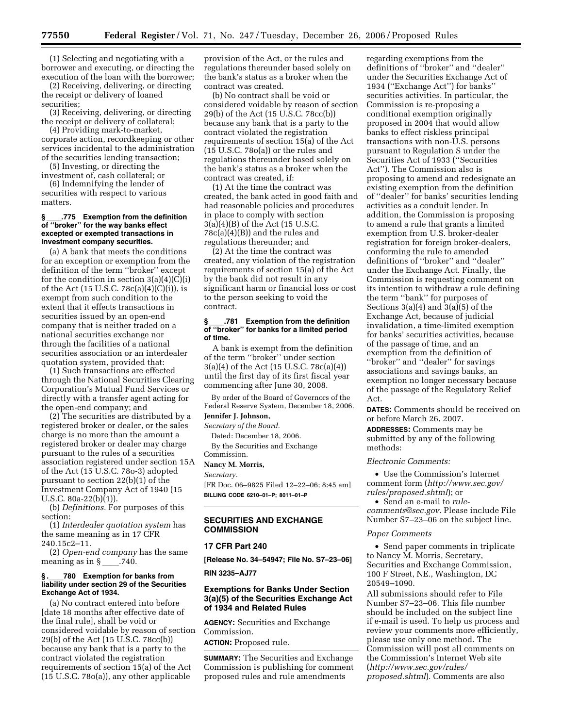(1) Selecting and negotiating with a borrower and executing, or directing the execution of the loan with the borrower;

(2) Receiving, delivering, or directing the receipt or delivery of loaned securities;

(3) Receiving, delivering, or directing the receipt or delivery of collateral;

(4) Providing mark-to-market, corporate action, recordkeeping or other services incidental to the administration of the securities lending transaction;

(5) Investing, or directing the investment of, cash collateral; or

(6) Indemnifying the lender of securities with respect to various matters.

**§ ____.775 Exemption from the definition of ''broker'' for the way banks effect excepted or exempted transactions in investment company securities.**

(a) A bank that meets the conditions for an exception or exemption from the definition of the term ''broker'' except for the condition in section 3(a)(4)(C)(i) of the Act (15 U.S.C. 78c(a)(4)(C)(i)), is exempt from such condition to the extent that it effects transactions in securities issued by an open-end company that is neither traded on a national securities exchange nor through the facilities of a national securities association or an interdealer quotation system, provided that:

(1) Such transactions are effected through the National Securities Clearing Corporation's Mutual Fund Services or directly with a transfer agent acting for the open-end company; and

(2) The securities are distributed by a registered broker or dealer, or the sales charge is no more than the amount a registered broker or dealer may charge pursuant to the rules of a securities association registered under section 15A of the Act (15 U.S.C. 78o-3) adopted pursuant to section 22(b)(1) of the Investment Company Act of 1940 (15 U.S.C. 80a-22(b)(1)).

(b) *Definitions.* For purposes of this section:

(1) *Interdealer quotation system* has the same meaning as in 17 CFR 240.15c2–11.

(2) *Open-end company* has the same meaning as in § ____.740.

**§ ____.780 Exemption for banks from liability under section 29 of the Securities Exchange Act of 1934.**

(a) No contract entered into before [date 18 months after effective date of the final rule], shall be void or considered voidable by reason of section 29(b) of the Act (15 U.S.C. 78cc(b)) because any bank that is a party to the contract violated the registration requirements of section 15(a) of the Act (15 U.S.C. 78o(a)), any other applicable provision of the Act, or the rules and regulations thereunder based solely on the bank's status as a broker when the contract was created.

(b) No contract shall be void or considered voidable by reason of section 29(b) of the Act (15 U.S.C. 78cc(b)) because any bank that is a party to the contract violated the registration requirements of section 15(a) of the Act (15 U.S.C. 78o(a)) or the rules and regulations thereunder based solely on the bank's status as a broker when the contract was created, if:

(1) At the time the contract was created, the bank acted in good faith and had reasonable policies and procedures in place to comply with section 3(a)(4)(B) of the Act (15 U.S.C. 78c(a)(4)(B)) and the rules and regulations thereunder; and

(2) At the time the contract was created, any violation of the registration requirements of section 15(a) of the Act by the bank did not result in any significant harm or financial loss or cost to the person seeking to void the contract.

**§ ____.781 Exemption from the definition of ''broker'' for banks for a limited period of time.**

A bank is exempt from the definition of the term ''broker'' under section 3(a)(4) of the Act (15 U.S.C. 78c(a)(4)) until the first day of its first fiscal year commencing after June 30, 2008.

By order of the Board of Governors of the Federal Reserve System, December 18, 2006.

**Jennifer J. Johnson,**

*Secretary of the Board.*

Dated: December 18, 2006.

By the Securities and Exchange Commission.

**Nancy M. Morris,**

*Secretary.*

[FR Doc. 06–9825 Filed 12–22–06; 8:45 am]

**BILLING CODE 6210–01–P; 8011–01–P**

---

## SECURITIES AND EXCHANGE COMMISSION

### 17 CFR Part 240

**[Release No. 34–54947; File No. S7–23–06]**

**RIN 3235–AJ77**

### Exemptions for Banks Under Section 3(a)(5) of the Securities Exchange Act of 1934 and Related Rules

**AGENCY:** Securities and Exchange Commission.

**ACTION:** Proposed rule.

**SUMMARY:** The Securities and Exchange Commission is publishing for comment proposed rules and rule amendments regarding exemptions from the definitions of ''broker'' and ''dealer'' under the Securities Exchange Act of 1934 (''Exchange Act'') for banks' securities activities. In particular, the Commission is re-proposing a conditional exemption originally proposed in 2004 that would allow banks to effect riskless principal transactions with non-U.S. persons pursuant to Regulation S under the Securities Act of 1933 (''Securities Act''). The Commission also is proposing to amend and redesignate an existing exemption from the definition of ''dealer'' for banks' securities lending activities as a conduit lender. In addition, the Commission is proposing to amend a rule that grants a limited exemption from U.S. broker-dealer registration for foreign broker-dealers, conforming the rule to amended definitions of ''broker'' and ''dealer'' under the Exchange Act. Finally, the Commission is requesting comment on its intention to withdraw a rule defining the term ''bank'' for purposes of Sections 3(a)(4) and 3(a)(5) of the Exchange Act, because of judicial invalidation, a time-limited exemption for banks' securities activities, because of the passage of time, and an exemption from the definition of ''broker'' and ''dealer'' for savings associations and savings banks, an exemption no longer necessary because of the passage of the Regulatory Relief Act.

**DATES:** Comments should be received on or before March 26, 2007.

**ADDRESSES:** Comments may be submitted by any of the following methods:

*Electronic Comments:*

- Use the Commission's Internet comment form (*http://www.sec.gov/rules/proposed.shtml*); or
- Send an e-mail to *rule-comments@sec.gov.* Please include File Number S7–23–06 on the subject line.

*Paper Comments*

- Send paper comments in triplicate to Nancy M. Morris, Secretary, Securities and Exchange Commission, 100 F Street, NE., Washington, DC 20549–1090.

All submissions should refer to File Number S7–23–06. This file number should be included on the subject line if e-mail is used. To help us process and review your comments more efficiently, please use only one method. The Commission will post all comments on the Commission's Internet Web site (*http://www.sec.gov/rules/proposed.shtml*). Comments are also